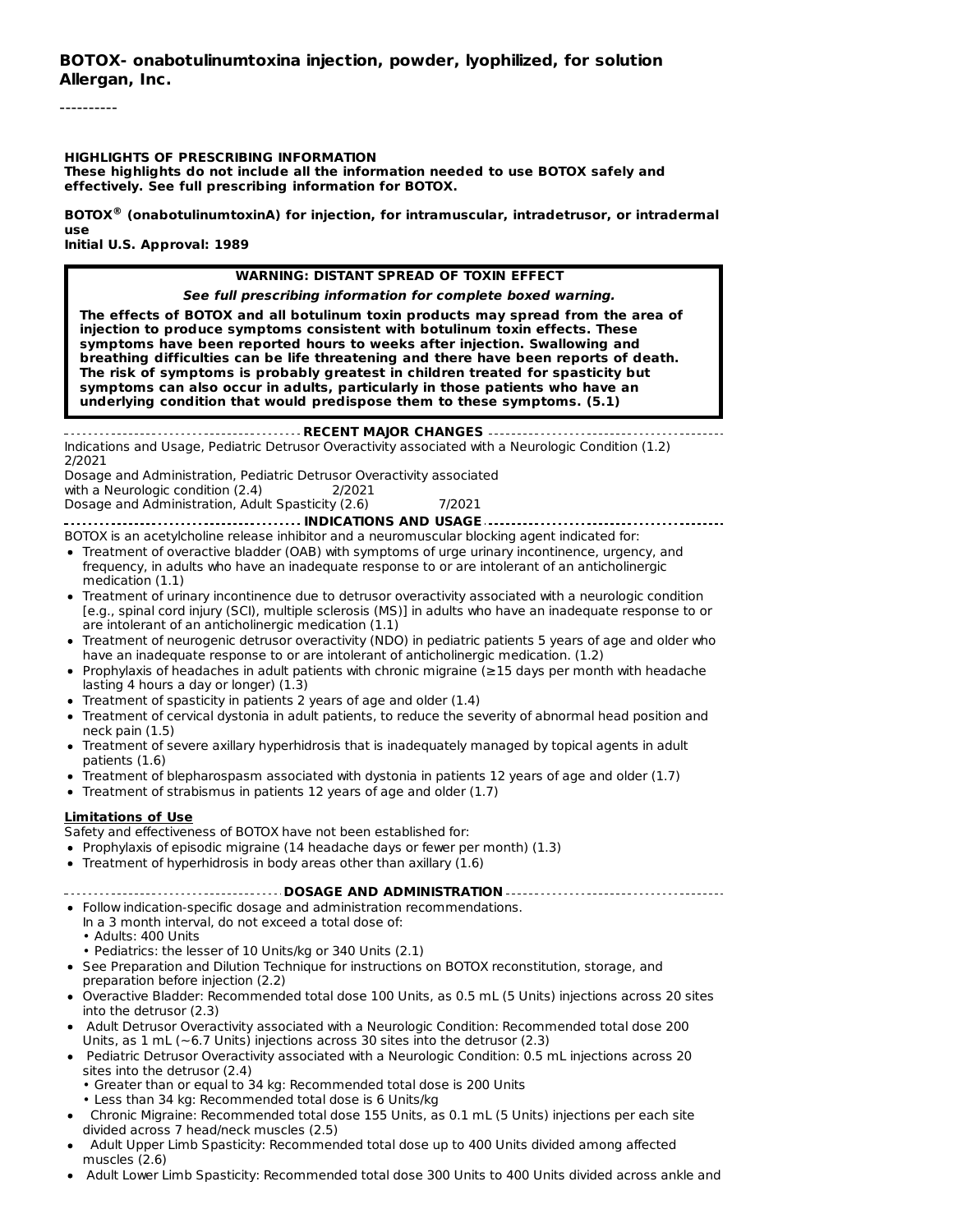**BOTOX- onabotulinumtoxina injection, powder, lyophilized, for solution**
**Allergan, Inc.**

----------

**HIGHLIGHTS OF PRESCRIBING INFORMATION**
**These highlights do not include all the information needed to use BOTOX safely and effectively. See full prescribing information for BOTOX.**

**BOTOX® (onabotulinumtoxinA) for injection, for intramuscular, intradetrusor, or intradermal use**
**Initial U.S. Approval: 1989**

> **WARNING: DISTANT SPREAD OF TOXIN EFFECT**
>
> ***See full prescribing information for complete boxed warning.***
>
> **The effects of BOTOX and all botulinum toxin products may spread from the area of injection to produce symptoms consistent with botulinum toxin effects. These symptoms have been reported hours to weeks after injection. Swallowing and breathing difficulties can be life threatening and there have been reports of death. The risk of symptoms is probably greatest in children treated for spasticity but symptoms can also occur in adults, particularly in those patients who have an underlying condition that would predispose them to these symptoms. (5.1)**

**RECENT MAJOR CHANGES**

Indications and Usage, Pediatric Detrusor Overactivity associated with a Neurologic Condition (1.2) 2/2021
Dosage and Administration, Pediatric Detrusor Overactivity associated with a Neurologic condition (2.4) 2/2021
Dosage and Administration, Adult Spasticity (2.6) 7/2021

**INDICATIONS AND USAGE**

BOTOX is an acetylcholine release inhibitor and a neuromuscular blocking agent indicated for:

- Treatment of overactive bladder (OAB) with symptoms of urge urinary incontinence, urgency, and frequency, in adults who have an inadequate response to or are intolerant of an anticholinergic medication (1.1)
- Treatment of urinary incontinence due to detrusor overactivity associated with a neurologic condition [e.g., spinal cord injury (SCI), multiple sclerosis (MS)] in adults who have an inadequate response to or are intolerant of an anticholinergic medication (1.1)
- Treatment of neurogenic detrusor overactivity (NDO) in pediatric patients 5 years of age and older who have an inadequate response to or are intolerant of anticholinergic medication. (1.2)
- Prophylaxis of headaches in adult patients with chronic migraine (≥15 days per month with headache lasting 4 hours a day or longer) (1.3)
- Treatment of spasticity in patients 2 years of age and older (1.4)
- Treatment of cervical dystonia in adult patients, to reduce the severity of abnormal head position and neck pain (1.5)
- Treatment of severe axillary hyperhidrosis that is inadequately managed by topical agents in adult patients (1.6)
- Treatment of blepharospasm associated with dystonia in patients 12 years of age and older (1.7)
- Treatment of strabismus in patients 12 years of age and older (1.7)

**Limitations of Use**

Safety and effectiveness of BOTOX have not been established for:

- Prophylaxis of episodic migraine (14 headache days or fewer per month) (1.3)
- Treatment of hyperhidrosis in body areas other than axillary (1.6)

**DOSAGE AND ADMINISTRATION**

- Follow indication-specific dosage and administration recommendations.
  In a 3 month interval, do not exceed a total dose of:
  - Adults: 400 Units
  - Pediatrics: the lesser of 10 Units/kg or 340 Units (2.1)
- See Preparation and Dilution Technique for instructions on BOTOX reconstitution, storage, and preparation before injection (2.2)
- Overactive Bladder: Recommended total dose 100 Units, as 0.5 mL (5 Units) injections across 20 sites into the detrusor (2.3)
- Adult Detrusor Overactivity associated with a Neurologic Condition: Recommended total dose 200 Units, as 1 mL (~6.7 Units) injections across 30 sites into the detrusor (2.3)
- Pediatric Detrusor Overactivity associated with a Neurologic Condition: 0.5 mL injections across 20 sites into the detrusor (2.4)
  - Greater than or equal to 34 kg: Recommended total dose is 200 Units
  - Less than 34 kg: Recommended total dose is 6 Units/kg
- Chronic Migraine: Recommended total dose 155 Units, as 0.1 mL (5 Units) injections per each site divided across 7 head/neck muscles (2.5)
- Adult Upper Limb Spasticity: Recommended total dose up to 400 Units divided among affected muscles (2.6)
- Adult Lower Limb Spasticity: Recommended total dose 300 Units to 400 Units divided across ankle and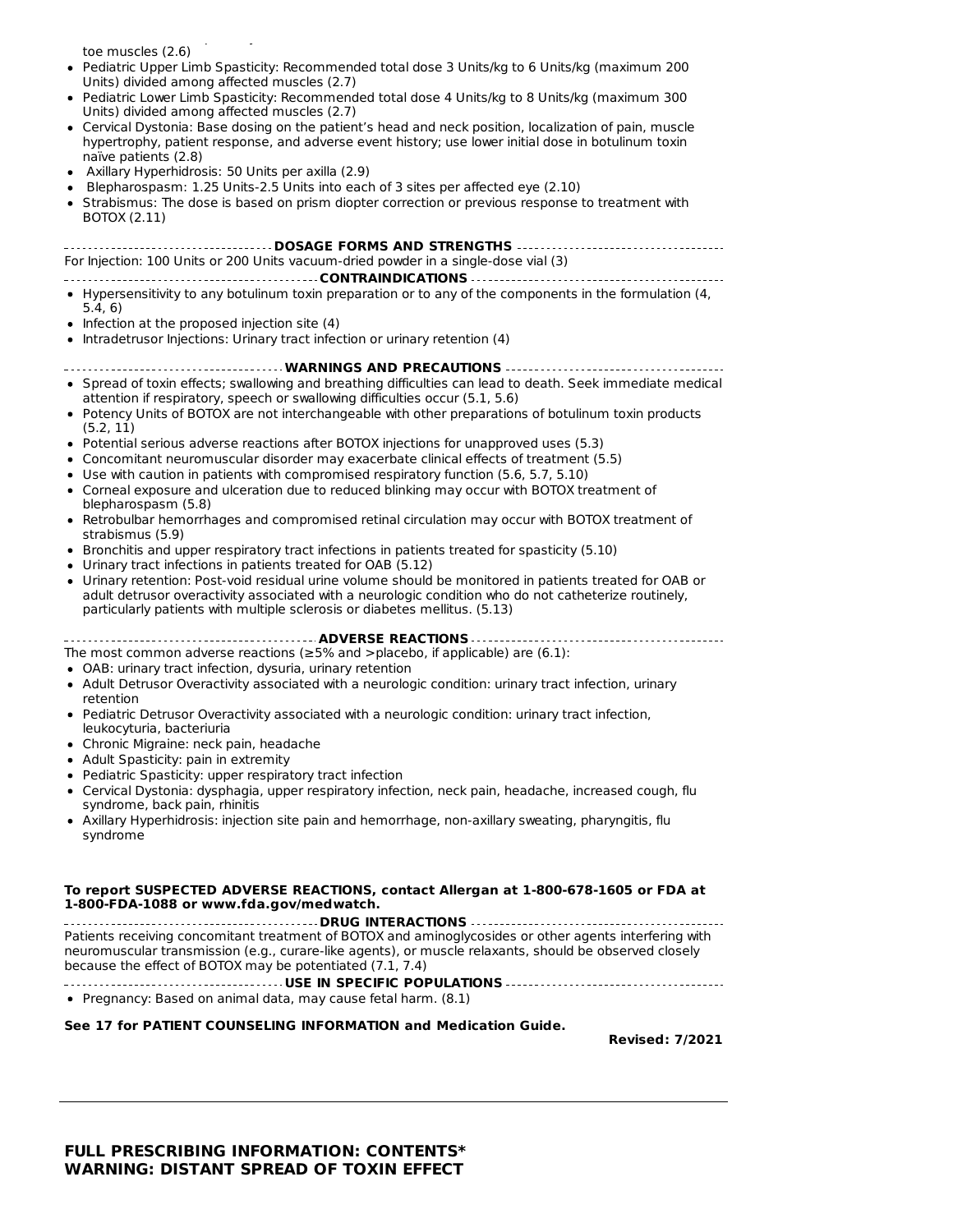toe muscles (2.6)

- Pediatric Upper Limb Spasticity: Recommended total dose 3 Units/kg to 6 Units/kg (maximum 200 Units) divided among affected muscles (2.7)
- Pediatric Lower Limb Spasticity: Recommended total dose 4 Units/kg to 8 Units/kg (maximum 300 Units) divided among affected muscles (2.7)
- Cervical Dystonia: Base dosing on the patient's head and neck position, localization of pain, muscle hypertrophy, patient response, and adverse event history; use lower initial dose in botulinum toxin naïve patients (2.8)
- Axillary Hyperhidrosis: 50 Units per axilla (2.9)
- Blepharospasm: 1.25 Units-2.5 Units into each of 3 sites per affected eye (2.10)
- Strabismus: The dose is based on prism diopter correction or previous response to treatment with BOTOX (2.11)

**DOSAGE FORMS AND STRENGTHS**

For Injection: 100 Units or 200 Units vacuum-dried powder in a single-dose vial (3)

**CONTRAINDICATIONS**

- Hypersensitivity to any botulinum toxin preparation or to any of the components in the formulation (4, 5.4, 6)
- Infection at the proposed injection site (4)
- Intradetrusor Injections: Urinary tract infection or urinary retention (4)

**WARNINGS AND PRECAUTIONS**

- Spread of toxin effects; swallowing and breathing difficulties can lead to death. Seek immediate medical attention if respiratory, speech or swallowing difficulties occur (5.1, 5.6)
- Potency Units of BOTOX are not interchangeable with other preparations of botulinum toxin products (5.2, 11)
- Potential serious adverse reactions after BOTOX injections for unapproved uses (5.3)
- Concomitant neuromuscular disorder may exacerbate clinical effects of treatment (5.5)
- Use with caution in patients with compromised respiratory function (5.6, 5.7, 5.10)
- Corneal exposure and ulceration due to reduced blinking may occur with BOTOX treatment of blepharospasm (5.8)
- Retrobulbar hemorrhages and compromised retinal circulation may occur with BOTOX treatment of strabismus (5.9)
- Bronchitis and upper respiratory tract infections in patients treated for spasticity (5.10)
- Urinary tract infections in patients treated for OAB (5.12)
- Urinary retention: Post-void residual urine volume should be monitored in patients treated for OAB or adult detrusor overactivity associated with a neurologic condition who do not catheterize routinely, particularly patients with multiple sclerosis or diabetes mellitus. (5.13)

**ADVERSE REACTIONS**

The most common adverse reactions (≥5% and >placebo, if applicable) are (6.1):

- OAB: urinary tract infection, dysuria, urinary retention
- Adult Detrusor Overactivity associated with a neurologic condition: urinary tract infection, urinary retention
- Pediatric Detrusor Overactivity associated with a neurologic condition: urinary tract infection, leukocyturia, bacteriuria
- Chronic Migraine: neck pain, headache
- Adult Spasticity: pain in extremity
- Pediatric Spasticity: upper respiratory tract infection
- Cervical Dystonia: dysphagia, upper respiratory infection, neck pain, headache, increased cough, flu syndrome, back pain, rhinitis
- Axillary Hyperhidrosis: injection site pain and hemorrhage, non-axillary sweating, pharyngitis, flu syndrome

**To report SUSPECTED ADVERSE REACTIONS, contact Allergan at 1-800-678-1605 or FDA at 1-800-FDA-1088 or www.fda.gov/medwatch.**

**DRUG INTERACTIONS**

Patients receiving concomitant treatment of BOTOX and aminoglycosides or other agents interfering with neuromuscular transmission (e.g., curare-like agents), or muscle relaxants, should be observed closely because the effect of BOTOX may be potentiated (7.1, 7.4)

**USE IN SPECIFIC POPULATIONS**

- Pregnancy: Based on animal data, may cause fetal harm. (8.1)

**See 17 for PATIENT COUNSELING INFORMATION and Medication Guide.**

**Revised: 7/2021**

---

**FULL PRESCRIBING INFORMATION: CONTENTS***
**WARNING: DISTANT SPREAD OF TOXIN EFFECT**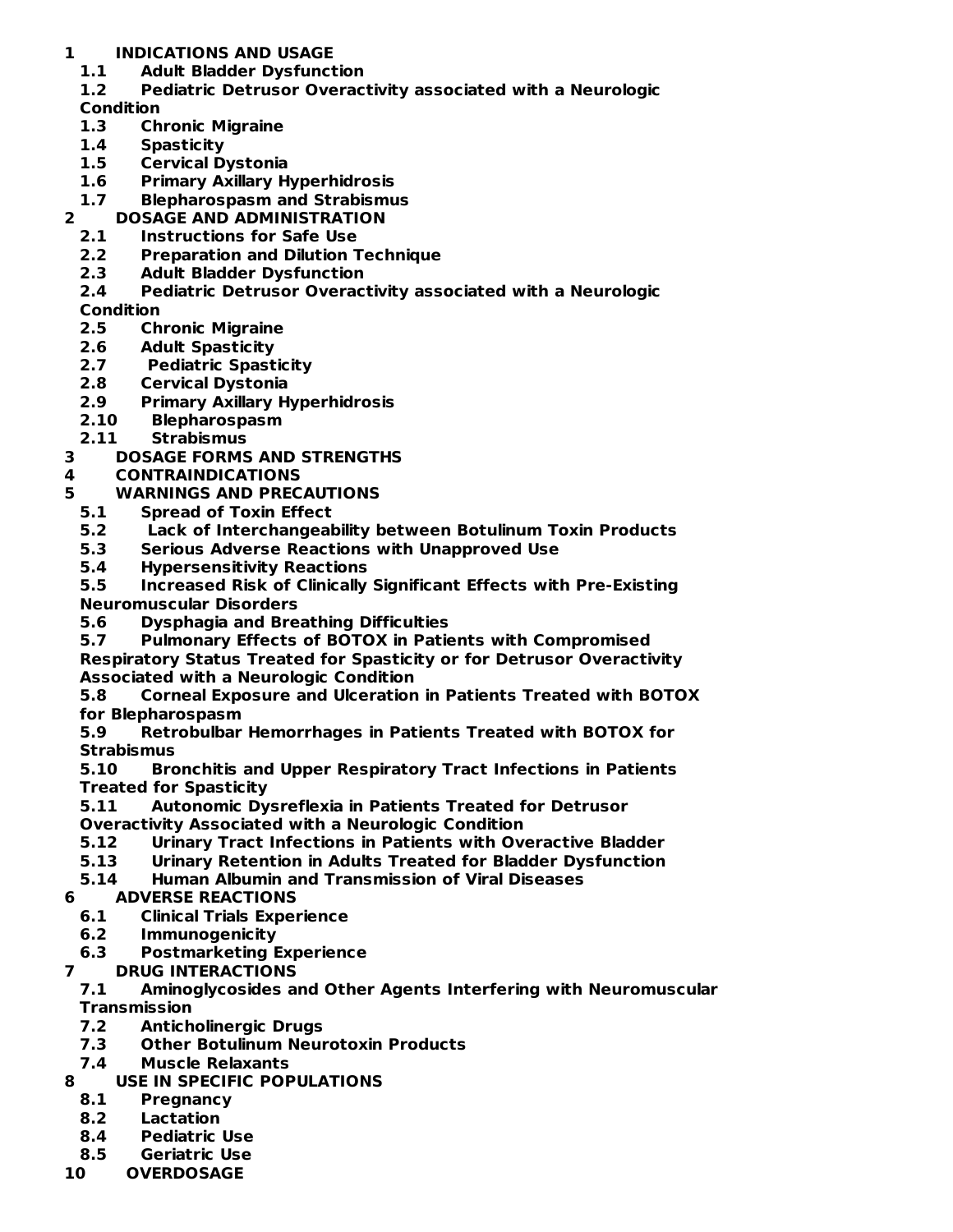**1 INDICATIONS AND USAGE**
- **1.1 Adult Bladder Dysfunction**
- **1.2 Pediatric Detrusor Overactivity associated with a Neurologic Condition**
- **1.3 Chronic Migraine**
- **1.4 Spasticity**
- **1.5 Cervical Dystonia**
- **1.6 Primary Axillary Hyperhidrosis**
- **1.7 Blepharospasm and Strabismus**

**2 DOSAGE AND ADMINISTRATION**
- **2.1 Instructions for Safe Use**
- **2.2 Preparation and Dilution Technique**
- **2.3 Adult Bladder Dysfunction**
- **2.4 Pediatric Detrusor Overactivity associated with a Neurologic Condition**
- **2.5 Chronic Migraine**
- **2.6 Adult Spasticity**
- **2.7 Pediatric Spasticity**
- **2.8 Cervical Dystonia**
- **2.9 Primary Axillary Hyperhidrosis**
- **2.10 Blepharospasm**
- **2.11 Strabismus**

**3 DOSAGE FORMS AND STRENGTHS**

**4 CONTRAINDICATIONS**

**5 WARNINGS AND PRECAUTIONS**
- **5.1 Spread of Toxin Effect**
- **5.2 Lack of Interchangeability between Botulinum Toxin Products**
- **5.3 Serious Adverse Reactions with Unapproved Use**
- **5.4 Hypersensitivity Reactions**
- **5.5 Increased Risk of Clinically Significant Effects with Pre-Existing Neuromuscular Disorders**
- **5.6 Dysphagia and Breathing Difficulties**
- **5.7 Pulmonary Effects of BOTOX in Patients with Compromised Respiratory Status Treated for Spasticity or for Detrusor Overactivity Associated with a Neurologic Condition**
- **5.8 Corneal Exposure and Ulceration in Patients Treated with BOTOX for Blepharospasm**
- **5.9 Retrobulbar Hemorrhages in Patients Treated with BOTOX for Strabismus**
- **5.10 Bronchitis and Upper Respiratory Tract Infections in Patients Treated for Spasticity**
- **5.11 Autonomic Dysreflexia in Patients Treated for Detrusor Overactivity Associated with a Neurologic Condition**
- **5.12 Urinary Tract Infections in Patients with Overactive Bladder**
- **5.13 Urinary Retention in Adults Treated for Bladder Dysfunction**
- **5.14 Human Albumin and Transmission of Viral Diseases**

**6 ADVERSE REACTIONS**
- **6.1 Clinical Trials Experience**
- **6.2 Immunogenicity**
- **6.3 Postmarketing Experience**

**7 DRUG INTERACTIONS**
- **7.1 Aminoglycosides and Other Agents Interfering with Neuromuscular Transmission**
- **7.2 Anticholinergic Drugs**
- **7.3 Other Botulinum Neurotoxin Products**
- **7.4 Muscle Relaxants**

**8 USE IN SPECIFIC POPULATIONS**
- **8.1 Pregnancy**
- **8.2 Lactation**
- **8.4 Pediatric Use**
- **8.5 Geriatric Use**

**10 OVERDOSAGE**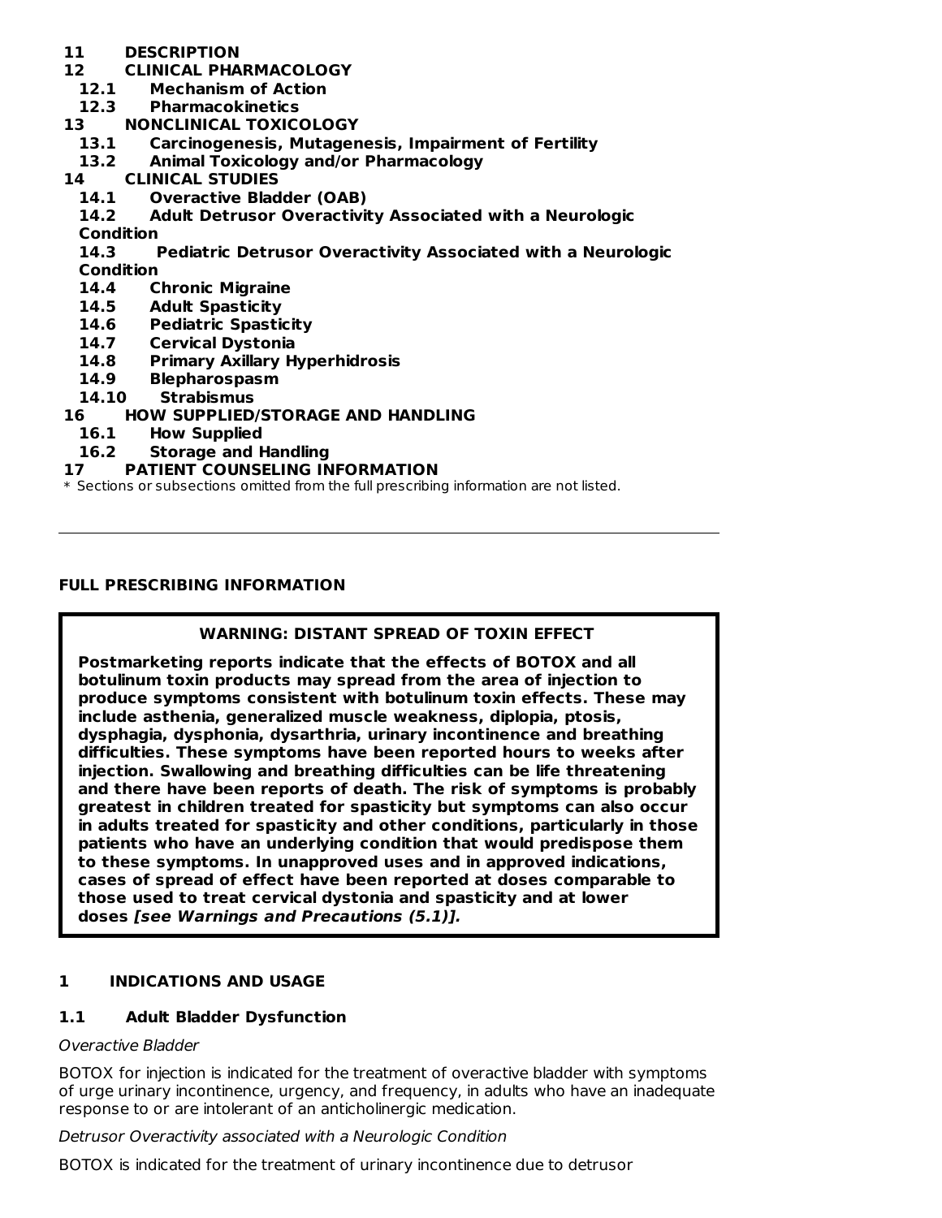**11 DESCRIPTION**
**12 CLINICAL PHARMACOLOGY**
**12.1 Mechanism of Action**
**12.3 Pharmacokinetics**
**13 NONCLINICAL TOXICOLOGY**
**13.1 Carcinogenesis, Mutagenesis, Impairment of Fertility**
**13.2 Animal Toxicology and/or Pharmacology**
**14 CLINICAL STUDIES**
**14.1 Overactive Bladder (OAB)**
**14.2 Adult Detrusor Overactivity Associated with a Neurologic Condition**
**14.3 Pediatric Detrusor Overactivity Associated with a Neurologic Condition**
**14.4 Chronic Migraine**
**14.5 Adult Spasticity**
**14.6 Pediatric Spasticity**
**14.7 Cervical Dystonia**
**14.8 Primary Axillary Hyperhidrosis**
**14.9 Blepharospasm**
**14.10 Strabismus**
**16 HOW SUPPLIED/STORAGE AND HANDLING**
**16.1 How Supplied**
**16.2 Storage and Handling**
**17 PATIENT COUNSELING INFORMATION**

* Sections or subsections omitted from the full prescribing information are not listed.

---

## FULL PRESCRIBING INFORMATION

**WARNING: DISTANT SPREAD OF TOXIN EFFECT**

**Postmarketing reports indicate that the effects of BOTOX and all botulinum toxin products may spread from the area of injection to produce symptoms consistent with botulinum toxin effects. These may include asthenia, generalized muscle weakness, diplopia, ptosis, dysphagia, dysphonia, dysarthria, urinary incontinence and breathing difficulties. These symptoms have been reported hours to weeks after injection. Swallowing and breathing difficulties can be life threatening and there have been reports of death. The risk of symptoms is probably greatest in children treated for spasticity but symptoms can also occur in adults treated for spasticity and other conditions, particularly in those patients who have an underlying condition that would predispose them to these symptoms. In unapproved uses and in approved indications, cases of spread of effect have been reported at doses comparable to those used to treat cervical dystonia and spasticity and at lower doses *[see Warnings and Precautions (5.1)].***

## 1 INDICATIONS AND USAGE

### 1.1 Adult Bladder Dysfunction

*Overactive Bladder*

BOTOX for injection is indicated for the treatment of overactive bladder with symptoms of urge urinary incontinence, urgency, and frequency, in adults who have an inadequate response to or are intolerant of an anticholinergic medication.

*Detrusor Overactivity associated with a Neurologic Condition*

BOTOX is indicated for the treatment of urinary incontinence due to detrusor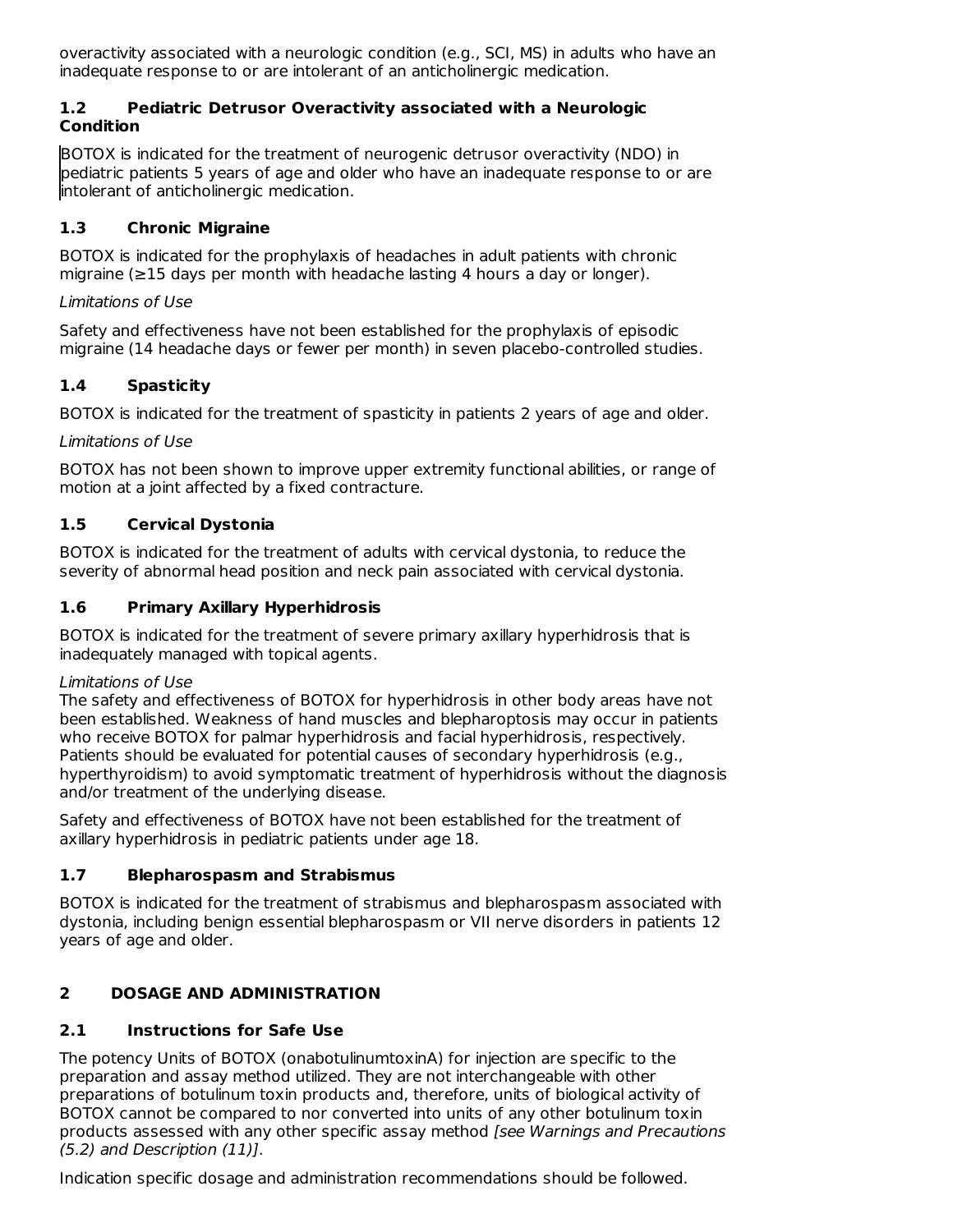overactivity associated with a neurologic condition (e.g., SCI, MS) in adults who have an inadequate response to or are intolerant of an anticholinergic medication.

### 1.2 Pediatric Detrusor Overactivity associated with a Neurologic Condition

BOTOX is indicated for the treatment of neurogenic detrusor overactivity (NDO) in pediatric patients 5 years of age and older who have an inadequate response to or are intolerant of anticholinergic medication.

### 1.3 Chronic Migraine

BOTOX is indicated for the prophylaxis of headaches in adult patients with chronic migraine (≥15 days per month with headache lasting 4 hours a day or longer).

*Limitations of Use*

Safety and effectiveness have not been established for the prophylaxis of episodic migraine (14 headache days or fewer per month) in seven placebo-controlled studies.

### 1.4 Spasticity

BOTOX is indicated for the treatment of spasticity in patients 2 years of age and older.

*Limitations of Use*

BOTOX has not been shown to improve upper extremity functional abilities, or range of motion at a joint affected by a fixed contracture.

### 1.5 Cervical Dystonia

BOTOX is indicated for the treatment of adults with cervical dystonia, to reduce the severity of abnormal head position and neck pain associated with cervical dystonia.

### 1.6 Primary Axillary Hyperhidrosis

BOTOX is indicated for the treatment of severe primary axillary hyperhidrosis that is inadequately managed with topical agents.

*Limitations of Use*

The safety and effectiveness of BOTOX for hyperhidrosis in other body areas have not been established. Weakness of hand muscles and blepharoptosis may occur in patients who receive BOTOX for palmar hyperhidrosis and facial hyperhidrosis, respectively. Patients should be evaluated for potential causes of secondary hyperhidrosis (e.g., hyperthyroidism) to avoid symptomatic treatment of hyperhidrosis without the diagnosis and/or treatment of the underlying disease.

Safety and effectiveness of BOTOX have not been established for the treatment of axillary hyperhidrosis in pediatric patients under age 18.

### 1.7 Blepharospasm and Strabismus

BOTOX is indicated for the treatment of strabismus and blepharospasm associated with dystonia, including benign essential blepharospasm or VII nerve disorders in patients 12 years of age and older.

## 2 DOSAGE AND ADMINISTRATION

### 2.1 Instructions for Safe Use

The potency Units of BOTOX (onabotulinumtoxinA) for injection are specific to the preparation and assay method utilized. They are not interchangeable with other preparations of botulinum toxin products and, therefore, units of biological activity of BOTOX cannot be compared to nor converted into units of any other botulinum toxin products assessed with any other specific assay method *[see Warnings and Precautions (5.2) and Description (11)]*.

Indication specific dosage and administration recommendations should be followed.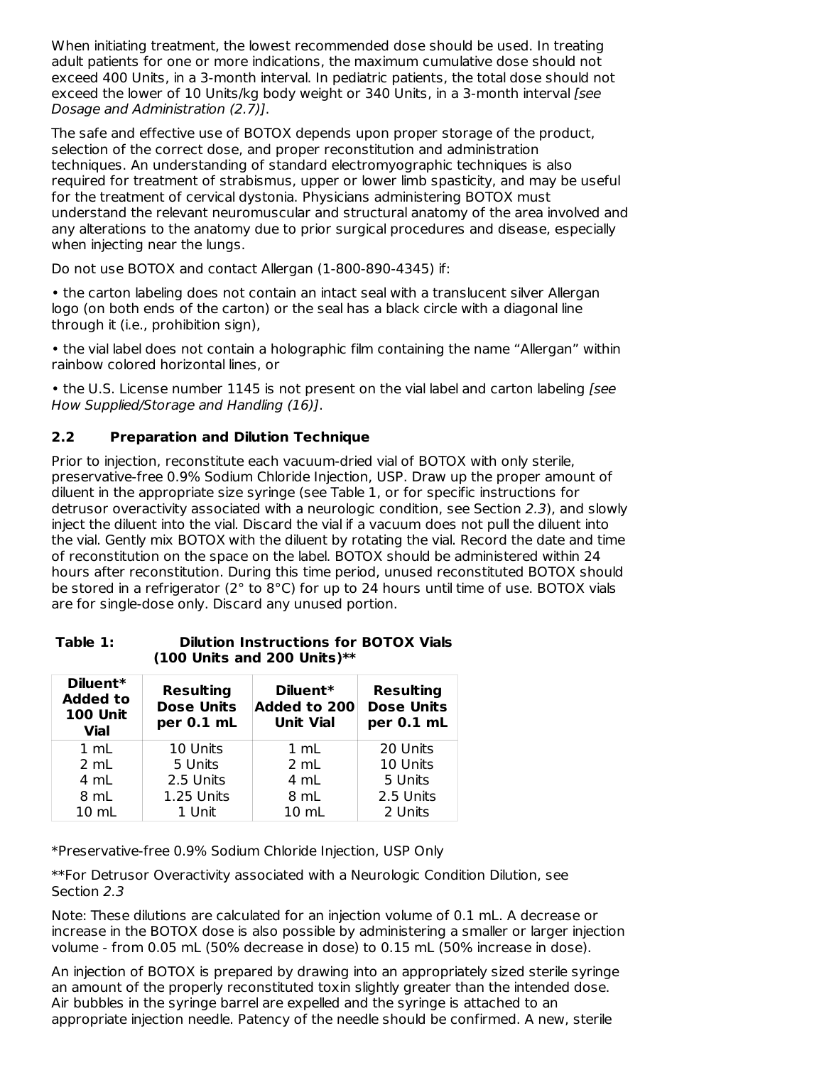When initiating treatment, the lowest recommended dose should be used. In treating adult patients for one or more indications, the maximum cumulative dose should not exceed 400 Units, in a 3-month interval. In pediatric patients, the total dose should not exceed the lower of 10 Units/kg body weight or 340 Units, in a 3-month interval *[see Dosage and Administration (2.7)]*.

The safe and effective use of BOTOX depends upon proper storage of the product, selection of the correct dose, and proper reconstitution and administration techniques. An understanding of standard electromyographic techniques is also required for treatment of strabismus, upper or lower limb spasticity, and may be useful for the treatment of cervical dystonia. Physicians administering BOTOX must understand the relevant neuromuscular and structural anatomy of the area involved and any alterations to the anatomy due to prior surgical procedures and disease, especially when injecting near the lungs.

Do not use BOTOX and contact Allergan (1-800-890-4345) if:

• the carton labeling does not contain an intact seal with a translucent silver Allergan logo (on both ends of the carton) or the seal has a black circle with a diagonal line through it (i.e., prohibition sign),

• the vial label does not contain a holographic film containing the name "Allergan" within rainbow colored horizontal lines, or

• the U.S. License number 1145 is not present on the vial label and carton labeling *[see How Supplied/Storage and Handling (16)]*.

### 2.2 Preparation and Dilution Technique

Prior to injection, reconstitute each vacuum-dried vial of BOTOX with only sterile, preservative-free 0.9% Sodium Chloride Injection, USP. Draw up the proper amount of diluent in the appropriate size syringe (see Table 1, or for specific instructions for detrusor overactivity associated with a neurologic condition, see Section *2.3*), and slowly inject the diluent into the vial. Discard the vial if a vacuum does not pull the diluent into the vial. Gently mix BOTOX with the diluent by rotating the vial. Record the date and time of reconstitution on the space on the label. BOTOX should be administered within 24 hours after reconstitution. During this time period, unused reconstituted BOTOX should be stored in a refrigerator (2° to 8°C) for up to 24 hours until time of use. BOTOX vials are for single-dose only. Discard any unused portion.

**Table 1: Dilution Instructions for BOTOX Vials (100 Units and 200 Units)****

| Diluent* Added to 100 Unit Vial | Resulting Dose Units per 0.1 mL | Diluent* Added to 200 Unit Vial | Resulting Dose Units per 0.1 mL |
|---|---|---|---|
| 1 mL | 10 Units | 1 mL | 20 Units |
| 2 mL | 5 Units | 2 mL | 10 Units |
| 4 mL | 2.5 Units | 4 mL | 5 Units |
| 8 mL | 1.25 Units | 8 mL | 2.5 Units |
| 10 mL | 1 Unit | 10 mL | 2 Units |

*Preservative-free 0.9% Sodium Chloride Injection, USP Only

**For Detrusor Overactivity associated with a Neurologic Condition Dilution, see Section *2.3*

Note: These dilutions are calculated for an injection volume of 0.1 mL. A decrease or increase in the BOTOX dose is also possible by administering a smaller or larger injection volume - from 0.05 mL (50% decrease in dose) to 0.15 mL (50% increase in dose).

An injection of BOTOX is prepared by drawing into an appropriately sized sterile syringe an amount of the properly reconstituted toxin slightly greater than the intended dose. Air bubbles in the syringe barrel are expelled and the syringe is attached to an appropriate injection needle. Patency of the needle should be confirmed. A new, sterile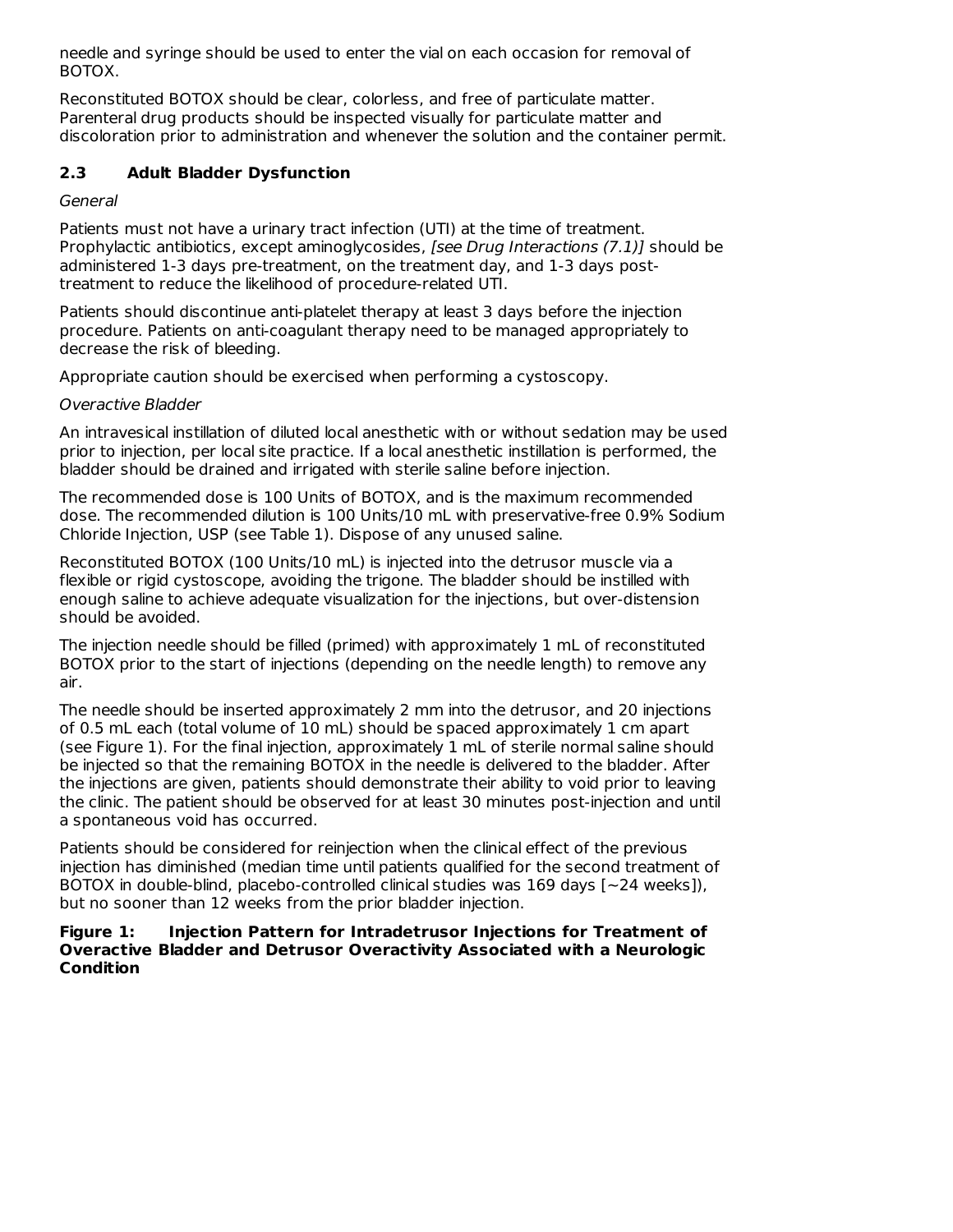needle and syringe should be used to enter the vial on each occasion for removal of BOTOX.

Reconstituted BOTOX should be clear, colorless, and free of particulate matter. Parenteral drug products should be inspected visually for particulate matter and discoloration prior to administration and whenever the solution and the container permit.

### 2.3 Adult Bladder Dysfunction

*General*

Patients must not have a urinary tract infection (UTI) at the time of treatment. Prophylactic antibiotics, except aminoglycosides, *[see Drug Interactions (7.1)]* should be administered 1-3 days pre-treatment, on the treatment day, and 1-3 days post-treatment to reduce the likelihood of procedure-related UTI.

Patients should discontinue anti-platelet therapy at least 3 days before the injection procedure. Patients on anti-coagulant therapy need to be managed appropriately to decrease the risk of bleeding.

Appropriate caution should be exercised when performing a cystoscopy.

*Overactive Bladder*

An intravesical instillation of diluted local anesthetic with or without sedation may be used prior to injection, per local site practice. If a local anesthetic instillation is performed, the bladder should be drained and irrigated with sterile saline before injection.

The recommended dose is 100 Units of BOTOX, and is the maximum recommended dose. The recommended dilution is 100 Units/10 mL with preservative-free 0.9% Sodium Chloride Injection, USP (see Table 1). Dispose of any unused saline.

Reconstituted BOTOX (100 Units/10 mL) is injected into the detrusor muscle via a flexible or rigid cystoscope, avoiding the trigone. The bladder should be instilled with enough saline to achieve adequate visualization for the injections, but over-distension should be avoided.

The injection needle should be filled (primed) with approximately 1 mL of reconstituted BOTOX prior to the start of injections (depending on the needle length) to remove any air.

The needle should be inserted approximately 2 mm into the detrusor, and 20 injections of 0.5 mL each (total volume of 10 mL) should be spaced approximately 1 cm apart (see Figure 1). For the final injection, approximately 1 mL of sterile normal saline should be injected so that the remaining BOTOX in the needle is delivered to the bladder. After the injections are given, patients should demonstrate their ability to void prior to leaving the clinic. The patient should be observed for at least 30 minutes post-injection and until a spontaneous void has occurred.

Patients should be considered for reinjection when the clinical effect of the previous injection has diminished (median time until patients qualified for the second treatment of BOTOX in double-blind, placebo-controlled clinical studies was 169 days [~24 weeks]), but no sooner than 12 weeks from the prior bladder injection.

**Figure 1: Injection Pattern for Intradetrusor Injections for Treatment of Overactive Bladder and Detrusor Overactivity Associated with a Neurologic Condition**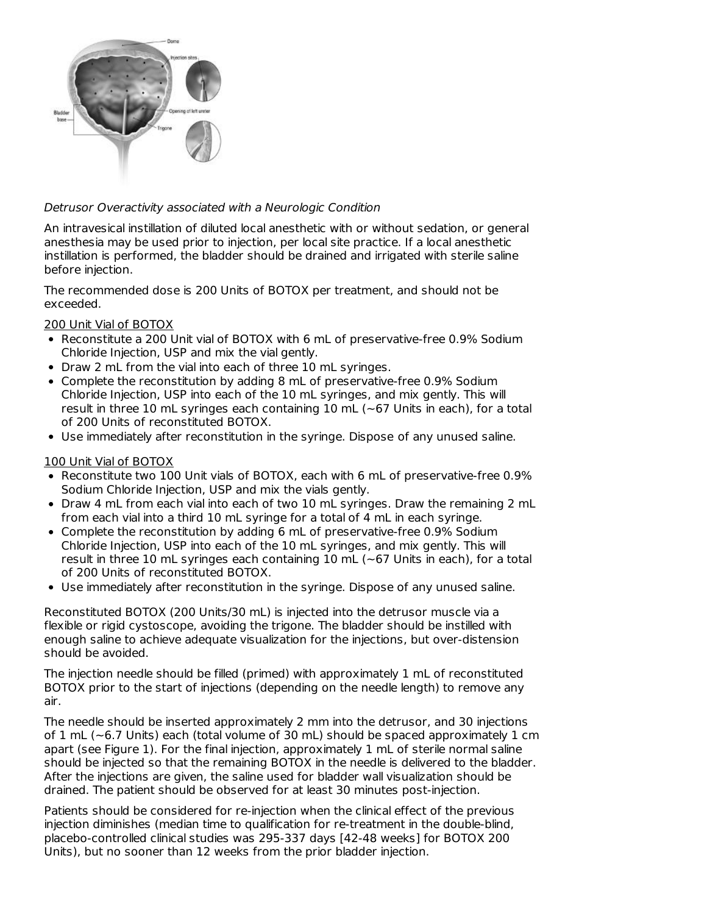*Detrusor Overactivity associated with a Neurologic Condition*

An intravesical instillation of diluted local anesthetic with or without sedation, or general anesthesia may be used prior to injection, per local site practice. If a local anesthetic instillation is performed, the bladder should be drained and irrigated with sterile saline before injection.

The recommended dose is 200 Units of BOTOX per treatment, and should not be exceeded.

200 Unit Vial of BOTOX

- Reconstitute a 200 Unit vial of BOTOX with 6 mL of preservative-free 0.9% Sodium Chloride Injection, USP and mix the vial gently.
- Draw 2 mL from the vial into each of three 10 mL syringes.
- Complete the reconstitution by adding 8 mL of preservative-free 0.9% Sodium Chloride Injection, USP into each of the 10 mL syringes, and mix gently. This will result in three 10 mL syringes each containing 10 mL (~67 Units in each), for a total of 200 Units of reconstituted BOTOX.
- Use immediately after reconstitution in the syringe. Dispose of any unused saline.

100 Unit Vial of BOTOX

- Reconstitute two 100 Unit vials of BOTOX, each with 6 mL of preservative-free 0.9% Sodium Chloride Injection, USP and mix the vials gently.
- Draw 4 mL from each vial into each of two 10 mL syringes. Draw the remaining 2 mL from each vial into a third 10 mL syringe for a total of 4 mL in each syringe.
- Complete the reconstitution by adding 6 mL of preservative-free 0.9% Sodium Chloride Injection, USP into each of the 10 mL syringes, and mix gently. This will result in three 10 mL syringes each containing 10 mL (~67 Units in each), for a total of 200 Units of reconstituted BOTOX.
- Use immediately after reconstitution in the syringe. Dispose of any unused saline.

Reconstituted BOTOX (200 Units/30 mL) is injected into the detrusor muscle via a flexible or rigid cystoscope, avoiding the trigone. The bladder should be instilled with enough saline to achieve adequate visualization for the injections, but over-distension should be avoided.

The injection needle should be filled (primed) with approximately 1 mL of reconstituted BOTOX prior to the start of injections (depending on the needle length) to remove any air.

The needle should be inserted approximately 2 mm into the detrusor, and 30 injections of 1 mL (~6.7 Units) each (total volume of 30 mL) should be spaced approximately 1 cm apart (see Figure 1). For the final injection, approximately 1 mL of sterile normal saline should be injected so that the remaining BOTOX in the needle is delivered to the bladder. After the injections are given, the saline used for bladder wall visualization should be drained. The patient should be observed for at least 30 minutes post-injection.

Patients should be considered for re-injection when the clinical effect of the previous injection diminishes (median time to qualification for re-treatment in the double-blind, placebo-controlled clinical studies was 295-337 days [42-48 weeks] for BOTOX 200 Units), but no sooner than 12 weeks from the prior bladder injection.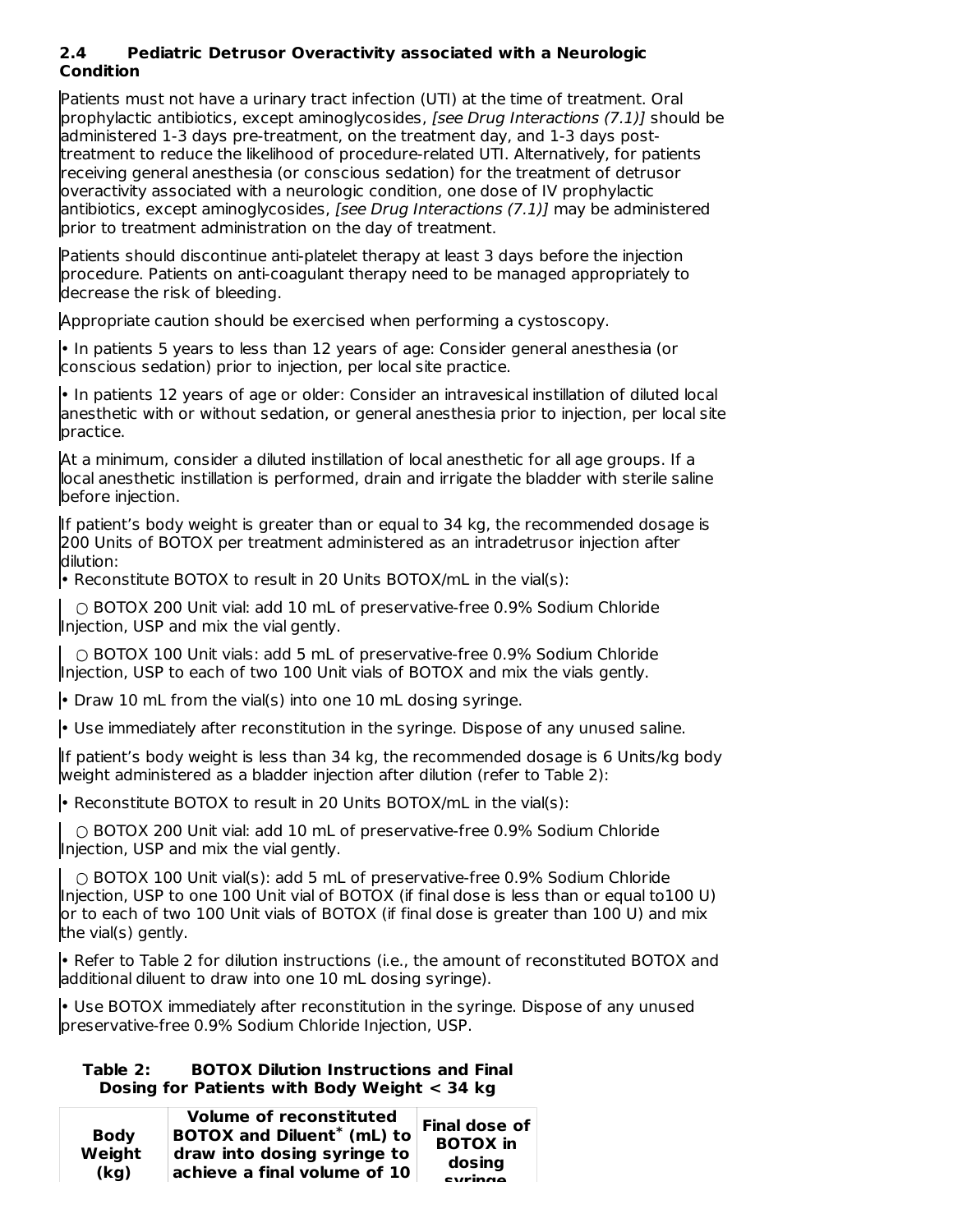### 2.4 Pediatric Detrusor Overactivity associated with a Neurologic Condition

Patients must not have a urinary tract infection (UTI) at the time of treatment. Oral prophylactic antibiotics, except aminoglycosides, *[see Drug Interactions (7.1)]* should be administered 1-3 days pre-treatment, on the treatment day, and 1-3 days post-treatment to reduce the likelihood of procedure-related UTI. Alternatively, for patients receiving general anesthesia (or conscious sedation) for the treatment of detrusor overactivity associated with a neurologic condition, one dose of IV prophylactic antibiotics, except aminoglycosides, *[see Drug Interactions (7.1)]* may be administered prior to treatment administration on the day of treatment.

Patients should discontinue anti-platelet therapy at least 3 days before the injection procedure. Patients on anti-coagulant therapy need to be managed appropriately to decrease the risk of bleeding.

Appropriate caution should be exercised when performing a cystoscopy.

- In patients 5 years to less than 12 years of age: Consider general anesthesia (or conscious sedation) prior to injection, per local site practice.

- In patients 12 years of age or older: Consider an intravesical instillation of diluted local anesthetic with or without sedation, or general anesthesia prior to injection, per local site practice.

At a minimum, consider a diluted instillation of local anesthetic for all age groups. If a local anesthetic instillation is performed, drain and irrigate the bladder with sterile saline before injection.

If patient's body weight is greater than or equal to 34 kg, the recommended dosage is 200 Units of BOTOX per treatment administered as an intradetrusor injection after dilution:

- Reconstitute BOTOX to result in 20 Units BOTOX/mL in the vial(s):
  - BOTOX 200 Unit vial: add 10 mL of preservative-free 0.9% Sodium Chloride Injection, USP and mix the vial gently.
  - BOTOX 100 Unit vials: add 5 mL of preservative-free 0.9% Sodium Chloride Injection, USP to each of two 100 Unit vials of BOTOX and mix the vials gently.
- Draw 10 mL from the vial(s) into one 10 mL dosing syringe.
- Use immediately after reconstitution in the syringe. Dispose of any unused saline.

If patient's body weight is less than 34 kg, the recommended dosage is 6 Units/kg body weight administered as a bladder injection after dilution (refer to Table 2):

- Reconstitute BOTOX to result in 20 Units BOTOX/mL in the vial(s):
  - BOTOX 200 Unit vial: add 10 mL of preservative-free 0.9% Sodium Chloride Injection, USP and mix the vial gently.
  - BOTOX 100 Unit vial(s): add 5 mL of preservative-free 0.9% Sodium Chloride Injection, USP to one 100 Unit vial of BOTOX (if final dose is less than or equal to100 U) or to each of two 100 Unit vials of BOTOX (if final dose is greater than 100 U) and mix the vial(s) gently.
- Refer to Table 2 for dilution instructions (i.e., the amount of reconstituted BOTOX and additional diluent to draw into one 10 mL dosing syringe).
- Use BOTOX immediately after reconstitution in the syringe. Dispose of any unused preservative-free 0.9% Sodium Chloride Injection, USP.

**Table 2: BOTOX Dilution Instructions and Final Dosing for Patients with Body Weight < 34 kg**

| Body Weight (kg) | Volume of reconstituted BOTOX and Diluent* (mL) to draw into dosing syringe to achieve a final volume of 10 | Final dose of BOTOX in dosing syringe |
|---|---|---|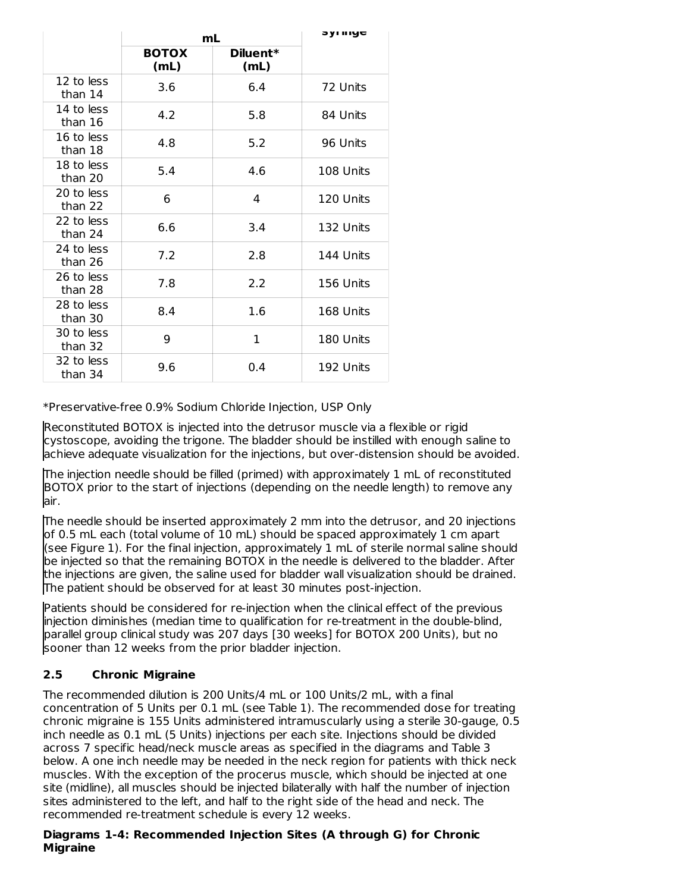| | mL | | syringe |
|---|---|---|---|
| | **BOTOX (mL)** | **Diluent* (mL)** | |
| 12 to less than 14 | 3.6 | 6.4 | 72 Units |
| 14 to less than 16 | 4.2 | 5.8 | 84 Units |
| 16 to less than 18 | 4.8 | 5.2 | 96 Units |
| 18 to less than 20 | 5.4 | 4.6 | 108 Units |
| 20 to less than 22 | 6 | 4 | 120 Units |
| 22 to less than 24 | 6.6 | 3.4 | 132 Units |
| 24 to less than 26 | 7.2 | 2.8 | 144 Units |
| 26 to less than 28 | 7.8 | 2.2 | 156 Units |
| 28 to less than 30 | 8.4 | 1.6 | 168 Units |
| 30 to less than 32 | 9 | 1 | 180 Units |
| 32 to less than 34 | 9.6 | 0.4 | 192 Units |

*Preservative-free 0.9% Sodium Chloride Injection, USP Only

Reconstituted BOTOX is injected into the detrusor muscle via a flexible or rigid cystoscope, avoiding the trigone. The bladder should be instilled with enough saline to achieve adequate visualization for the injections, but over-distension should be avoided.

The injection needle should be filled (primed) with approximately 1 mL of reconstituted BOTOX prior to the start of injections (depending on the needle length) to remove any air.

The needle should be inserted approximately 2 mm into the detrusor, and 20 injections of 0.5 mL each (total volume of 10 mL) should be spaced approximately 1 cm apart (see Figure 1). For the final injection, approximately 1 mL of sterile normal saline should be injected so that the remaining BOTOX in the needle is delivered to the bladder. After the injections are given, the saline used for bladder wall visualization should be drained. The patient should be observed for at least 30 minutes post-injection.

Patients should be considered for re-injection when the clinical effect of the previous injection diminishes (median time to qualification for re-treatment in the double-blind, parallel group clinical study was 207 days [30 weeks] for BOTOX 200 Units), but no sooner than 12 weeks from the prior bladder injection.

## 2.5 Chronic Migraine

The recommended dilution is 200 Units/4 mL or 100 Units/2 mL, with a final concentration of 5 Units per 0.1 mL (see Table 1). The recommended dose for treating chronic migraine is 155 Units administered intramuscularly using a sterile 30-gauge, 0.5 inch needle as 0.1 mL (5 Units) injections per each site. Injections should be divided across 7 specific head/neck muscle areas as specified in the diagrams and Table 3 below. A one inch needle may be needed in the neck region for patients with thick neck muscles. With the exception of the procerus muscle, which should be injected at one site (midline), all muscles should be injected bilaterally with half the number of injection sites administered to the left, and half to the right side of the head and neck. The recommended re-treatment schedule is every 12 weeks.

**Diagrams 1-4: Recommended Injection Sites (A through G) for Chronic Migraine**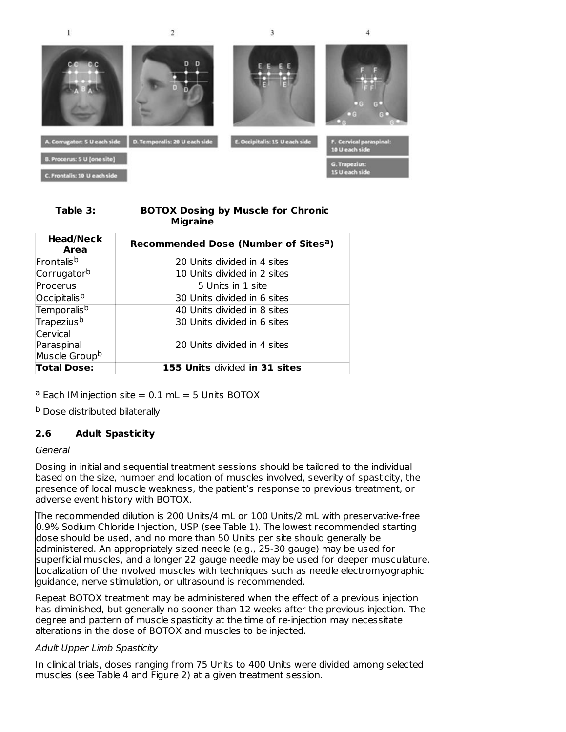1 2 3 4

A. Corrugator: 5 U each side

B. Procerus: 5 U (one site)

C. Frontalis: 10 U each side

D. Temporalis: 20 U each side

E. Occipitalis: 15 U each side

F. Cervical paraspinal: 10 U each side

G. Trapezius: 15 U each side

**Table 3: BOTOX Dosing by Muscle for Chronic Migraine**

| Head/Neck Area | Recommended Dose (Number of Sites[a]) |
|---|---|
| Frontalis[b] | 20 Units divided in 4 sites |
| Corrugator[b] | 10 Units divided in 2 sites |
| Procerus | 5 Units in 1 site |
| Occipitalis[b] | 30 Units divided in 6 sites |
| Temporalis[b] | 40 Units divided in 8 sites |
| Trapezius[b] | 30 Units divided in 6 sites |
| Cervical Paraspinal Muscle Group[b] | 20 Units divided in 4 sites |
| **Total Dose:** | **155 Units** divided **in 31 sites** |

[a] Each IM injection site = 0.1 mL = 5 Units BOTOX

[b] Dose distributed bilaterally

### 2.6 Adult Spasticity

*General*

Dosing in initial and sequential treatment sessions should be tailored to the individual based on the size, number and location of muscles involved, severity of spasticity, the presence of local muscle weakness, the patient's response to previous treatment, or adverse event history with BOTOX.

The recommended dilution is 200 Units/4 mL or 100 Units/2 mL with preservative-free 0.9% Sodium Chloride Injection, USP (see Table 1). The lowest recommended starting dose should be used, and no more than 50 Units per site should generally be administered. An appropriately sized needle (e.g., 25-30 gauge) may be used for superficial muscles, and a longer 22 gauge needle may be used for deeper musculature. Localization of the involved muscles with techniques such as needle electromyographic guidance, nerve stimulation, or ultrasound is recommended.

Repeat BOTOX treatment may be administered when the effect of a previous injection has diminished, but generally no sooner than 12 weeks after the previous injection. The degree and pattern of muscle spasticity at the time of re-injection may necessitate alterations in the dose of BOTOX and muscles to be injected.

*Adult Upper Limb Spasticity*

In clinical trials, doses ranging from 75 Units to 400 Units were divided among selected muscles (see Table 4 and Figure 2) at a given treatment session.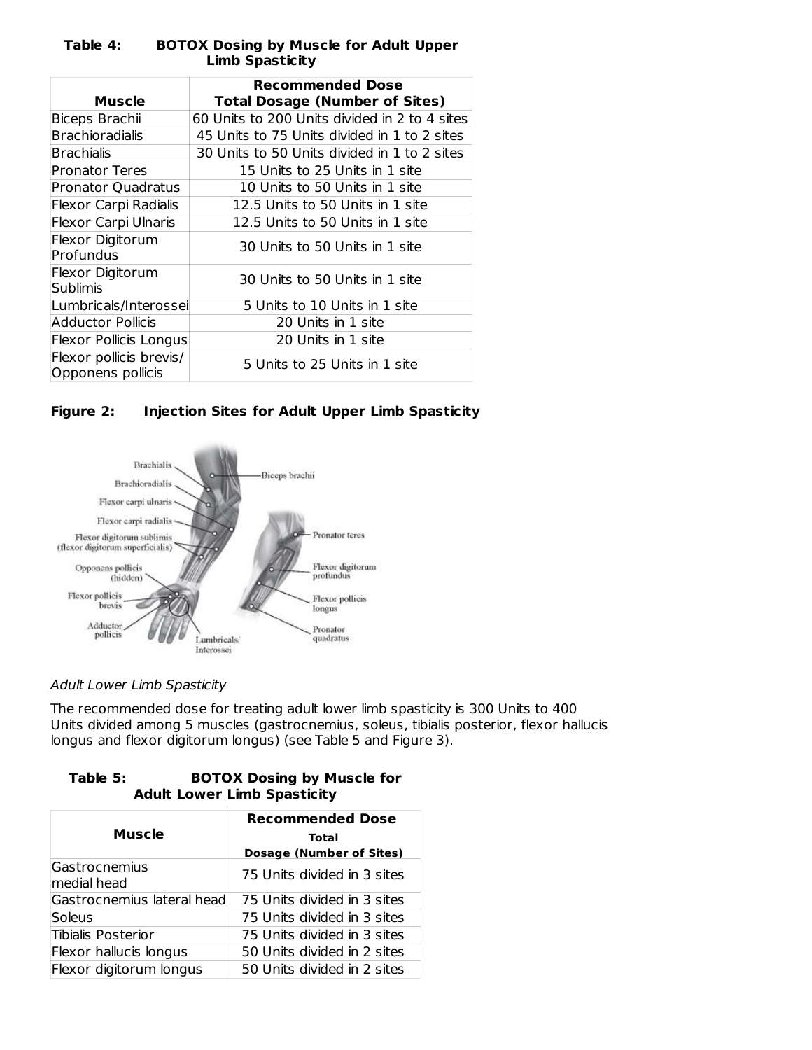**Table 4: BOTOX Dosing by Muscle for Adult Upper Limb Spasticity**

| Muscle | Recommended Dose Total Dosage (Number of Sites) |
|---|---|
| Biceps Brachii | 60 Units to 200 Units divided in 2 to 4 sites |
| Brachioradialis | 45 Units to 75 Units divided in 1 to 2 sites |
| Brachialis | 30 Units to 50 Units divided in 1 to 2 sites |
| Pronator Teres | 15 Units to 25 Units in 1 site |
| Pronator Quadratus | 10 Units to 50 Units in 1 site |
| Flexor Carpi Radialis | 12.5 Units to 50 Units in 1 site |
| Flexor Carpi Ulnaris | 12.5 Units to 50 Units in 1 site |
| Flexor Digitorum Profundus | 30 Units to 50 Units in 1 site |
| Flexor Digitorum Sublimis | 30 Units to 50 Units in 1 site |
| Lumbricals/Interossei | 5 Units to 10 Units in 1 site |
| Adductor Pollicis | 20 Units in 1 site |
| Flexor Pollicis Longus | 20 Units in 1 site |
| Flexor pollicis brevis/ Opponens pollicis | 5 Units to 25 Units in 1 site |

**Figure 2: Injection Sites for Adult Upper Limb Spasticity**

*Adult Lower Limb Spasticity*

The recommended dose for treating adult lower limb spasticity is 300 Units to 400 Units divided among 5 muscles (gastrocnemius, soleus, tibialis posterior, flexor hallucis longus and flexor digitorum longus) (see Table 5 and Figure 3).

**Table 5: BOTOX Dosing by Muscle for Adult Lower Limb Spasticity**

| Muscle | Recommended Dose Total Dosage (Number of Sites) |
|---|---|
| Gastrocnemius medial head | 75 Units divided in 3 sites |
| Gastrocnemius lateral head | 75 Units divided in 3 sites |
| Soleus | 75 Units divided in 3 sites |
| Tibialis Posterior | 75 Units divided in 3 sites |
| Flexor hallucis longus | 50 Units divided in 2 sites |
| Flexor digitorum longus | 50 Units divided in 2 sites |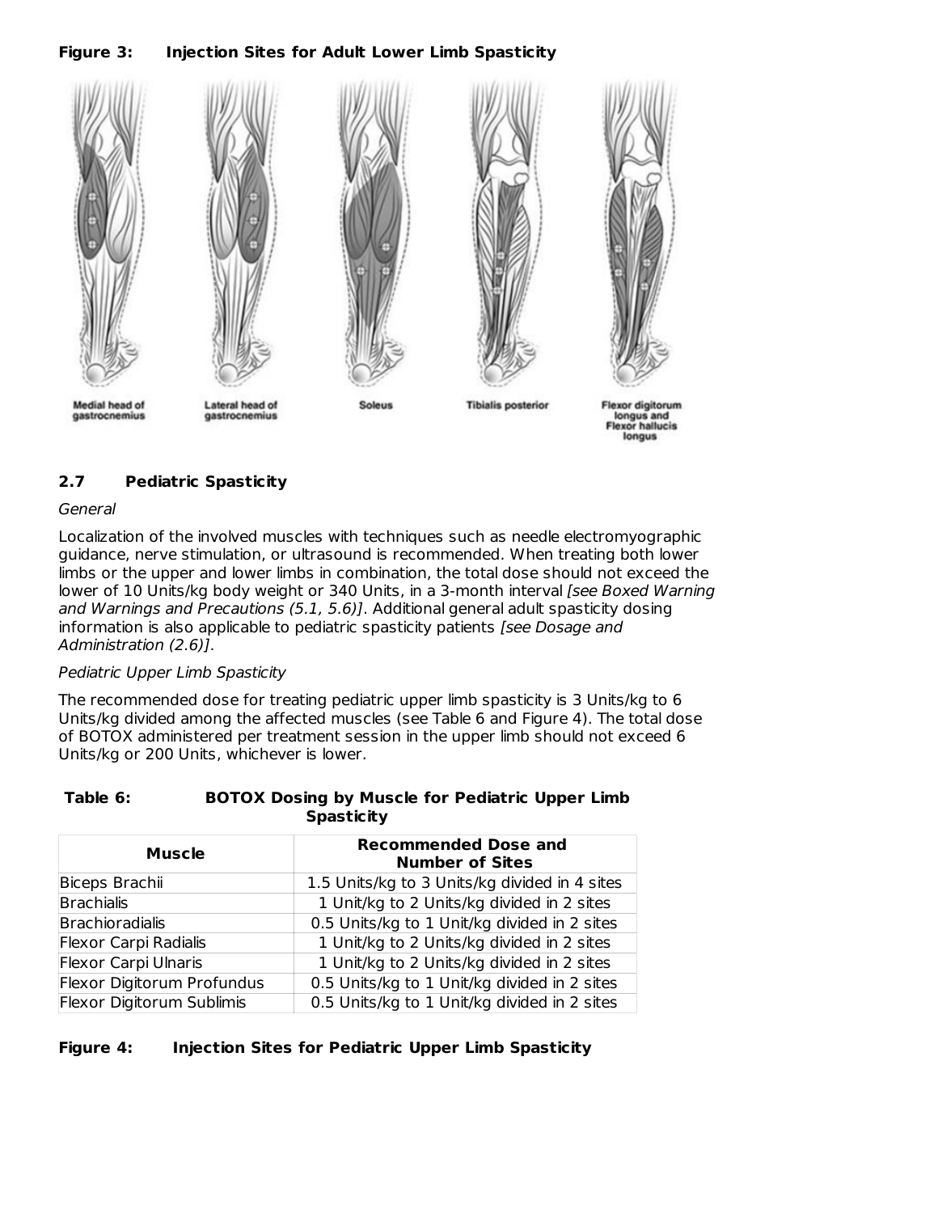**Figure 3: Injection Sites for Adult Lower Limb Spasticity**

Medial head of gastrocnemius

Lateral head of gastrocnemius

Soleus

Tibialis posterior

Flexor digitorum longus and Flexor hallucis longus

### 2.7 Pediatric Spasticity

*General*

Localization of the involved muscles with techniques such as needle electromyographic guidance, nerve stimulation, or ultrasound is recommended. When treating both lower limbs or the upper and lower limbs in combination, the total dose should not exceed the lower of 10 Units/kg body weight or 340 Units, in a 3-month interval *[see Boxed Warning and Warnings and Precautions (5.1, 5.6)]*. Additional general adult spasticity dosing information is also applicable to pediatric spasticity patients *[see Dosage and Administration (2.6)]*.

*Pediatric Upper Limb Spasticity*

The recommended dose for treating pediatric upper limb spasticity is 3 Units/kg to 6 Units/kg divided among the affected muscles (see Table 6 and Figure 4). The total dose of BOTOX administered per treatment session in the upper limb should not exceed 6 Units/kg or 200 Units, whichever is lower.

**Table 6: BOTOX Dosing by Muscle for Pediatric Upper Limb Spasticity**

| Muscle | Recommended Dose and Number of Sites |
|---|---|
| Biceps Brachii | 1.5 Units/kg to 3 Units/kg divided in 4 sites |
| Brachialis | 1 Unit/kg to 2 Units/kg divided in 2 sites |
| Brachioradialis | 0.5 Units/kg to 1 Unit/kg divided in 2 sites |
| Flexor Carpi Radialis | 1 Unit/kg to 2 Units/kg divided in 2 sites |
| Flexor Carpi Ulnaris | 1 Unit/kg to 2 Units/kg divided in 2 sites |
| Flexor Digitorum Profundus | 0.5 Units/kg to 1 Unit/kg divided in 2 sites |
| Flexor Digitorum Sublimis | 0.5 Units/kg to 1 Unit/kg divided in 2 sites |

**Figure 4: Injection Sites for Pediatric Upper Limb Spasticity**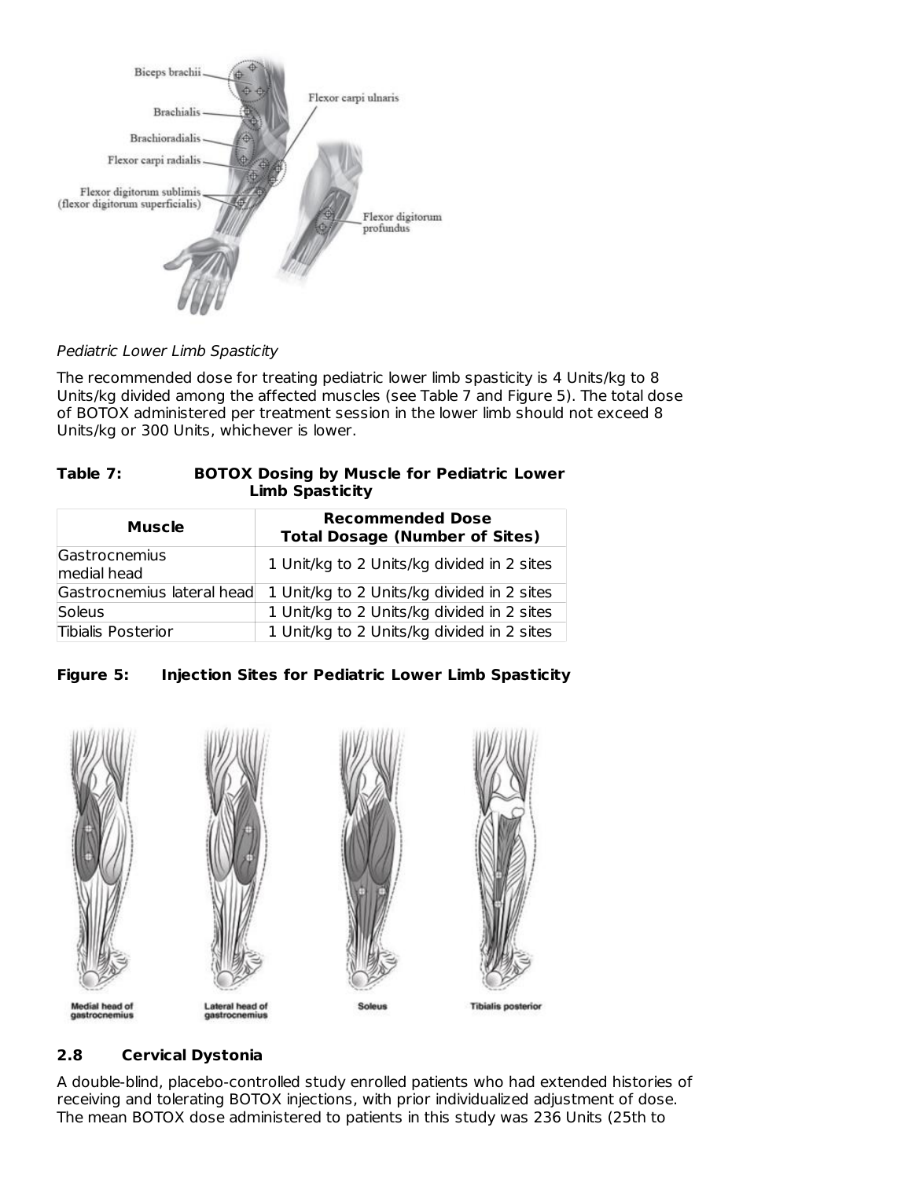*Pediatric Lower Limb Spasticity*

The recommended dose for treating pediatric lower limb spasticity is 4 Units/kg to 8 Units/kg divided among the affected muscles (see Table 7 and Figure 5). The total dose of BOTOX administered per treatment session in the lower limb should not exceed 8 Units/kg or 300 Units, whichever is lower.

**Table 7: BOTOX Dosing by Muscle for Pediatric Lower Limb Spasticity**

| Muscle | Recommended Dose Total Dosage (Number of Sites) |
| --- | --- |
| Gastrocnemius medial head | 1 Unit/kg to 2 Units/kg divided in 2 sites |
| Gastrocnemius lateral head | 1 Unit/kg to 2 Units/kg divided in 2 sites |
| Soleus | 1 Unit/kg to 2 Units/kg divided in 2 sites |
| Tibialis Posterior | 1 Unit/kg to 2 Units/kg divided in 2 sites |

**Figure 5: Injection Sites for Pediatric Lower Limb Spasticity**

## 2.8 Cervical Dystonia

A double-blind, placebo-controlled study enrolled patients who had extended histories of receiving and tolerating BOTOX injections, with prior individualized adjustment of dose. The mean BOTOX dose administered to patients in this study was 236 Units (25th to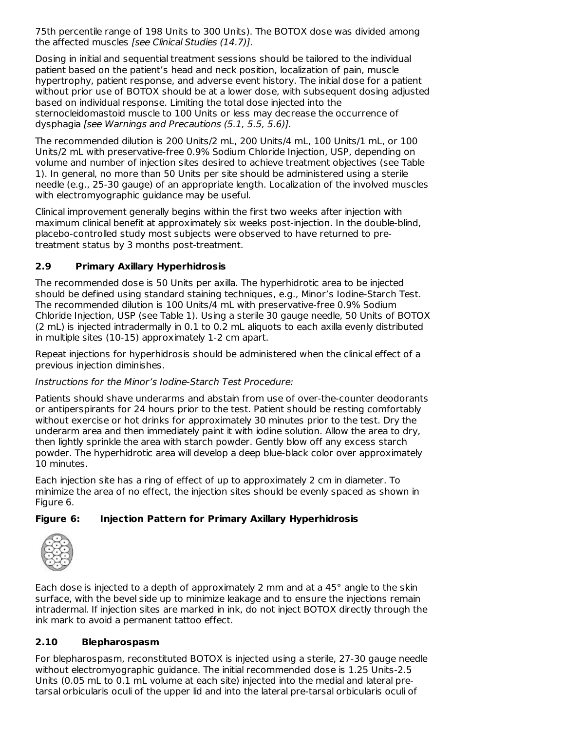75th percentile range of 198 Units to 300 Units). The BOTOX dose was divided among the affected muscles *[see Clinical Studies (14.7)]*.

Dosing in initial and sequential treatment sessions should be tailored to the individual patient based on the patient's head and neck position, localization of pain, muscle hypertrophy, patient response, and adverse event history. The initial dose for a patient without prior use of BOTOX should be at a lower dose, with subsequent dosing adjusted based on individual response. Limiting the total dose injected into the sternocleidomastoid muscle to 100 Units or less may decrease the occurrence of dysphagia *[see Warnings and Precautions (5.1, 5.5, 5.6)]*.

The recommended dilution is 200 Units/2 mL, 200 Units/4 mL, 100 Units/1 mL, or 100 Units/2 mL with preservative-free 0.9% Sodium Chloride Injection, USP, depending on volume and number of injection sites desired to achieve treatment objectives (see Table 1). In general, no more than 50 Units per site should be administered using a sterile needle (e.g., 25-30 gauge) of an appropriate length. Localization of the involved muscles with electromyographic guidance may be useful.

Clinical improvement generally begins within the first two weeks after injection with maximum clinical benefit at approximately six weeks post-injection. In the double-blind, placebo-controlled study most subjects were observed to have returned to pre-treatment status by 3 months post-treatment.

## 2.9 Primary Axillary Hyperhidrosis

The recommended dose is 50 Units per axilla. The hyperhidrotic area to be injected should be defined using standard staining techniques, e.g., Minor's Iodine-Starch Test. The recommended dilution is 100 Units/4 mL with preservative-free 0.9% Sodium Chloride Injection, USP (see Table 1). Using a sterile 30 gauge needle, 50 Units of BOTOX (2 mL) is injected intradermally in 0.1 to 0.2 mL aliquots to each axilla evenly distributed in multiple sites (10-15) approximately 1-2 cm apart.

Repeat injections for hyperhidrosis should be administered when the clinical effect of a previous injection diminishes.

*Instructions for the Minor's Iodine-Starch Test Procedure:*

Patients should shave underarms and abstain from use of over-the-counter deodorants or antiperspirants for 24 hours prior to the test. Patient should be resting comfortably without exercise or hot drinks for approximately 30 minutes prior to the test. Dry the underarm area and then immediately paint it with iodine solution. Allow the area to dry, then lightly sprinkle the area with starch powder. Gently blow off any excess starch powder. The hyperhidrotic area will develop a deep blue-black color over approximately 10 minutes.

Each injection site has a ring of effect of up to approximately 2 cm in diameter. To minimize the area of no effect, the injection sites should be evenly spaced as shown in Figure 6.

**Figure 6: Injection Pattern for Primary Axillary Hyperhidrosis**

Each dose is injected to a depth of approximately 2 mm and at a 45° angle to the skin surface, with the bevel side up to minimize leakage and to ensure the injections remain intradermal. If injection sites are marked in ink, do not inject BOTOX directly through the ink mark to avoid a permanent tattoo effect.

## 2.10 Blepharospasm

For blepharospasm, reconstituted BOTOX is injected using a sterile, 27-30 gauge needle without electromyographic guidance. The initial recommended dose is 1.25 Units-2.5 Units (0.05 mL to 0.1 mL volume at each site) injected into the medial and lateral pre-tarsal orbicularis oculi of the upper lid and into the lateral pre-tarsal orbicularis oculi of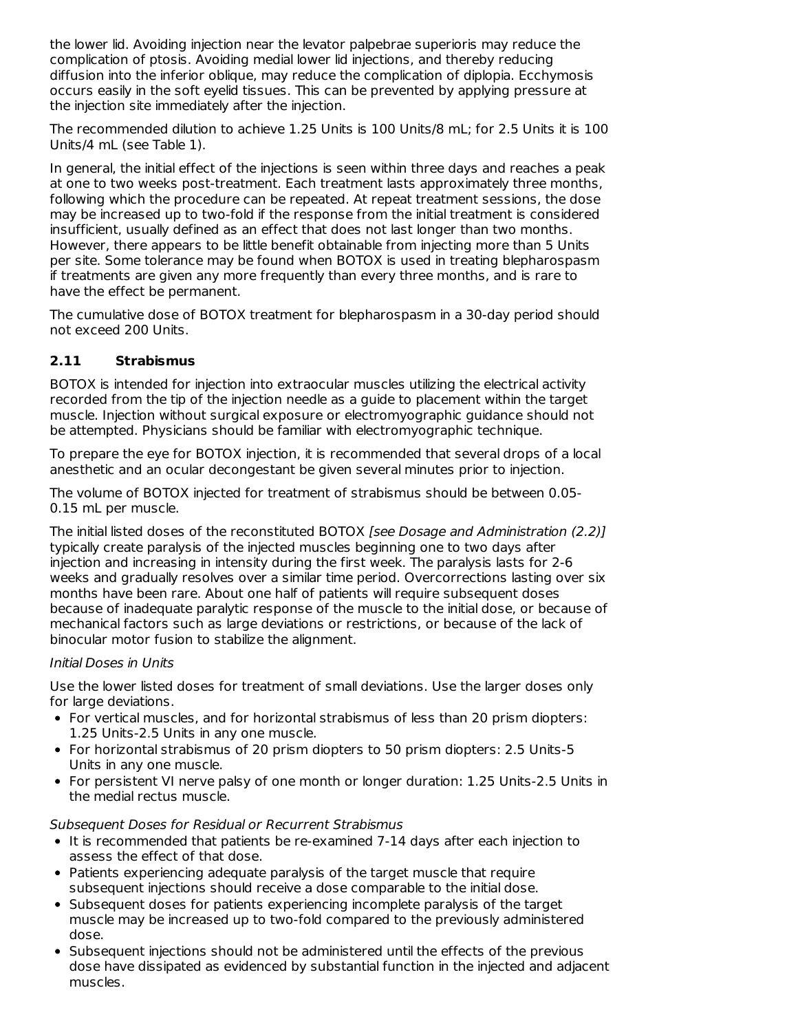the lower lid. Avoiding injection near the levator palpebrae superioris may reduce the complication of ptosis. Avoiding medial lower lid injections, and thereby reducing diffusion into the inferior oblique, may reduce the complication of diplopia. Ecchymosis occurs easily in the soft eyelid tissues. This can be prevented by applying pressure at the injection site immediately after the injection.

The recommended dilution to achieve 1.25 Units is 100 Units/8 mL; for 2.5 Units it is 100 Units/4 mL (see Table 1).

In general, the initial effect of the injections is seen within three days and reaches a peak at one to two weeks post-treatment. Each treatment lasts approximately three months, following which the procedure can be repeated. At repeat treatment sessions, the dose may be increased up to two-fold if the response from the initial treatment is considered insufficient, usually defined as an effect that does not last longer than two months. However, there appears to be little benefit obtainable from injecting more than 5 Units per site. Some tolerance may be found when BOTOX is used in treating blepharospasm if treatments are given any more frequently than every three months, and is rare to have the effect be permanent.

The cumulative dose of BOTOX treatment for blepharospasm in a 30-day period should not exceed 200 Units.

### 2.11 Strabismus

BOTOX is intended for injection into extraocular muscles utilizing the electrical activity recorded from the tip of the injection needle as a guide to placement within the target muscle. Injection without surgical exposure or electromyographic guidance should not be attempted. Physicians should be familiar with electromyographic technique.

To prepare the eye for BOTOX injection, it is recommended that several drops of a local anesthetic and an ocular decongestant be given several minutes prior to injection.

The volume of BOTOX injected for treatment of strabismus should be between 0.05-0.15 mL per muscle.

The initial listed doses of the reconstituted BOTOX *[see Dosage and Administration (2.2)]* typically create paralysis of the injected muscles beginning one to two days after injection and increasing in intensity during the first week. The paralysis lasts for 2-6 weeks and gradually resolves over a similar time period. Overcorrections lasting over six months have been rare. About one half of patients will require subsequent doses because of inadequate paralytic response of the muscle to the initial dose, or because of mechanical factors such as large deviations or restrictions, or because of the lack of binocular motor fusion to stabilize the alignment.

*Initial Doses in Units*

Use the lower listed doses for treatment of small deviations. Use the larger doses only for large deviations.

- For vertical muscles, and for horizontal strabismus of less than 20 prism diopters: 1.25 Units-2.5 Units in any one muscle.
- For horizontal strabismus of 20 prism diopters to 50 prism diopters: 2.5 Units-5 Units in any one muscle.
- For persistent VI nerve palsy of one month or longer duration: 1.25 Units-2.5 Units in the medial rectus muscle.

*Subsequent Doses for Residual or Recurrent Strabismus*

- It is recommended that patients be re-examined 7-14 days after each injection to assess the effect of that dose.
- Patients experiencing adequate paralysis of the target muscle that require subsequent injections should receive a dose comparable to the initial dose.
- Subsequent doses for patients experiencing incomplete paralysis of the target muscle may be increased up to two-fold compared to the previously administered dose.
- Subsequent injections should not be administered until the effects of the previous dose have dissipated as evidenced by substantial function in the injected and adjacent muscles.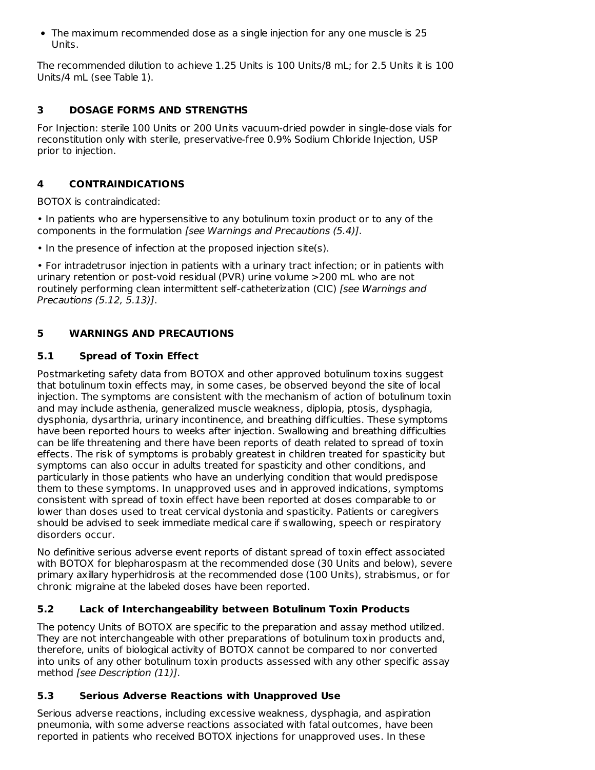- The maximum recommended dose as a single injection for any one muscle is 25 Units.

The recommended dilution to achieve 1.25 Units is 100 Units/8 mL; for 2.5 Units it is 100 Units/4 mL (see Table 1).

## 3 DOSAGE FORMS AND STRENGTHS

For Injection: sterile 100 Units or 200 Units vacuum-dried powder in single-dose vials for reconstitution only with sterile, preservative-free 0.9% Sodium Chloride Injection, USP prior to injection.

## 4 CONTRAINDICATIONS

BOTOX is contraindicated:

• In patients who are hypersensitive to any botulinum toxin product or to any of the components in the formulation *[see Warnings and Precautions (5.4)]*.

• In the presence of infection at the proposed injection site(s).

• For intradetrusor injection in patients with a urinary tract infection; or in patients with urinary retention or post-void residual (PVR) urine volume >200 mL who are not routinely performing clean intermittent self-catheterization (CIC) *[see Warnings and Precautions (5.12, 5.13)]*.

## 5 WARNINGS AND PRECAUTIONS

### 5.1 Spread of Toxin Effect

Postmarketing safety data from BOTOX and other approved botulinum toxins suggest that botulinum toxin effects may, in some cases, be observed beyond the site of local injection. The symptoms are consistent with the mechanism of action of botulinum toxin and may include asthenia, generalized muscle weakness, diplopia, ptosis, dysphagia, dysphonia, dysarthria, urinary incontinence, and breathing difficulties. These symptoms have been reported hours to weeks after injection. Swallowing and breathing difficulties can be life threatening and there have been reports of death related to spread of toxin effects. The risk of symptoms is probably greatest in children treated for spasticity but symptoms can also occur in adults treated for spasticity and other conditions, and particularly in those patients who have an underlying condition that would predispose them to these symptoms. In unapproved uses and in approved indications, symptoms consistent with spread of toxin effect have been reported at doses comparable to or lower than doses used to treat cervical dystonia and spasticity. Patients or caregivers should be advised to seek immediate medical care if swallowing, speech or respiratory disorders occur.

No definitive serious adverse event reports of distant spread of toxin effect associated with BOTOX for blepharospasm at the recommended dose (30 Units and below), severe primary axillary hyperhidrosis at the recommended dose (100 Units), strabismus, or for chronic migraine at the labeled doses have been reported.

### 5.2 Lack of Interchangeability between Botulinum Toxin Products

The potency Units of BOTOX are specific to the preparation and assay method utilized. They are not interchangeable with other preparations of botulinum toxin products and, therefore, units of biological activity of BOTOX cannot be compared to nor converted into units of any other botulinum toxin products assessed with any other specific assay method *[see Description (11)]*.

### 5.3 Serious Adverse Reactions with Unapproved Use

Serious adverse reactions, including excessive weakness, dysphagia, and aspiration pneumonia, with some adverse reactions associated with fatal outcomes, have been reported in patients who received BOTOX injections for unapproved uses. In these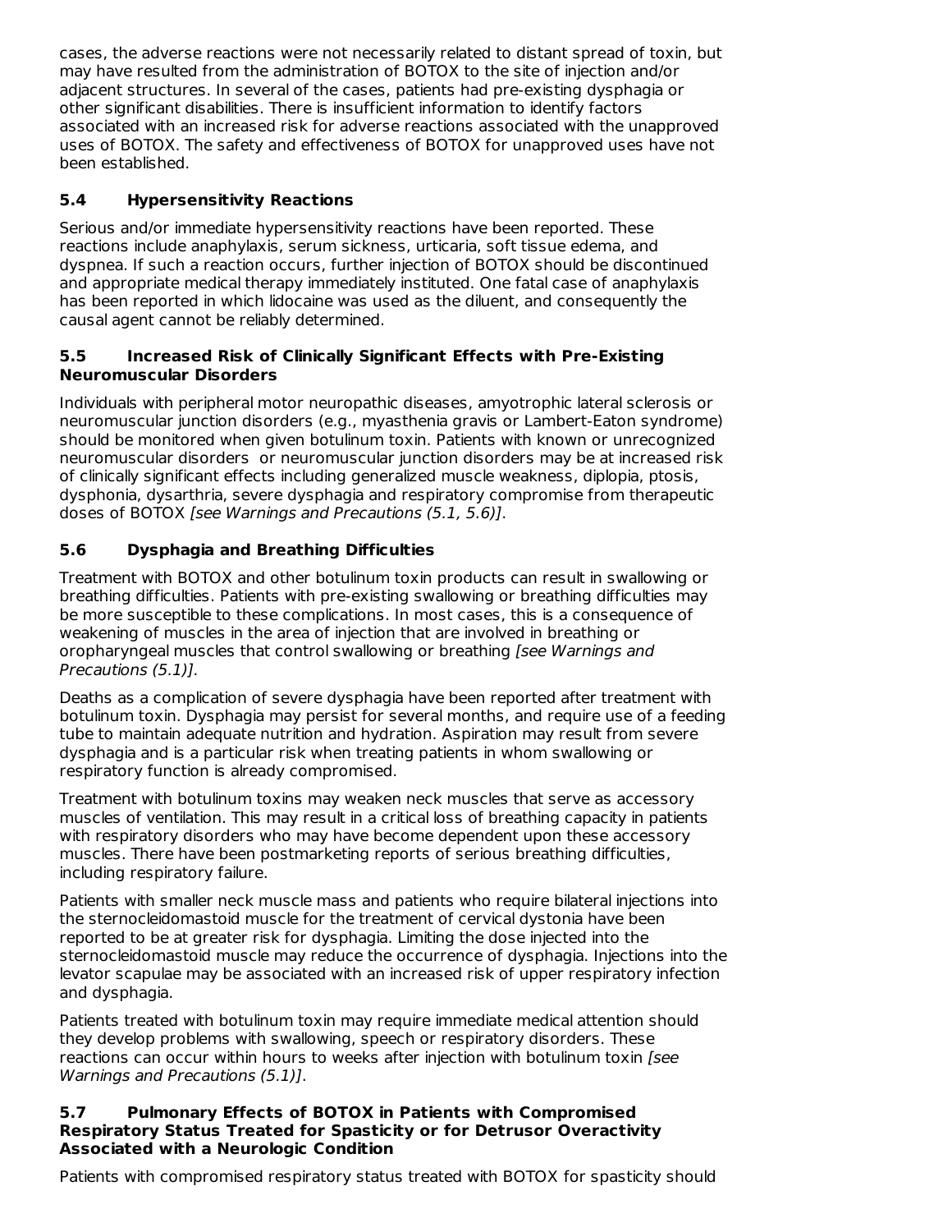cases, the adverse reactions were not necessarily related to distant spread of toxin, but may have resulted from the administration of BOTOX to the site of injection and/or adjacent structures. In several of the cases, patients had pre-existing dysphagia or other significant disabilities. There is insufficient information to identify factors associated with an increased risk for adverse reactions associated with the unapproved uses of BOTOX. The safety and effectiveness of BOTOX for unapproved uses have not been established.

### 5.4 Hypersensitivity Reactions

Serious and/or immediate hypersensitivity reactions have been reported. These reactions include anaphylaxis, serum sickness, urticaria, soft tissue edema, and dyspnea. If such a reaction occurs, further injection of BOTOX should be discontinued and appropriate medical therapy immediately instituted. One fatal case of anaphylaxis has been reported in which lidocaine was used as the diluent, and consequently the causal agent cannot be reliably determined.

### 5.5 Increased Risk of Clinically Significant Effects with Pre-Existing Neuromuscular Disorders

Individuals with peripheral motor neuropathic diseases, amyotrophic lateral sclerosis or neuromuscular junction disorders (e.g., myasthenia gravis or Lambert-Eaton syndrome) should be monitored when given botulinum toxin. Patients with known or unrecognized neuromuscular disorders or neuromuscular junction disorders may be at increased risk of clinically significant effects including generalized muscle weakness, diplopia, ptosis, dysphonia, dysarthria, severe dysphagia and respiratory compromise from therapeutic doses of BOTOX *[see Warnings and Precautions (5.1, 5.6)]*.

### 5.6 Dysphagia and Breathing Difficulties

Treatment with BOTOX and other botulinum toxin products can result in swallowing or breathing difficulties. Patients with pre-existing swallowing or breathing difficulties may be more susceptible to these complications. In most cases, this is a consequence of weakening of muscles in the area of injection that are involved in breathing or oropharyngeal muscles that control swallowing or breathing *[see Warnings and Precautions (5.1)].*

Deaths as a complication of severe dysphagia have been reported after treatment with botulinum toxin. Dysphagia may persist for several months, and require use of a feeding tube to maintain adequate nutrition and hydration. Aspiration may result from severe dysphagia and is a particular risk when treating patients in whom swallowing or respiratory function is already compromised.

Treatment with botulinum toxins may weaken neck muscles that serve as accessory muscles of ventilation. This may result in a critical loss of breathing capacity in patients with respiratory disorders who may have become dependent upon these accessory muscles. There have been postmarketing reports of serious breathing difficulties, including respiratory failure.

Patients with smaller neck muscle mass and patients who require bilateral injections into the sternocleidomastoid muscle for the treatment of cervical dystonia have been reported to be at greater risk for dysphagia. Limiting the dose injected into the sternocleidomastoid muscle may reduce the occurrence of dysphagia. Injections into the levator scapulae may be associated with an increased risk of upper respiratory infection and dysphagia.

Patients treated with botulinum toxin may require immediate medical attention should they develop problems with swallowing, speech or respiratory disorders. These reactions can occur within hours to weeks after injection with botulinum toxin *[see Warnings and Precautions (5.1)]*.

### 5.7 Pulmonary Effects of BOTOX in Patients with Compromised Respiratory Status Treated for Spasticity or for Detrusor Overactivity Associated with a Neurologic Condition

Patients with compromised respiratory status treated with BOTOX for spasticity should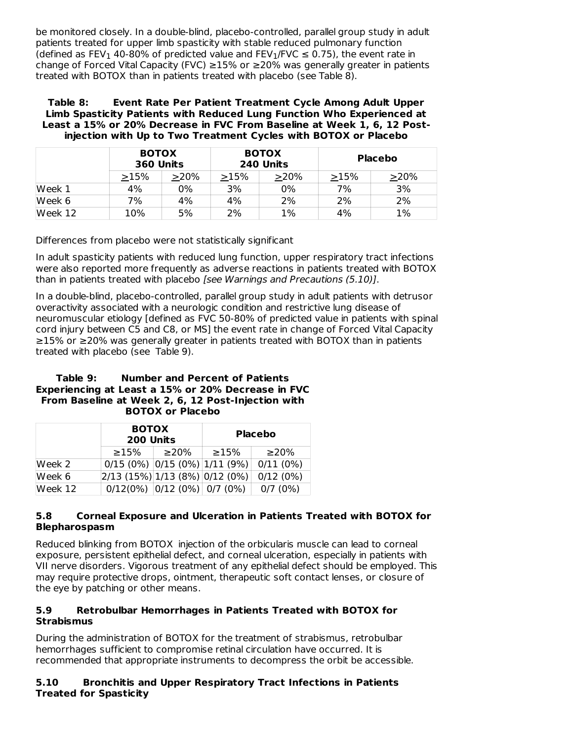be monitored closely. In a double-blind, placebo-controlled, parallel group study in adult patients treated for upper limb spasticity with stable reduced pulmonary function (defined as $FEV_1$ 40-80% of predicted value and $FEV_1/FVC \leq 0.75$), the event rate in change of Forced Vital Capacity (FVC) ≥15% or ≥20% was generally greater in patients treated with BOTOX than in patients treated with placebo (see Table 8).

**Table 8: Event Rate Per Patient Treatment Cycle Among Adult Upper Limb Spasticity Patients with Reduced Lung Function Who Experienced at Least a 15% or 20% Decrease in FVC From Baseline at Week 1, 6, 12 Post-injection with Up to Two Treatment Cycles with BOTOX or Placebo**

| | BOTOX 360 Units | | BOTOX 240 Units | | Placebo | |
|---|---|---|---|---|---|---|
| | ≥15% | ≥20% | ≥15% | ≥20% | ≥15% | ≥20% |
| Week 1 | 4% | 0% | 3% | 0% | 7% | 3% |
| Week 6 | 7% | 4% | 4% | 2% | 2% | 2% |
| Week 12 | 10% | 5% | 2% | 1% | 4% | 1% |

Differences from placebo were not statistically significant

In adult spasticity patients with reduced lung function, upper respiratory tract infections were also reported more frequently as adverse reactions in patients treated with BOTOX than in patients treated with placebo *[see Warnings and Precautions (5.10)]*.

In a double-blind, placebo-controlled, parallel group study in adult patients with detrusor overactivity associated with a neurologic condition and restrictive lung disease of neuromuscular etiology [defined as FVC 50-80% of predicted value in patients with spinal cord injury between C5 and C8, or MS] the event rate in change of Forced Vital Capacity ≥15% or ≥20% was generally greater in patients treated with BOTOX than in patients treated with placebo (see Table 9).

**Table 9: Number and Percent of Patients Experiencing at Least a 15% or 20% Decrease in FVC From Baseline at Week 2, 6, 12 Post-Injection with BOTOX or Placebo**

| | BOTOX 200 Units | | Placebo | |
|---|---|---|---|---|
| | ≥15% | ≥20% | ≥15% | ≥20% |
| Week 2 | 0/15 (0%) | 0/15 (0%) | 1/11 (9%) | 0/11 (0%) |
| Week 6 | 2/13 (15%) | 1/13 (8%) | 0/12 (0%) | 0/12 (0%) |
| Week 12 | 0/12(0%) | 0/12 (0%) | 0/7 (0%) | 0/7 (0%) |

### 5.8 Corneal Exposure and Ulceration in Patients Treated with BOTOX for Blepharospasm

Reduced blinking from BOTOX injection of the orbicularis muscle can lead to corneal exposure, persistent epithelial defect, and corneal ulceration, especially in patients with VII nerve disorders. Vigorous treatment of any epithelial defect should be employed. This may require protective drops, ointment, therapeutic soft contact lenses, or closure of the eye by patching or other means.

### 5.9 Retrobulbar Hemorrhages in Patients Treated with BOTOX for Strabismus

During the administration of BOTOX for the treatment of strabismus, retrobulbar hemorrhages sufficient to compromise retinal circulation have occurred. It is recommended that appropriate instruments to decompress the orbit be accessible.

### 5.10 Bronchitis and Upper Respiratory Tract Infections in Patients Treated for Spasticity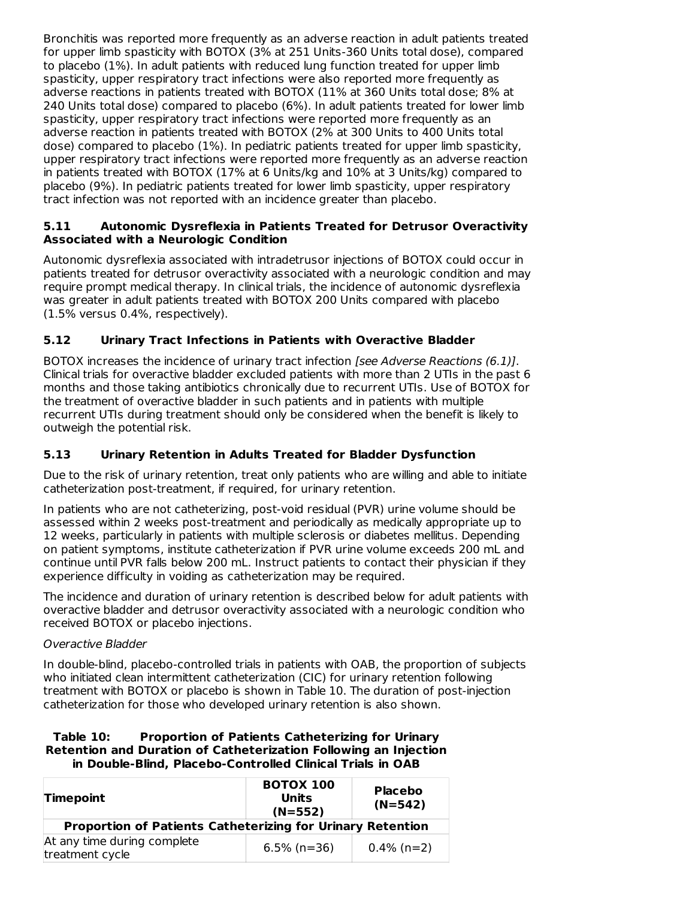Bronchitis was reported more frequently as an adverse reaction in adult patients treated for upper limb spasticity with BOTOX (3% at 251 Units-360 Units total dose), compared to placebo (1%). In adult patients with reduced lung function treated for upper limb spasticity, upper respiratory tract infections were also reported more frequently as adverse reactions in patients treated with BOTOX (11% at 360 Units total dose; 8% at 240 Units total dose) compared to placebo (6%). In adult patients treated for lower limb spasticity, upper respiratory tract infections were reported more frequently as an adverse reaction in patients treated with BOTOX (2% at 300 Units to 400 Units total dose) compared to placebo (1%). In pediatric patients treated for upper limb spasticity, upper respiratory tract infections were reported more frequently as an adverse reaction in patients treated with BOTOX (17% at 6 Units/kg and 10% at 3 Units/kg) compared to placebo (9%). In pediatric patients treated for lower limb spasticity, upper respiratory tract infection was not reported with an incidence greater than placebo.

### 5.11 Autonomic Dysreflexia in Patients Treated for Detrusor Overactivity Associated with a Neurologic Condition

Autonomic dysreflexia associated with intradetrusor injections of BOTOX could occur in patients treated for detrusor overactivity associated with a neurologic condition and may require prompt medical therapy. In clinical trials, the incidence of autonomic dysreflexia was greater in adult patients treated with BOTOX 200 Units compared with placebo (1.5% versus 0.4%, respectively).

### 5.12 Urinary Tract Infections in Patients with Overactive Bladder

BOTOX increases the incidence of urinary tract infection *[see Adverse Reactions (6.1)]*. Clinical trials for overactive bladder excluded patients with more than 2 UTIs in the past 6 months and those taking antibiotics chronically due to recurrent UTIs. Use of BOTOX for the treatment of overactive bladder in such patients and in patients with multiple recurrent UTIs during treatment should only be considered when the benefit is likely to outweigh the potential risk.

### 5.13 Urinary Retention in Adults Treated for Bladder Dysfunction

Due to the risk of urinary retention, treat only patients who are willing and able to initiate catheterization post-treatment, if required, for urinary retention.

In patients who are not catheterizing, post-void residual (PVR) urine volume should be assessed within 2 weeks post-treatment and periodically as medically appropriate up to 12 weeks, particularly in patients with multiple sclerosis or diabetes mellitus. Depending on patient symptoms, institute catheterization if PVR urine volume exceeds 200 mL and continue until PVR falls below 200 mL. Instruct patients to contact their physician if they experience difficulty in voiding as catheterization may be required.

The incidence and duration of urinary retention is described below for adult patients with overactive bladder and detrusor overactivity associated with a neurologic condition who received BOTOX or placebo injections.

*Overactive Bladder*

In double-blind, placebo-controlled trials in patients with OAB, the proportion of subjects who initiated clean intermittent catheterization (CIC) for urinary retention following treatment with BOTOX or placebo is shown in Table 10. The duration of post-injection catheterization for those who developed urinary retention is also shown.

**Table 10: Proportion of Patients Catheterizing for Urinary Retention and Duration of Catheterization Following an Injection in Double-Blind, Placebo-Controlled Clinical Trials in OAB**

| Timepoint | BOTOX 100 Units (N=552) | Placebo (N=542) |
|---|---|---|
| **Proportion of Patients Catheterizing for Urinary Retention** | | |
| At any time during complete treatment cycle | 6.5% (n=36) | 0.4% (n=2) |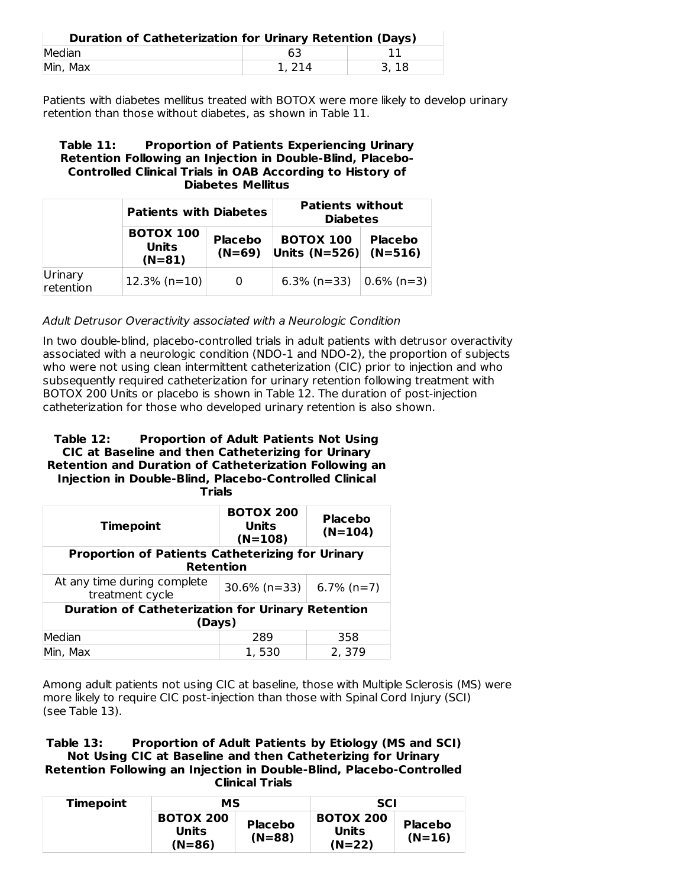| Duration of Catheterization for Urinary Retention (Days) | | |
|---|---|---|
| Median | 63 | 11 |
| Min, Max | 1, 214 | 3, 18 |

Patients with diabetes mellitus treated with BOTOX were more likely to develop urinary retention than those without diabetes, as shown in Table 11.

**Table 11: Proportion of Patients Experiencing Urinary Retention Following an Injection in Double-Blind, Placebo-Controlled Clinical Trials in OAB According to History of Diabetes Mellitus**

| | **Patients with Diabetes** | | **Patients without Diabetes** | |
|---|---|---|---|---|
| | **BOTOX 100 Units (N=81)** | **Placebo (N=69)** | **BOTOX 100 Units (N=526)** | **Placebo (N=516)** |
| Urinary retention | 12.3% (n=10) | 0 | 6.3% (n=33) | 0.6% (n=3) |

*Adult Detrusor Overactivity associated with a Neurologic Condition*

In two double-blind, placebo-controlled trials in adult patients with detrusor overactivity associated with a neurologic condition (NDO-1 and NDO-2), the proportion of subjects who were not using clean intermittent catheterization (CIC) prior to injection and who subsequently required catheterization for urinary retention following treatment with BOTOX 200 Units or placebo is shown in Table 12. The duration of post-injection catheterization for those who developed urinary retention is also shown.

**Table 12: Proportion of Adult Patients Not Using CIC at Baseline and then Catheterizing for Urinary Retention and Duration of Catheterization Following an Injection in Double-Blind, Placebo-Controlled Clinical Trials**

| **Timepoint** | **BOTOX 200 Units (N=108)** | **Placebo (N=104)** |
|---|---|---|
| **Proportion of Patients Catheterizing for Urinary Retention** | | |
| At any time during complete treatment cycle | 30.6% (n=33) | 6.7% (n=7) |
| **Duration of Catheterization for Urinary Retention (Days)** | | |
| Median | 289 | 358 |
| Min, Max | 1, 530 | 2, 379 |

Among adult patients not using CIC at baseline, those with Multiple Sclerosis (MS) were more likely to require CIC post-injection than those with Spinal Cord Injury (SCI) (see Table 13).

**Table 13: Proportion of Adult Patients by Etiology (MS and SCI) Not Using CIC at Baseline and then Catheterizing for Urinary Retention Following an Injection in Double-Blind, Placebo-Controlled Clinical Trials**

| **Timepoint** | **MS** | | **SCI** | |
|---|---|---|---|---|
| | **BOTOX 200 Units (N=86)** | **Placebo (N=88)** | **BOTOX 200 Units (N=22)** | **Placebo (N=16)** |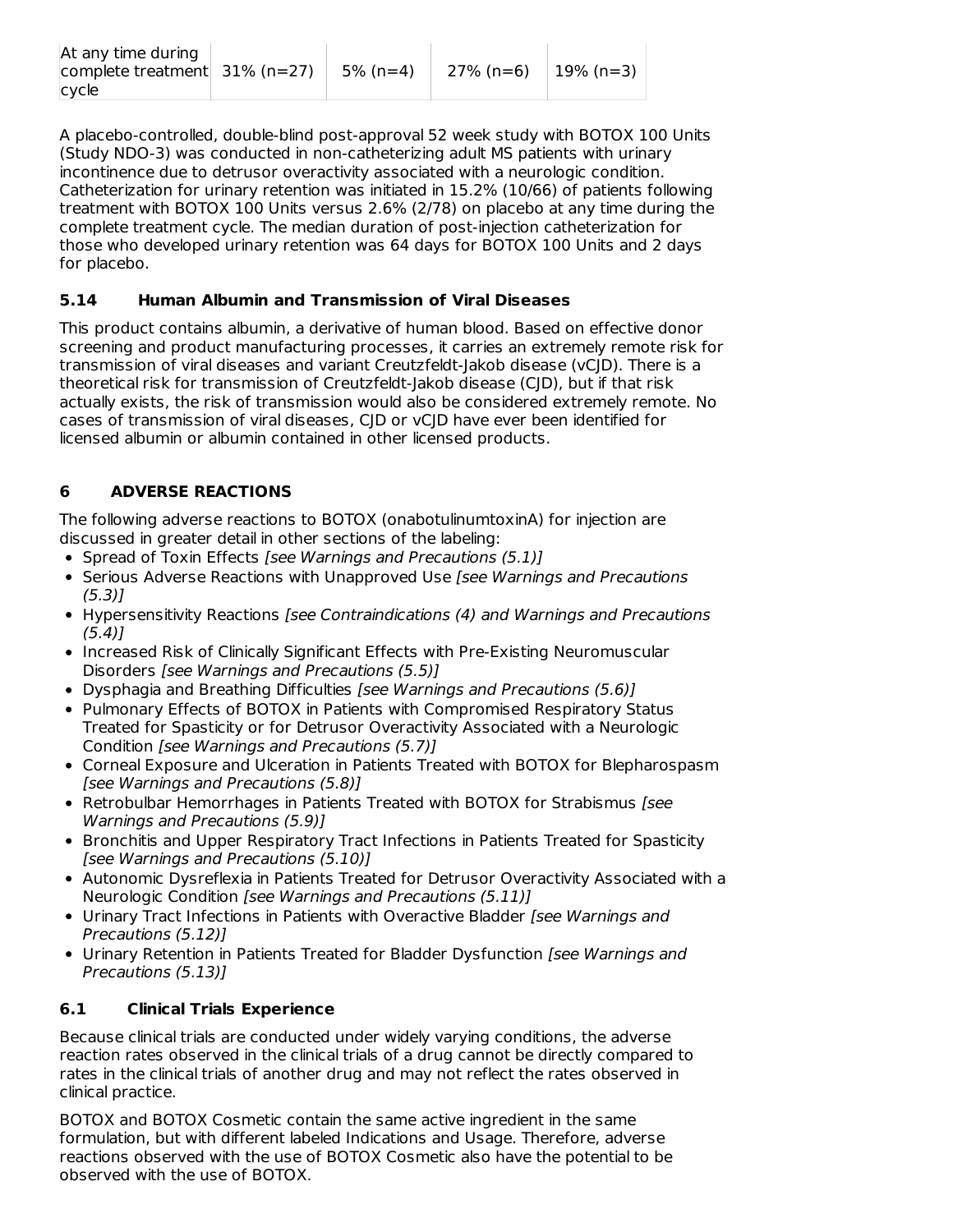| At any time during complete treatment cycle | 31% (n=27) | 5% (n=4) | 27% (n=6) | 19% (n=3) |
|---|---|---|---|---|

A placebo-controlled, double-blind post-approval 52 week study with BOTOX 100 Units (Study NDO-3) was conducted in non-catheterizing adult MS patients with urinary incontinence due to detrusor overactivity associated with a neurologic condition. Catheterization for urinary retention was initiated in 15.2% (10/66) of patients following treatment with BOTOX 100 Units versus 2.6% (2/78) on placebo at any time during the complete treatment cycle. The median duration of post-injection catheterization for those who developed urinary retention was 64 days for BOTOX 100 Units and 2 days for placebo.

### 5.14 Human Albumin and Transmission of Viral Diseases

This product contains albumin, a derivative of human blood. Based on effective donor screening and product manufacturing processes, it carries an extremely remote risk for transmission of viral diseases and variant Creutzfeldt-Jakob disease (vCJD). There is a theoretical risk for transmission of Creutzfeldt-Jakob disease (CJD), but if that risk actually exists, the risk of transmission would also be considered extremely remote. No cases of transmission of viral diseases, CJD or vCJD have ever been identified for licensed albumin or albumin contained in other licensed products.

## 6 ADVERSE REACTIONS

The following adverse reactions to BOTOX (onabotulinumtoxinA) for injection are discussed in greater detail in other sections of the labeling:

- Spread of Toxin Effects *[see Warnings and Precautions (5.1)]*
- Serious Adverse Reactions with Unapproved Use *[see Warnings and Precautions (5.3)]*
- Hypersensitivity Reactions *[see Contraindications (4) and Warnings and Precautions (5.4)]*
- Increased Risk of Clinically Significant Effects with Pre-Existing Neuromuscular Disorders *[see Warnings and Precautions (5.5)]*
- Dysphagia and Breathing Difficulties *[see Warnings and Precautions (5.6)]*
- Pulmonary Effects of BOTOX in Patients with Compromised Respiratory Status Treated for Spasticity or for Detrusor Overactivity Associated with a Neurologic Condition *[see Warnings and Precautions (5.7)]*
- Corneal Exposure and Ulceration in Patients Treated with BOTOX for Blepharospasm *[see Warnings and Precautions (5.8)]*
- Retrobulbar Hemorrhages in Patients Treated with BOTOX for Strabismus *[see Warnings and Precautions (5.9)]*
- Bronchitis and Upper Respiratory Tract Infections in Patients Treated for Spasticity *[see Warnings and Precautions (5.10)]*
- Autonomic Dysreflexia in Patients Treated for Detrusor Overactivity Associated with a Neurologic Condition *[see Warnings and Precautions (5.11)]*
- Urinary Tract Infections in Patients with Overactive Bladder *[see Warnings and Precautions (5.12)]*
- Urinary Retention in Patients Treated for Bladder Dysfunction *[see Warnings and Precautions (5.13)]*

### 6.1 Clinical Trials Experience

Because clinical trials are conducted under widely varying conditions, the adverse reaction rates observed in the clinical trials of a drug cannot be directly compared to rates in the clinical trials of another drug and may not reflect the rates observed in clinical practice.

BOTOX and BOTOX Cosmetic contain the same active ingredient in the same formulation, but with different labeled Indications and Usage. Therefore, adverse reactions observed with the use of BOTOX Cosmetic also have the potential to be observed with the use of BOTOX.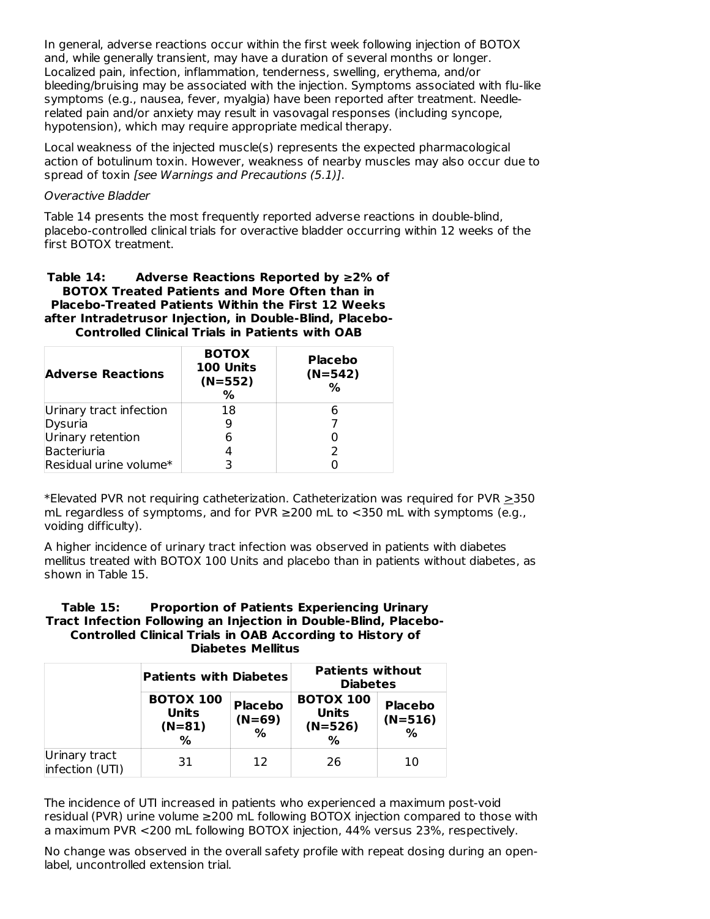In general, adverse reactions occur within the first week following injection of BOTOX and, while generally transient, may have a duration of several months or longer. Localized pain, infection, inflammation, tenderness, swelling, erythema, and/or bleeding/bruising may be associated with the injection. Symptoms associated with flu-like symptoms (e.g., nausea, fever, myalgia) have been reported after treatment. Needle-related pain and/or anxiety may result in vasovagal responses (including syncope, hypotension), which may require appropriate medical therapy.

Local weakness of the injected muscle(s) represents the expected pharmacological action of botulinum toxin. However, weakness of nearby muscles may also occur due to spread of toxin *[see Warnings and Precautions (5.1)]*.

*Overactive Bladder*

Table 14 presents the most frequently reported adverse reactions in double-blind, placebo-controlled clinical trials for overactive bladder occurring within 12 weeks of the first BOTOX treatment.

**Table 14: Adverse Reactions Reported by ≥2% of BOTOX Treated Patients and More Often than in Placebo-Treated Patients Within the First 12 Weeks after Intradetrusor Injection, in Double-Blind, Placebo-Controlled Clinical Trials in Patients with OAB**

| Adverse Reactions | BOTOX 100 Units (N=552) % | Placebo (N=542) % |
|---|---|---|
| Urinary tract infection | 18 | 6 |
| Dysuria | 9 | 7 |
| Urinary retention | 6 | 0 |
| Bacteriuria | 4 | 2 |
| Residual urine volume* | 3 | 0 |

*Elevated PVR not requiring catheterization. Catheterization was required for PVR ≥350 mL regardless of symptoms, and for PVR ≥200 mL to <350 mL with symptoms (e.g., voiding difficulty).

A higher incidence of urinary tract infection was observed in patients with diabetes mellitus treated with BOTOX 100 Units and placebo than in patients without diabetes, as shown in Table 15.

**Table 15: Proportion of Patients Experiencing Urinary Tract Infection Following an Injection in Double-Blind, Placebo-Controlled Clinical Trials in OAB According to History of Diabetes Mellitus**

| | Patients with Diabetes | | Patients without Diabetes | |
|---|---|---|---|---|
| | BOTOX 100 Units (N=81) % | Placebo (N=69) % | BOTOX 100 Units (N=526) % | Placebo (N=516) % |
| Urinary tract infection (UTI) | 31 | 12 | 26 | 10 |

The incidence of UTI increased in patients who experienced a maximum post-void residual (PVR) urine volume ≥200 mL following BOTOX injection compared to those with a maximum PVR <200 mL following BOTOX injection, 44% versus 23%, respectively.

No change was observed in the overall safety profile with repeat dosing during an open-label, uncontrolled extension trial.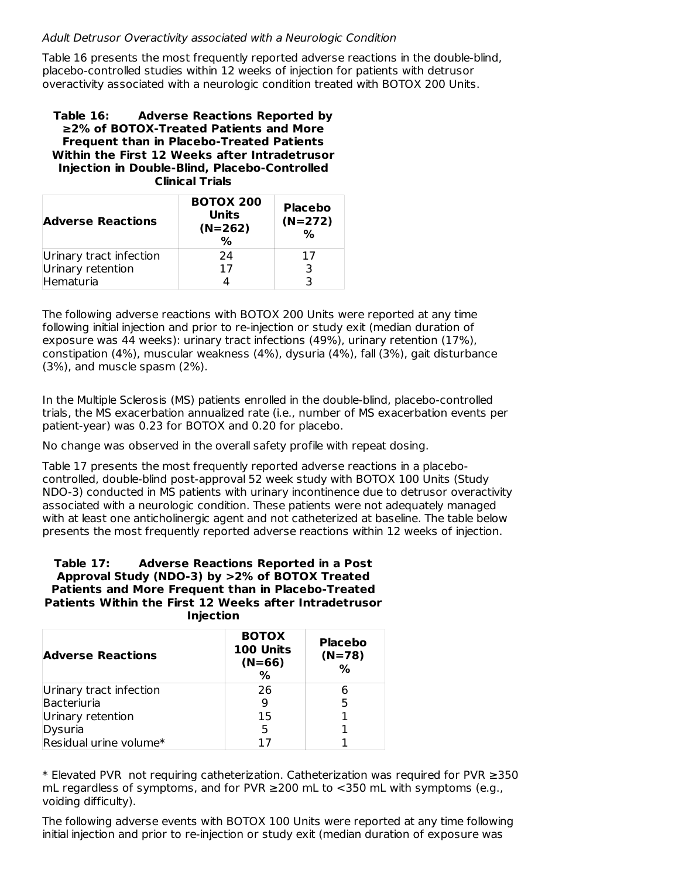*Adult Detrusor Overactivity associated with a Neurologic Condition*

Table 16 presents the most frequently reported adverse reactions in the double-blind, placebo-controlled studies within 12 weeks of injection for patients with detrusor overactivity associated with a neurologic condition treated with BOTOX 200 Units.

**Table 16: Adverse Reactions Reported by ≥2% of BOTOX-Treated Patients and More Frequent than in Placebo-Treated Patients Within the First 12 Weeks after Intradetrusor Injection in Double-Blind, Placebo-Controlled Clinical Trials**

| Adverse Reactions | BOTOX 200 Units (N=262) % | Placebo (N=272) % |
|---|---|---|
| Urinary tract infection | 24 | 17 |
| Urinary retention | 17 | 3 |
| Hematuria | 4 | 3 |

The following adverse reactions with BOTOX 200 Units were reported at any time following initial injection and prior to re-injection or study exit (median duration of exposure was 44 weeks): urinary tract infections (49%), urinary retention (17%), constipation (4%), muscular weakness (4%), dysuria (4%), fall (3%), gait disturbance (3%), and muscle spasm (2%).

In the Multiple Sclerosis (MS) patients enrolled in the double-blind, placebo-controlled trials, the MS exacerbation annualized rate (i.e., number of MS exacerbation events per patient-year) was 0.23 for BOTOX and 0.20 for placebo.

No change was observed in the overall safety profile with repeat dosing.

Table 17 presents the most frequently reported adverse reactions in a placebo-controlled, double-blind post-approval 52 week study with BOTOX 100 Units (Study NDO-3) conducted in MS patients with urinary incontinence due to detrusor overactivity associated with a neurologic condition. These patients were not adequately managed with at least one anticholinergic agent and not catheterized at baseline. The table below presents the most frequently reported adverse reactions within 12 weeks of injection.

**Table 17: Adverse Reactions Reported in a Post Approval Study (NDO-3) by >2% of BOTOX Treated Patients and More Frequent than in Placebo-Treated Patients Within the First 12 Weeks after Intradetrusor Injection**

| Adverse Reactions | BOTOX 100 Units (N=66) % | Placebo (N=78) % |
|---|---|---|
| Urinary tract infection | 26 | 6 |
| Bacteriuria | 9 | 5 |
| Urinary retention | 15 | 1 |
| Dysuria | 5 | 1 |
| Residual urine volume* | 17 | 1 |

* Elevated PVR not requiring catheterization. Catheterization was required for PVR ≥350 mL regardless of symptoms, and for PVR ≥200 mL to <350 mL with symptoms (e.g., voiding difficulty).

The following adverse events with BOTOX 100 Units were reported at any time following initial injection and prior to re-injection or study exit (median duration of exposure was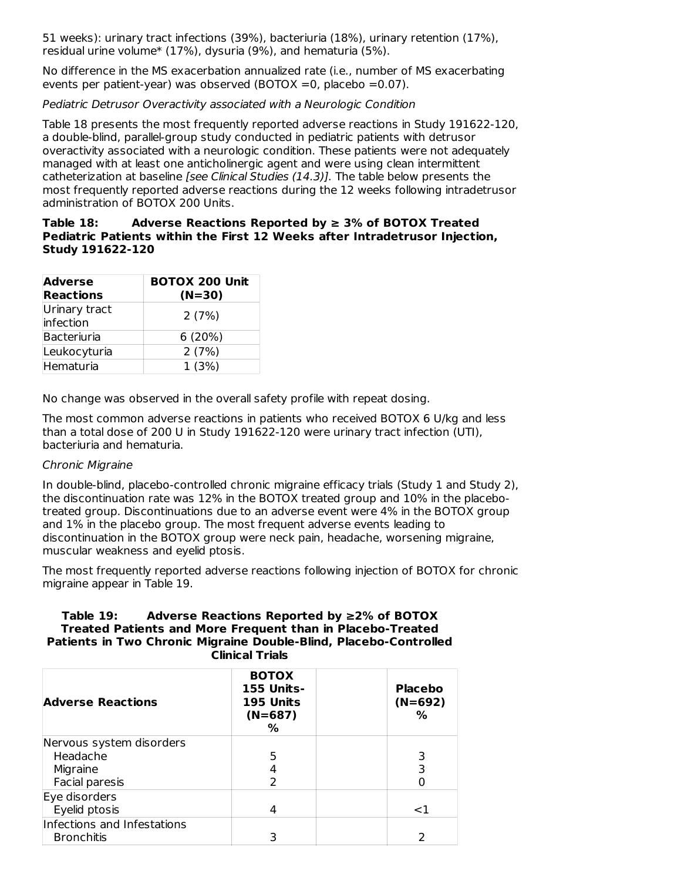51 weeks): urinary tract infections (39%), bacteriuria (18%), urinary retention (17%), residual urine volume* (17%), dysuria (9%), and hematuria (5%).

No difference in the MS exacerbation annualized rate (i.e., number of MS exacerbating events per patient-year) was observed (BOTOX =0, placebo =0.07).

*Pediatric Detrusor Overactivity associated with a Neurologic Condition*

Table 18 presents the most frequently reported adverse reactions in Study 191622-120, a double-blind, parallel-group study conducted in pediatric patients with detrusor overactivity associated with a neurologic condition. These patients were not adequately managed with at least one anticholinergic agent and were using clean intermittent catheterization at baseline *[see Clinical Studies (14.3)]*. The table below presents the most frequently reported adverse reactions during the 12 weeks following intradetrusor administration of BOTOX 200 Units.

**Table 18: Adverse Reactions Reported by ≥ 3% of BOTOX Treated Pediatric Patients within the First 12 Weeks after Intradetrusor Injection, Study 191622-120**

| Adverse Reactions | BOTOX 200 Unit (N=30) |
|---|---|
| Urinary tract infection | 2 (7%) |
| Bacteriuria | 6 (20%) |
| Leukocyturia | 2 (7%) |
| Hematuria | 1 (3%) |

No change was observed in the overall safety profile with repeat dosing.

The most common adverse reactions in patients who received BOTOX 6 U/kg and less than a total dose of 200 U in Study 191622-120 were urinary tract infection (UTI), bacteriuria and hematuria.

*Chronic Migraine*

In double-blind, placebo-controlled chronic migraine efficacy trials (Study 1 and Study 2), the discontinuation rate was 12% in the BOTOX treated group and 10% in the placebo-treated group. Discontinuations due to an adverse event were 4% in the BOTOX group and 1% in the placebo group. The most frequent adverse events leading to discontinuation in the BOTOX group were neck pain, headache, worsening migraine, muscular weakness and eyelid ptosis.

The most frequently reported adverse reactions following injection of BOTOX for chronic migraine appear in Table 19.

**Table 19: Adverse Reactions Reported by ≥2% of BOTOX Treated Patients and More Frequent than in Placebo-Treated Patients in Two Chronic Migraine Double-Blind, Placebo-Controlled Clinical Trials**

| Adverse Reactions | BOTOX 155 Units-195 Units (N=687) % | | Placebo (N=692) % |
|---|---|---|---|
| Nervous system disorders | | | |
| Headache | 5 | | 3 |
| Migraine | 4 | | 3 |
| Facial paresis | 2 | | 0 |
| Eye disorders | | | |
| Eyelid ptosis | 4 | | <1 |
| Infections and Infestations | | | |
| Bronchitis | 3 | | 2 |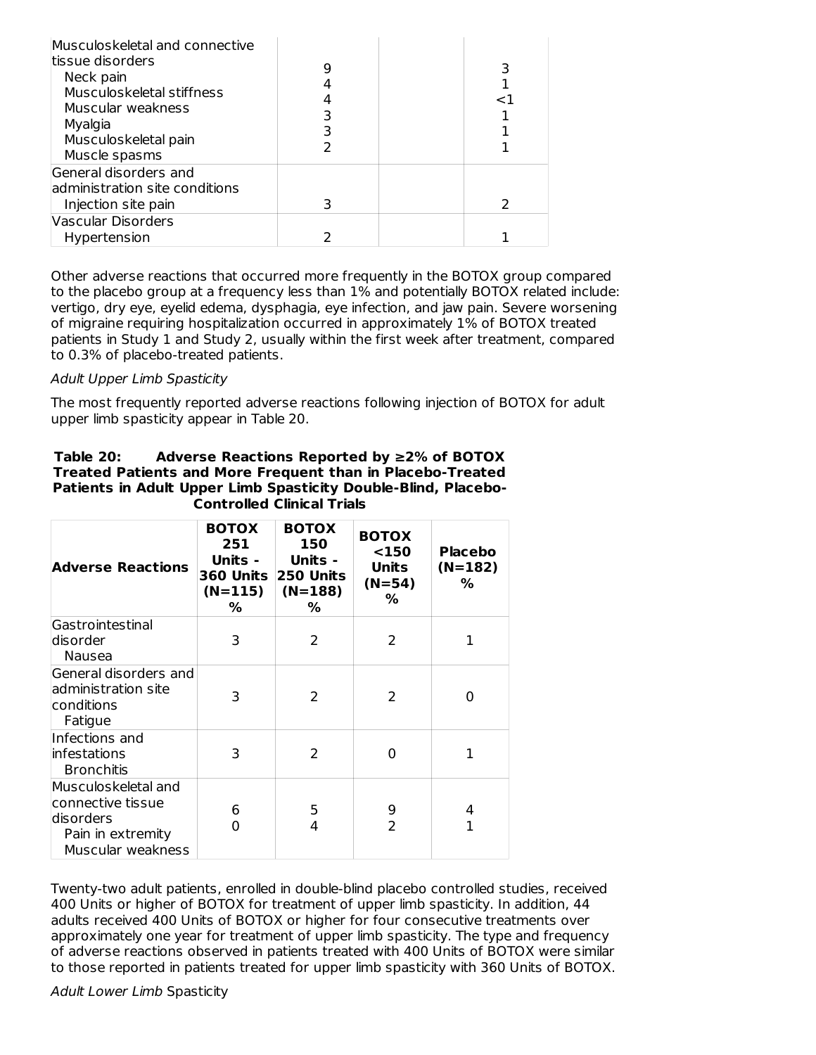| | | | |
|---|---|---|---|
| Musculoskeletal and connective tissue disorders | | | |
| Neck pain | 9 | | 3 |
| Musculoskeletal stiffness | 4 | | 1 |
| Muscular weakness | 4 | | <1 |
| Myalgia | 3 | | 1 |
| Musculoskeletal pain | 3 | | 1 |
| Muscle spasms | 2 | | 1 |
| General disorders and administration site conditions | | | |
| Injection site pain | 3 | | 2 |
| Vascular Disorders | | | |
| Hypertension | 2 | | 1 |

Other adverse reactions that occurred more frequently in the BOTOX group compared to the placebo group at a frequency less than 1% and potentially BOTOX related include: vertigo, dry eye, eyelid edema, dysphagia, eye infection, and jaw pain. Severe worsening of migraine requiring hospitalization occurred in approximately 1% of BOTOX treated patients in Study 1 and Study 2, usually within the first week after treatment, compared to 0.3% of placebo-treated patients.

*Adult Upper Limb Spasticity*

The most frequently reported adverse reactions following injection of BOTOX for adult upper limb spasticity appear in Table 20.

**Table 20: Adverse Reactions Reported by ≥2% of BOTOX Treated Patients and More Frequent than in Placebo-Treated Patients in Adult Upper Limb Spasticity Double-Blind, Placebo-Controlled Clinical Trials**

| Adverse Reactions | BOTOX 251 Units - 360 Units (N=115) % | BOTOX 150 Units - 250 Units (N=188) % | BOTOX <150 Units (N=54) % | Placebo (N=182) % |
|---|---|---|---|---|
| Gastrointestinal disorder | | | | |
| Nausea | 3 | 2 | 2 | 1 |
| General disorders and administration site conditions | | | | |
| Fatigue | 3 | 2 | 2 | 0 |
| Infections and infestations | | | | |
| Bronchitis | 3 | 2 | 0 | 1 |
| Musculoskeletal and connective tissue disorders | | | | |
| Pain in extremity | 6 | 5 | 9 | 4 |
| Muscular weakness | 0 | 4 | 2 | 1 |

Twenty-two adult patients, enrolled in double-blind placebo controlled studies, received 400 Units or higher of BOTOX for treatment of upper limb spasticity. In addition, 44 adults received 400 Units of BOTOX or higher for four consecutive treatments over approximately one year for treatment of upper limb spasticity. The type and frequency of adverse reactions observed in patients treated with 400 Units of BOTOX were similar to those reported in patients treated for upper limb spasticity with 360 Units of BOTOX.

*Adult Lower Limb* Spasticity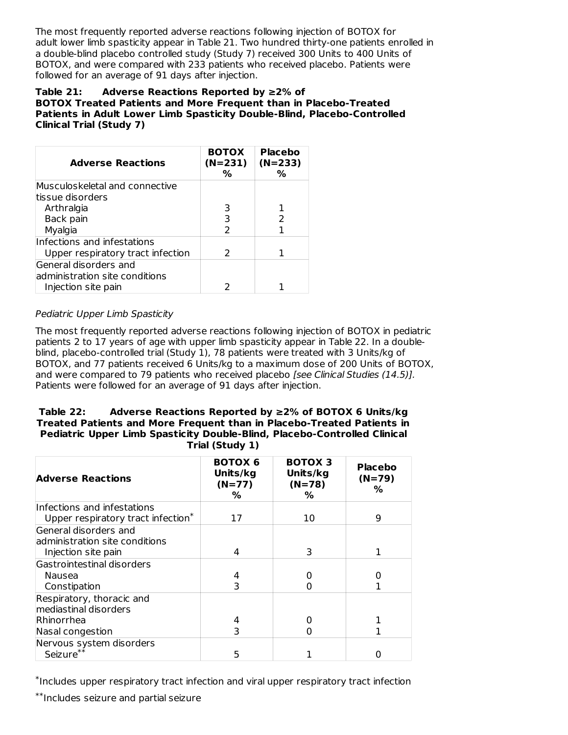The most frequently reported adverse reactions following injection of BOTOX for adult lower limb spasticity appear in Table 21. Two hundred thirty-one patients enrolled in a double-blind placebo controlled study (Study 7) received 300 Units to 400 Units of BOTOX, and were compared with 233 patients who received placebo. Patients were followed for an average of 91 days after injection.

**Table 21: Adverse Reactions Reported by ≥2% of BOTOX Treated Patients and More Frequent than in Placebo-Treated Patients in Adult Lower Limb Spasticity Double-Blind, Placebo-Controlled Clinical Trial (Study 7)**

| Adverse Reactions | BOTOX (N=231) % | Placebo (N=233) % |
|---|---|---|
| Musculoskeletal and connective tissue disorders | | |
| Arthralgia | 3 | 1 |
| Back pain | 3 | 2 |
| Myalgia | 2 | 1 |
| Infections and infestations | | |
| Upper respiratory tract infection | 2 | 1 |
| General disorders and administration site conditions | | |
| Injection site pain | 2 | 1 |

*Pediatric Upper Limb Spasticity*

The most frequently reported adverse reactions following injection of BOTOX in pediatric patients 2 to 17 years of age with upper limb spasticity appear in Table 22. In a double-blind, placebo-controlled trial (Study 1), 78 patients were treated with 3 Units/kg of BOTOX, and 77 patients received 6 Units/kg to a maximum dose of 200 Units of BOTOX, and were compared to 79 patients who received placebo *[see Clinical Studies (14.5)]*. Patients were followed for an average of 91 days after injection.

**Table 22: Adverse Reactions Reported by ≥2% of BOTOX 6 Units/kg Treated Patients and More Frequent than in Placebo-Treated Patients in Pediatric Upper Limb Spasticity Double-Blind, Placebo-Controlled Clinical Trial (Study 1)**

| Adverse Reactions | BOTOX 6 Units/kg (N=77) % | BOTOX 3 Units/kg (N=78) % | Placebo (N=79) % |
|---|---|---|---|
| Infections and infestations | | | |
| Upper respiratory tract infection* | 17 | 10 | 9 |
| General disorders and administration site conditions | | | |
| Injection site pain | 4 | 3 | 1 |
| Gastrointestinal disorders | | | |
| Nausea | 4 | 0 | 0 |
| Constipation | 3 | 0 | 1 |
| Respiratory, thoracic and mediastinal disorders | | | |
| Rhinorrhea | 4 | 0 | 1 |
| Nasal congestion | 3 | 0 | 1 |
| Nervous system disorders | | | |
| Seizure** | 5 | 1 | 0 |

*Includes upper respiratory tract infection and viral upper respiratory tract infection

**Includes seizure and partial seizure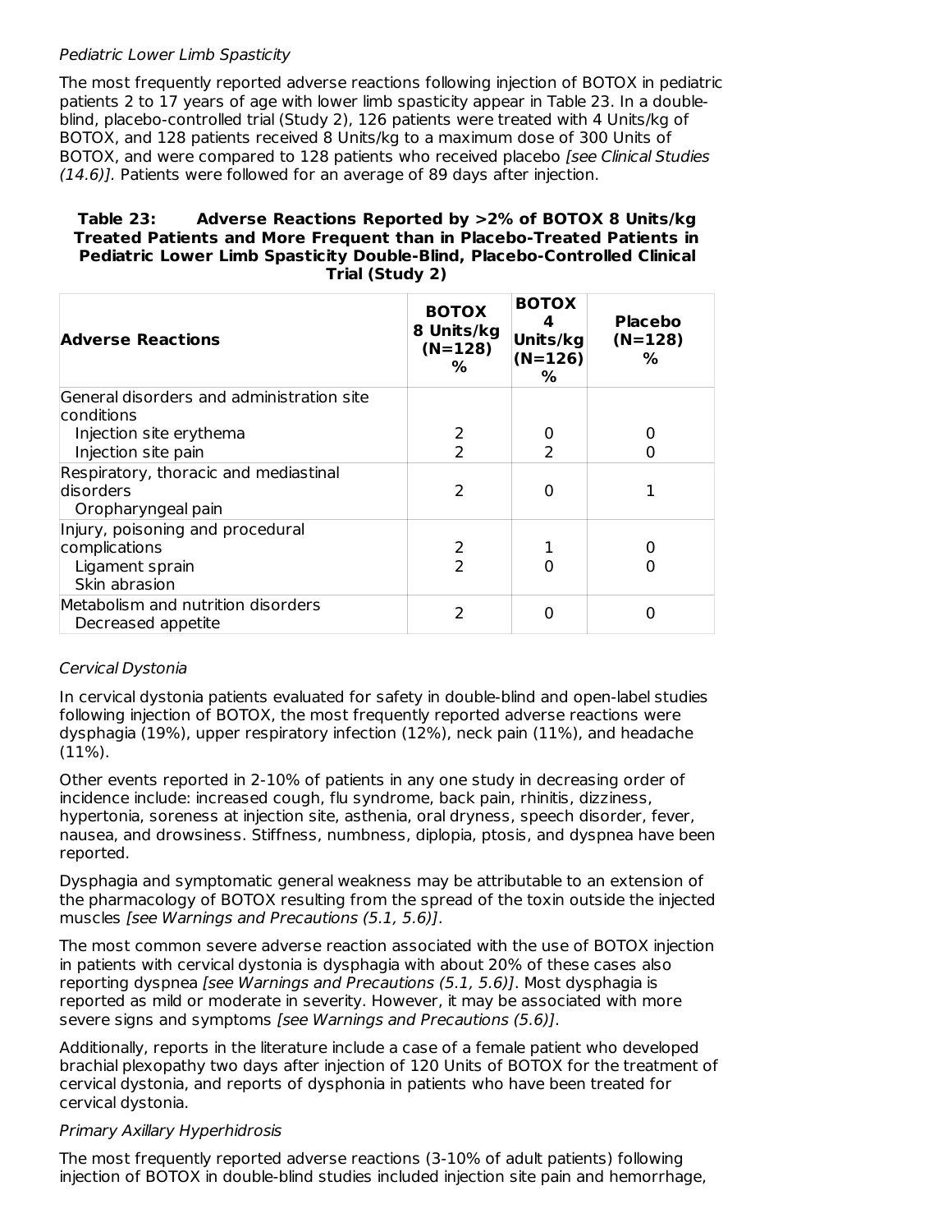*Pediatric Lower Limb Spasticity*

The most frequently reported adverse reactions following injection of BOTOX in pediatric patients 2 to 17 years of age with lower limb spasticity appear in Table 23. In a double-blind, placebo-controlled trial (Study 2), 126 patients were treated with 4 Units/kg of BOTOX, and 128 patients received 8 Units/kg to a maximum dose of 300 Units of BOTOX, and were compared to 128 patients who received placebo *[see Clinical Studies (14.6)]*. Patients were followed for an average of 89 days after injection.

**Table 23: Adverse Reactions Reported by >2% of BOTOX 8 Units/kg Treated Patients and More Frequent than in Placebo-Treated Patients in Pediatric Lower Limb Spasticity Double-Blind, Placebo-Controlled Clinical Trial (Study 2)**

| Adverse Reactions | BOTOX 8 Units/kg (N=128) % | BOTOX 4 Units/kg (N=126) % | Placebo (N=128) % |
|---|---|---|---|
| General disorders and administration site conditions | | | |
| Injection site erythema | 2 | 0 | 0 |
| Injection site pain | 2 | 2 | 0 |
| Respiratory, thoracic and mediastinal disorders | | | |
| Oropharyngeal pain | 2 | 0 | 1 |
| Injury, poisoning and procedural complications | | | |
| Ligament sprain | 2 | 1 | 0 |
| Skin abrasion | 2 | 0 | 0 |
| Metabolism and nutrition disorders | | | |
| Decreased appetite | 2 | 0 | 0 |

*Cervical Dystonia*

In cervical dystonia patients evaluated for safety in double-blind and open-label studies following injection of BOTOX, the most frequently reported adverse reactions were dysphagia (19%), upper respiratory infection (12%), neck pain (11%), and headache (11%).

Other events reported in 2-10% of patients in any one study in decreasing order of incidence include: increased cough, flu syndrome, back pain, rhinitis, dizziness, hypertonia, soreness at injection site, asthenia, oral dryness, speech disorder, fever, nausea, and drowsiness. Stiffness, numbness, diplopia, ptosis, and dyspnea have been reported.

Dysphagia and symptomatic general weakness may be attributable to an extension of the pharmacology of BOTOX resulting from the spread of the toxin outside the injected muscles *[see Warnings and Precautions (5.1, 5.6)]*.

The most common severe adverse reaction associated with the use of BOTOX injection in patients with cervical dystonia is dysphagia with about 20% of these cases also reporting dyspnea *[see Warnings and Precautions (5.1, 5.6)]*. Most dysphagia is reported as mild or moderate in severity. However, it may be associated with more severe signs and symptoms *[see Warnings and Precautions (5.6)]*.

Additionally, reports in the literature include a case of a female patient who developed brachial plexopathy two days after injection of 120 Units of BOTOX for the treatment of cervical dystonia, and reports of dysphonia in patients who have been treated for cervical dystonia.

*Primary Axillary Hyperhidrosis*

The most frequently reported adverse reactions (3-10% of adult patients) following injection of BOTOX in double-blind studies included injection site pain and hemorrhage,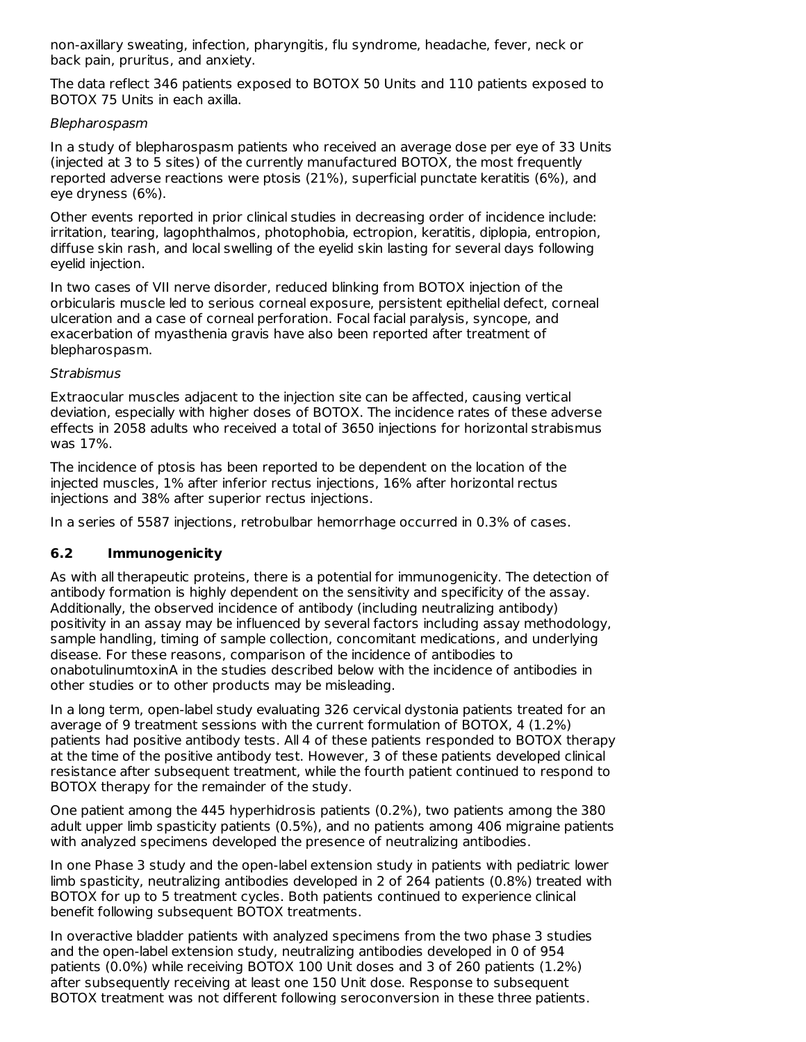non-axillary sweating, infection, pharyngitis, flu syndrome, headache, fever, neck or back pain, pruritus, and anxiety.

The data reflect 346 patients exposed to BOTOX 50 Units and 110 patients exposed to BOTOX 75 Units in each axilla.

*Blepharospasm*

In a study of blepharospasm patients who received an average dose per eye of 33 Units (injected at 3 to 5 sites) of the currently manufactured BOTOX, the most frequently reported adverse reactions were ptosis (21%), superficial punctate keratitis (6%), and eye dryness (6%).

Other events reported in prior clinical studies in decreasing order of incidence include: irritation, tearing, lagophthalmos, photophobia, ectropion, keratitis, diplopia, entropion, diffuse skin rash, and local swelling of the eyelid skin lasting for several days following eyelid injection.

In two cases of VII nerve disorder, reduced blinking from BOTOX injection of the orbicularis muscle led to serious corneal exposure, persistent epithelial defect, corneal ulceration and a case of corneal perforation. Focal facial paralysis, syncope, and exacerbation of myasthenia gravis have also been reported after treatment of blepharospasm.

*Strabismus*

Extraocular muscles adjacent to the injection site can be affected, causing vertical deviation, especially with higher doses of BOTOX. The incidence rates of these adverse effects in 2058 adults who received a total of 3650 injections for horizontal strabismus was 17%.

The incidence of ptosis has been reported to be dependent on the location of the injected muscles, 1% after inferior rectus injections, 16% after horizontal rectus injections and 38% after superior rectus injections.

In a series of 5587 injections, retrobulbar hemorrhage occurred in 0.3% of cases.

### 6.2 Immunogenicity

As with all therapeutic proteins, there is a potential for immunogenicity. The detection of antibody formation is highly dependent on the sensitivity and specificity of the assay. Additionally, the observed incidence of antibody (including neutralizing antibody) positivity in an assay may be influenced by several factors including assay methodology, sample handling, timing of sample collection, concomitant medications, and underlying disease. For these reasons, comparison of the incidence of antibodies to onabotulinumtoxinA in the studies described below with the incidence of antibodies in other studies or to other products may be misleading.

In a long term, open-label study evaluating 326 cervical dystonia patients treated for an average of 9 treatment sessions with the current formulation of BOTOX, 4 (1.2%) patients had positive antibody tests. All 4 of these patients responded to BOTOX therapy at the time of the positive antibody test. However, 3 of these patients developed clinical resistance after subsequent treatment, while the fourth patient continued to respond to BOTOX therapy for the remainder of the study.

One patient among the 445 hyperhidrosis patients (0.2%), two patients among the 380 adult upper limb spasticity patients (0.5%), and no patients among 406 migraine patients with analyzed specimens developed the presence of neutralizing antibodies.

In one Phase 3 study and the open-label extension study in patients with pediatric lower limb spasticity, neutralizing antibodies developed in 2 of 264 patients (0.8%) treated with BOTOX for up to 5 treatment cycles. Both patients continued to experience clinical benefit following subsequent BOTOX treatments.

In overactive bladder patients with analyzed specimens from the two phase 3 studies and the open-label extension study, neutralizing antibodies developed in 0 of 954 patients (0.0%) while receiving BOTOX 100 Unit doses and 3 of 260 patients (1.2%) after subsequently receiving at least one 150 Unit dose. Response to subsequent BOTOX treatment was not different following seroconversion in these three patients.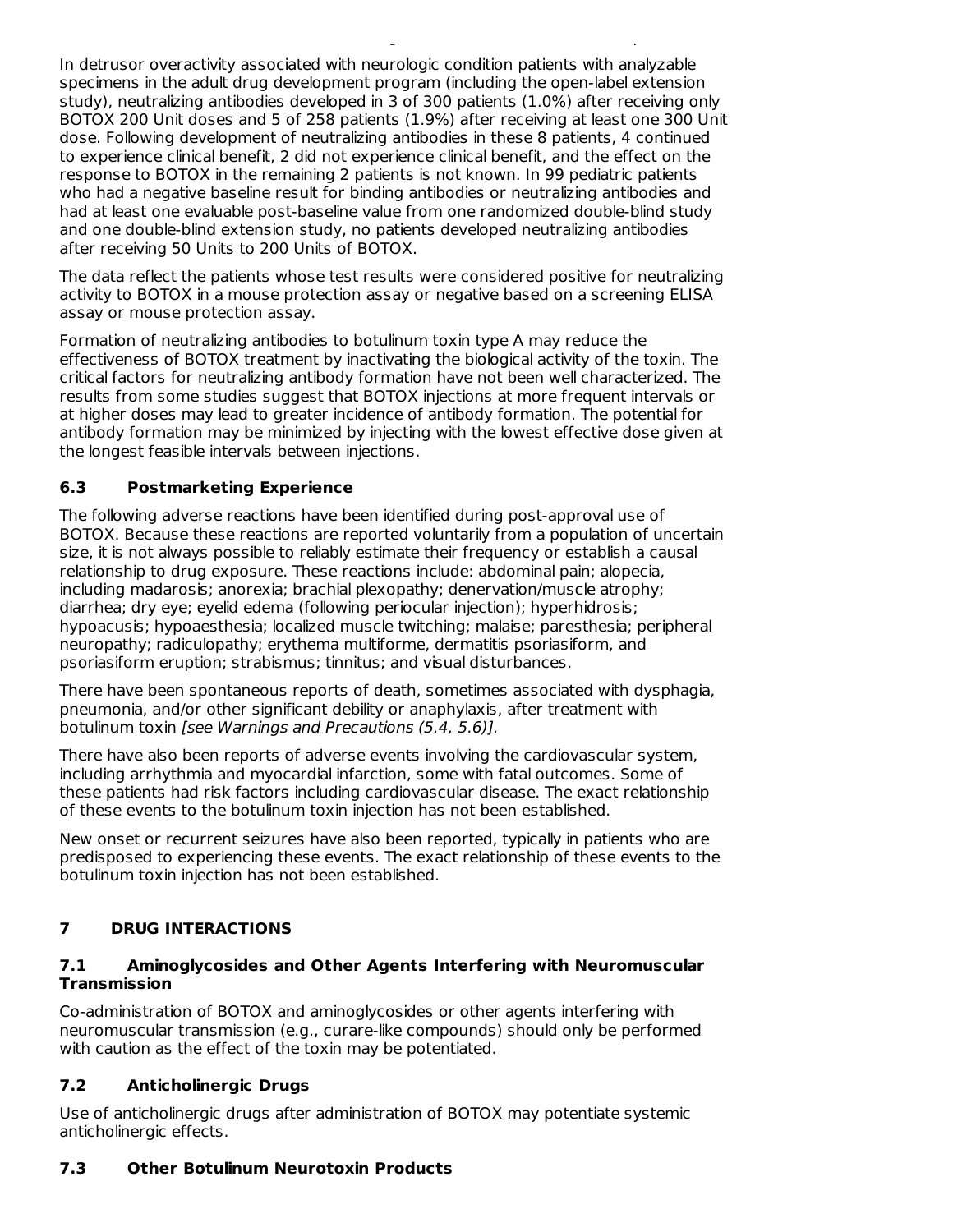In detrusor overactivity associated with neurologic condition patients with analyzable specimens in the adult drug development program (including the open-label extension study), neutralizing antibodies developed in 3 of 300 patients (1.0%) after receiving only BOTOX 200 Unit doses and 5 of 258 patients (1.9%) after receiving at least one 300 Unit dose. Following development of neutralizing antibodies in these 8 patients, 4 continued to experience clinical benefit, 2 did not experience clinical benefit, and the effect on the response to BOTOX in the remaining 2 patients is not known. In 99 pediatric patients who had a negative baseline result for binding antibodies or neutralizing antibodies and had at least one evaluable post-baseline value from one randomized double-blind study and one double-blind extension study, no patients developed neutralizing antibodies after receiving 50 Units to 200 Units of BOTOX.

The data reflect the patients whose test results were considered positive for neutralizing activity to BOTOX in a mouse protection assay or negative based on a screening ELISA assay or mouse protection assay.

Formation of neutralizing antibodies to botulinum toxin type A may reduce the effectiveness of BOTOX treatment by inactivating the biological activity of the toxin. The critical factors for neutralizing antibody formation have not been well characterized. The results from some studies suggest that BOTOX injections at more frequent intervals or at higher doses may lead to greater incidence of antibody formation. The potential for antibody formation may be minimized by injecting with the lowest effective dose given at the longest feasible intervals between injections.

### 6.3 Postmarketing Experience

The following adverse reactions have been identified during post-approval use of BOTOX. Because these reactions are reported voluntarily from a population of uncertain size, it is not always possible to reliably estimate their frequency or establish a causal relationship to drug exposure. These reactions include: abdominal pain; alopecia, including madarosis; anorexia; brachial plexopathy; denervation/muscle atrophy; diarrhea; dry eye; eyelid edema (following periocular injection); hyperhidrosis; hypoacusis; hypoaesthesia; localized muscle twitching; malaise; paresthesia; peripheral neuropathy; radiculopathy; erythema multiforme, dermatitis psoriasiform, and psoriasiform eruption; strabismus; tinnitus; and visual disturbances.

There have been spontaneous reports of death, sometimes associated with dysphagia, pneumonia, and/or other significant debility or anaphylaxis, after treatment with botulinum toxin *[see Warnings and Precautions (5.4, 5.6)]*.

There have also been reports of adverse events involving the cardiovascular system, including arrhythmia and myocardial infarction, some with fatal outcomes. Some of these patients had risk factors including cardiovascular disease. The exact relationship of these events to the botulinum toxin injection has not been established.

New onset or recurrent seizures have also been reported, typically in patients who are predisposed to experiencing these events. The exact relationship of these events to the botulinum toxin injection has not been established.

## 7 DRUG INTERACTIONS

### 7.1 Aminoglycosides and Other Agents Interfering with Neuromuscular Transmission

Co-administration of BOTOX and aminoglycosides or other agents interfering with neuromuscular transmission (e.g., curare-like compounds) should only be performed with caution as the effect of the toxin may be potentiated.

### 7.2 Anticholinergic Drugs

Use of anticholinergic drugs after administration of BOTOX may potentiate systemic anticholinergic effects.

### 7.3 Other Botulinum Neurotoxin Products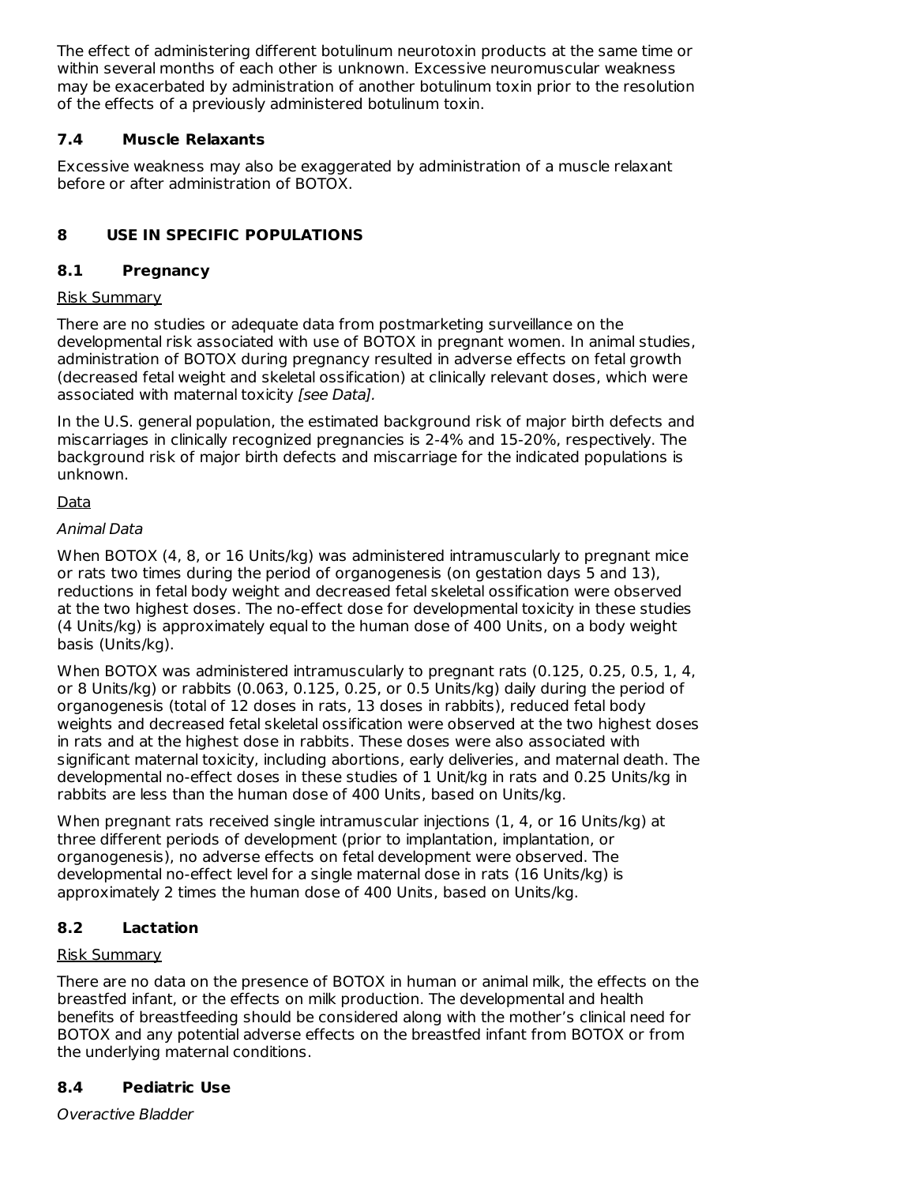The effect of administering different botulinum neurotoxin products at the same time or within several months of each other is unknown. Excessive neuromuscular weakness may be exacerbated by administration of another botulinum toxin prior to the resolution of the effects of a previously administered botulinum toxin.

### 7.4 Muscle Relaxants

Excessive weakness may also be exaggerated by administration of a muscle relaxant before or after administration of BOTOX.

## 8 USE IN SPECIFIC POPULATIONS

### 8.1 Pregnancy

Risk Summary

There are no studies or adequate data from postmarketing surveillance on the developmental risk associated with use of BOTOX in pregnant women. In animal studies, administration of BOTOX during pregnancy resulted in adverse effects on fetal growth (decreased fetal weight and skeletal ossification) at clinically relevant doses, which were associated with maternal toxicity *[see Data]*.

In the U.S. general population, the estimated background risk of major birth defects and miscarriages in clinically recognized pregnancies is 2-4% and 15-20%, respectively. The background risk of major birth defects and miscarriage for the indicated populations is unknown.

Data

*Animal Data*

When BOTOX (4, 8, or 16 Units/kg) was administered intramuscularly to pregnant mice or rats two times during the period of organogenesis (on gestation days 5 and 13), reductions in fetal body weight and decreased fetal skeletal ossification were observed at the two highest doses. The no-effect dose for developmental toxicity in these studies (4 Units/kg) is approximately equal to the human dose of 400 Units, on a body weight basis (Units/kg).

When BOTOX was administered intramuscularly to pregnant rats (0.125, 0.25, 0.5, 1, 4, or 8 Units/kg) or rabbits (0.063, 0.125, 0.25, or 0.5 Units/kg) daily during the period of organogenesis (total of 12 doses in rats, 13 doses in rabbits), reduced fetal body weights and decreased fetal skeletal ossification were observed at the two highest doses in rats and at the highest dose in rabbits. These doses were also associated with significant maternal toxicity, including abortions, early deliveries, and maternal death. The developmental no-effect doses in these studies of 1 Unit/kg in rats and 0.25 Units/kg in rabbits are less than the human dose of 400 Units, based on Units/kg.

When pregnant rats received single intramuscular injections (1, 4, or 16 Units/kg) at three different periods of development (prior to implantation, implantation, or organogenesis), no adverse effects on fetal development were observed. The developmental no-effect level for a single maternal dose in rats (16 Units/kg) is approximately 2 times the human dose of 400 Units, based on Units/kg.

### 8.2 Lactation

Risk Summary

There are no data on the presence of BOTOX in human or animal milk, the effects on the breastfed infant, or the effects on milk production. The developmental and health benefits of breastfeeding should be considered along with the mother's clinical need for BOTOX and any potential adverse effects on the breastfed infant from BOTOX or from the underlying maternal conditions.

### 8.4 Pediatric Use

*Overactive Bladder*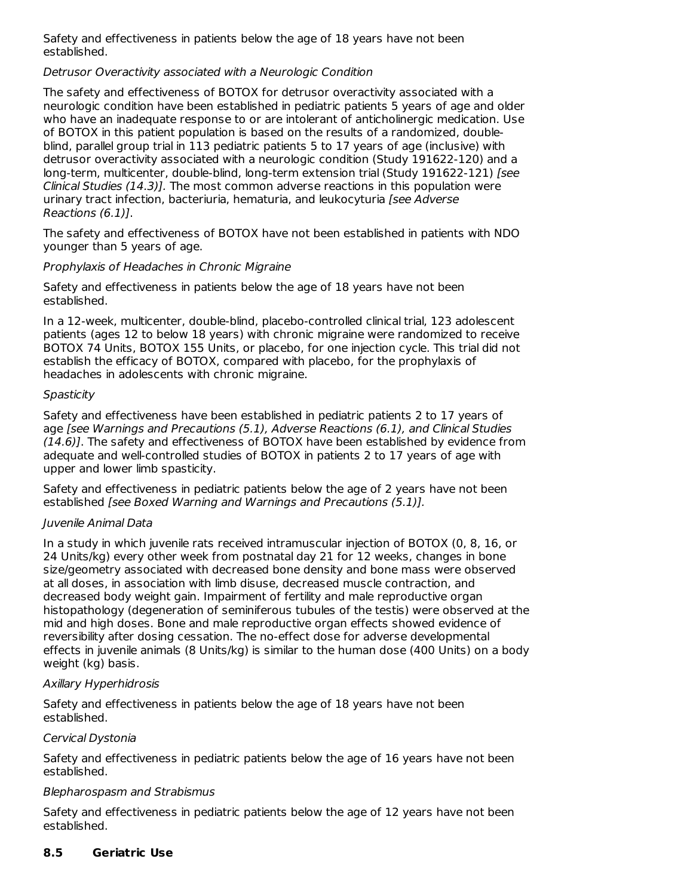Safety and effectiveness in patients below the age of 18 years have not been established.

*Detrusor Overactivity associated with a Neurologic Condition*

The safety and effectiveness of BOTOX for detrusor overactivity associated with a neurologic condition have been established in pediatric patients 5 years of age and older who have an inadequate response to or are intolerant of anticholinergic medication. Use of BOTOX in this patient population is based on the results of a randomized, double-blind, parallel group trial in 113 pediatric patients 5 to 17 years of age (inclusive) with detrusor overactivity associated with a neurologic condition (Study 191622-120) and a long-term, multicenter, double-blind, long-term extension trial (Study 191622-121) *[see Clinical Studies (14.3)]*. The most common adverse reactions in this population were urinary tract infection, bacteriuria, hematuria, and leukocyturia *[see Adverse Reactions (6.1)]*.

The safety and effectiveness of BOTOX have not been established in patients with NDO younger than 5 years of age.

*Prophylaxis of Headaches in Chronic Migraine*

Safety and effectiveness in patients below the age of 18 years have not been established.

In a 12-week, multicenter, double-blind, placebo-controlled clinical trial, 123 adolescent patients (ages 12 to below 18 years) with chronic migraine were randomized to receive BOTOX 74 Units, BOTOX 155 Units, or placebo, for one injection cycle. This trial did not establish the efficacy of BOTOX, compared with placebo, for the prophylaxis of headaches in adolescents with chronic migraine.

*Spasticity*

Safety and effectiveness have been established in pediatric patients 2 to 17 years of age *[see Warnings and Precautions (5.1), Adverse Reactions (6.1), and Clinical Studies (14.6)]*. The safety and effectiveness of BOTOX have been established by evidence from adequate and well-controlled studies of BOTOX in patients 2 to 17 years of age with upper and lower limb spasticity.

Safety and effectiveness in pediatric patients below the age of 2 years have not been established *[see Boxed Warning and Warnings and Precautions (5.1)]*.

*Juvenile Animal Data*

In a study in which juvenile rats received intramuscular injection of BOTOX (0, 8, 16, or 24 Units/kg) every other week from postnatal day 21 for 12 weeks, changes in bone size/geometry associated with decreased bone density and bone mass were observed at all doses, in association with limb disuse, decreased muscle contraction, and decreased body weight gain. Impairment of fertility and male reproductive organ histopathology (degeneration of seminiferous tubules of the testis) were observed at the mid and high doses. Bone and male reproductive organ effects showed evidence of reversibility after dosing cessation. The no-effect dose for adverse developmental effects in juvenile animals (8 Units/kg) is similar to the human dose (400 Units) on a body weight (kg) basis.

*Axillary Hyperhidrosis*

Safety and effectiveness in patients below the age of 18 years have not been established.

*Cervical Dystonia*

Safety and effectiveness in pediatric patients below the age of 16 years have not been established.

*Blepharospasm and Strabismus*

Safety and effectiveness in pediatric patients below the age of 12 years have not been established.

## 8.5 Geriatric Use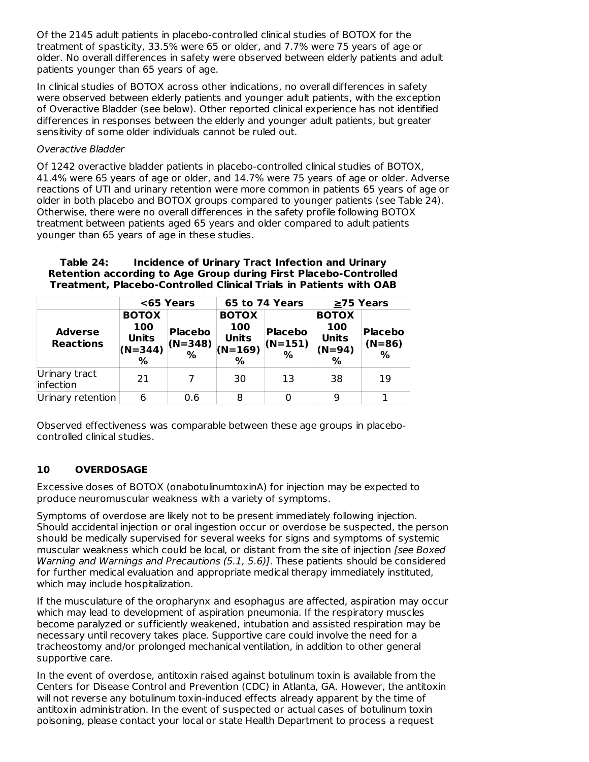Of the 2145 adult patients in placebo-controlled clinical studies of BOTOX for the treatment of spasticity, 33.5% were 65 or older, and 7.7% were 75 years of age or older. No overall differences in safety were observed between elderly patients and adult patients younger than 65 years of age.

In clinical studies of BOTOX across other indications, no overall differences in safety were observed between elderly patients and younger adult patients, with the exception of Overactive Bladder (see below). Other reported clinical experience has not identified differences in responses between the elderly and younger adult patients, but greater sensitivity of some older individuals cannot be ruled out.

*Overactive Bladder*

Of 1242 overactive bladder patients in placebo-controlled clinical studies of BOTOX, 41.4% were 65 years of age or older, and 14.7% were 75 years of age or older. Adverse reactions of UTI and urinary retention were more common in patients 65 years of age or older in both placebo and BOTOX groups compared to younger patients (see Table 24). Otherwise, there were no overall differences in the safety profile following BOTOX treatment between patients aged 65 years and older compared to adult patients younger than 65 years of age in these studies.

**Table 24: Incidence of Urinary Tract Infection and Urinary Retention according to Age Group during First Placebo-Controlled Treatment, Placebo-Controlled Clinical Trials in Patients with OAB**

| | <65 Years | | 65 to 74 Years | | ≥75 Years | |
|---|---|---|---|---|---|---|
| **Adverse Reactions** | **BOTOX 100 Units (N=344) %** | **Placebo (N=348) %** | **BOTOX 100 Units (N=169) %** | **Placebo (N=151) %** | **BOTOX 100 Units (N=94) %** | **Placebo (N=86) %** |
| Urinary tract infection | 21 | 7 | 30 | 13 | 38 | 19 |
| Urinary retention | 6 | 0.6 | 8 | 0 | 9 | 1 |

Observed effectiveness was comparable between these age groups in placebo-controlled clinical studies.

## 10 OVERDOSAGE

Excessive doses of BOTOX (onabotulinumtoxinA) for injection may be expected to produce neuromuscular weakness with a variety of symptoms.

Symptoms of overdose are likely not to be present immediately following injection. Should accidental injection or oral ingestion occur or overdose be suspected, the person should be medically supervised for several weeks for signs and symptoms of systemic muscular weakness which could be local, or distant from the site of injection *[see Boxed Warning and Warnings and Precautions (5.1, 5.6)]*. These patients should be considered for further medical evaluation and appropriate medical therapy immediately instituted, which may include hospitalization.

If the musculature of the oropharynx and esophagus are affected, aspiration may occur which may lead to development of aspiration pneumonia. If the respiratory muscles become paralyzed or sufficiently weakened, intubation and assisted respiration may be necessary until recovery takes place. Supportive care could involve the need for a tracheostomy and/or prolonged mechanical ventilation, in addition to other general supportive care.

In the event of overdose, antitoxin raised against botulinum toxin is available from the Centers for Disease Control and Prevention (CDC) in Atlanta, GA. However, the antitoxin will not reverse any botulinum toxin-induced effects already apparent by the time of antitoxin administration. In the event of suspected or actual cases of botulinum toxin poisoning, please contact your local or state Health Department to process a request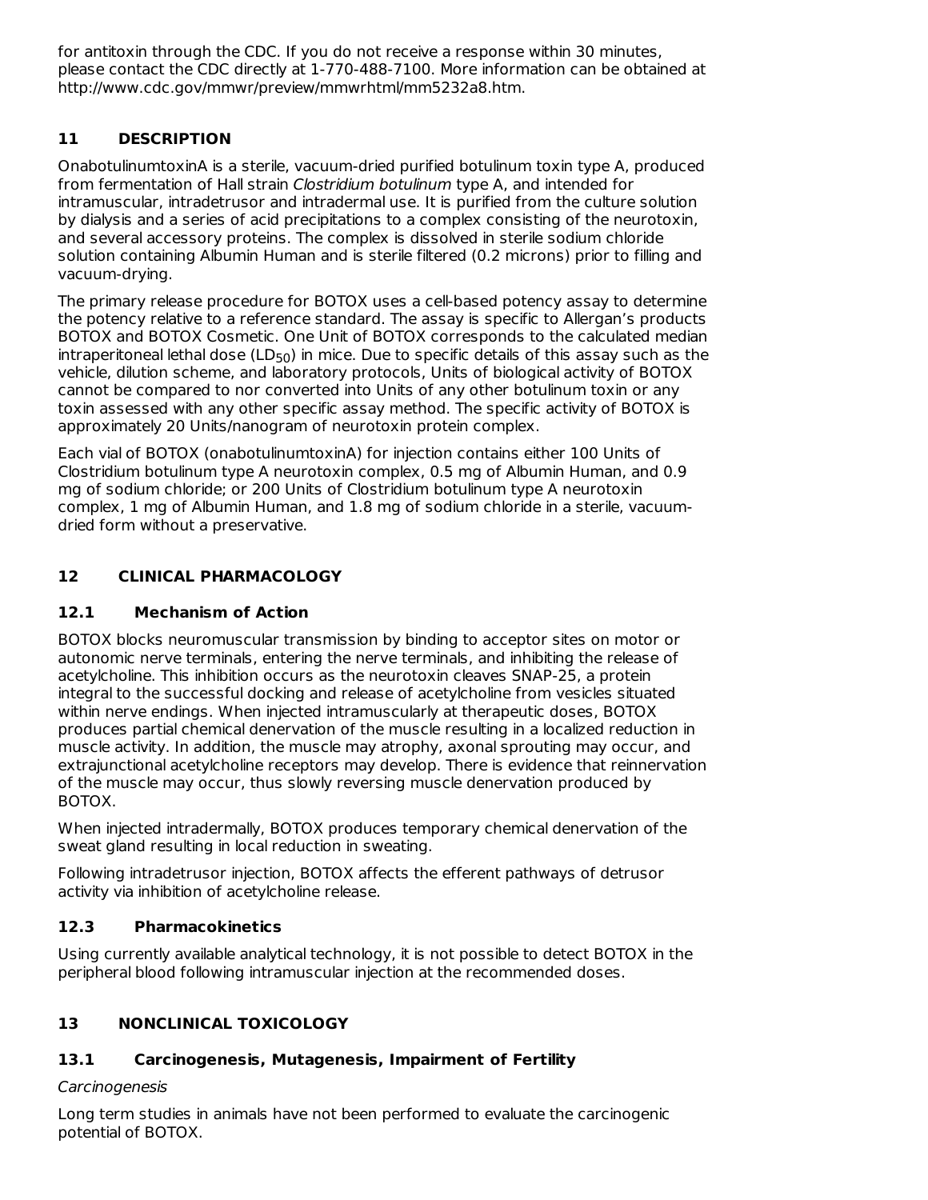for antitoxin through the CDC. If you do not receive a response within 30 minutes, please contact the CDC directly at 1-770-488-7100. More information can be obtained at http://www.cdc.gov/mmwr/preview/mmwrhtml/mm5232a8.htm.

## 11 DESCRIPTION

OnabotulinumtoxinA is a sterile, vacuum-dried purified botulinum toxin type A, produced from fermentation of Hall strain *Clostridium botulinum* type A, and intended for intramuscular, intradetrusor and intradermal use. It is purified from the culture solution by dialysis and a series of acid precipitations to a complex consisting of the neurotoxin, and several accessory proteins. The complex is dissolved in sterile sodium chloride solution containing Albumin Human and is sterile filtered (0.2 microns) prior to filling and vacuum-drying.

The primary release procedure for BOTOX uses a cell-based potency assay to determine the potency relative to a reference standard. The assay is specific to Allergan's products BOTOX and BOTOX Cosmetic. One Unit of BOTOX corresponds to the calculated median intraperitoneal lethal dose ($LD_{50}$) in mice. Due to specific details of this assay such as the vehicle, dilution scheme, and laboratory protocols, Units of biological activity of BOTOX cannot be compared to nor converted into Units of any other botulinum toxin or any toxin assessed with any other specific assay method. The specific activity of BOTOX is approximately 20 Units/nanogram of neurotoxin protein complex.

Each vial of BOTOX (onabotulinumtoxinA) for injection contains either 100 Units of Clostridium botulinum type A neurotoxin complex, 0.5 mg of Albumin Human, and 0.9 mg of sodium chloride; or 200 Units of Clostridium botulinum type A neurotoxin complex, 1 mg of Albumin Human, and 1.8 mg of sodium chloride in a sterile, vacuum-dried form without a preservative.

## 12 CLINICAL PHARMACOLOGY

### 12.1 Mechanism of Action

BOTOX blocks neuromuscular transmission by binding to acceptor sites on motor or autonomic nerve terminals, entering the nerve terminals, and inhibiting the release of acetylcholine. This inhibition occurs as the neurotoxin cleaves SNAP-25, a protein integral to the successful docking and release of acetylcholine from vesicles situated within nerve endings. When injected intramuscularly at therapeutic doses, BOTOX produces partial chemical denervation of the muscle resulting in a localized reduction in muscle activity. In addition, the muscle may atrophy, axonal sprouting may occur, and extrajunctional acetylcholine receptors may develop. There is evidence that reinnervation of the muscle may occur, thus slowly reversing muscle denervation produced by BOTOX.

When injected intradermally, BOTOX produces temporary chemical denervation of the sweat gland resulting in local reduction in sweating.

Following intradetrusor injection, BOTOX affects the efferent pathways of detrusor activity via inhibition of acetylcholine release.

### 12.3 Pharmacokinetics

Using currently available analytical technology, it is not possible to detect BOTOX in the peripheral blood following intramuscular injection at the recommended doses.

## 13 NONCLINICAL TOXICOLOGY

### 13.1 Carcinogenesis, Mutagenesis, Impairment of Fertility

*Carcinogenesis*

Long term studies in animals have not been performed to evaluate the carcinogenic potential of BOTOX.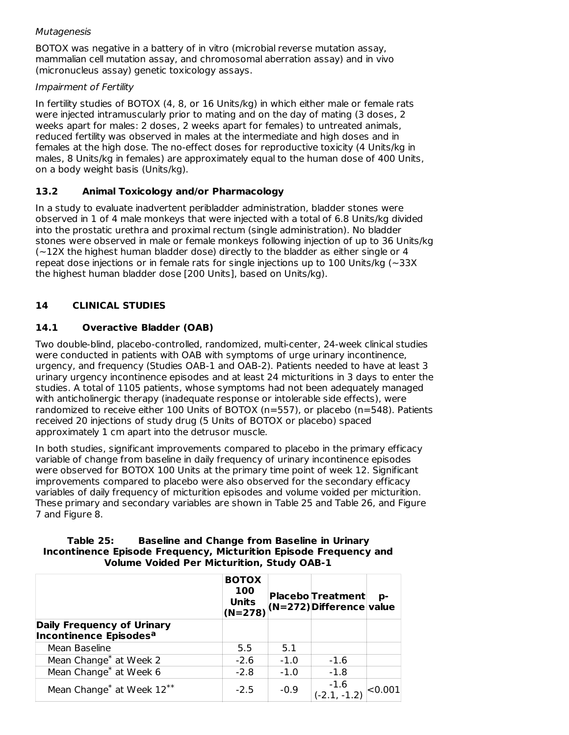*Mutagenesis*

BOTOX was negative in a battery of in vitro (microbial reverse mutation assay, mammalian cell mutation assay, and chromosomal aberration assay) and in vivo (micronucleus assay) genetic toxicology assays.

*Impairment of Fertility*

In fertility studies of BOTOX (4, 8, or 16 Units/kg) in which either male or female rats were injected intramuscularly prior to mating and on the day of mating (3 doses, 2 weeks apart for males: 2 doses, 2 weeks apart for females) to untreated animals, reduced fertility was observed in males at the intermediate and high doses and in females at the high dose. The no-effect doses for reproductive toxicity (4 Units/kg in males, 8 Units/kg in females) are approximately equal to the human dose of 400 Units, on a body weight basis (Units/kg).

### 13.2 Animal Toxicology and/or Pharmacology

In a study to evaluate inadvertent peribladder administration, bladder stones were observed in 1 of 4 male monkeys that were injected with a total of 6.8 Units/kg divided into the prostatic urethra and proximal rectum (single administration). No bladder stones were observed in male or female monkeys following injection of up to 36 Units/kg (~12X the highest human bladder dose) directly to the bladder as either single or 4 repeat dose injections or in female rats for single injections up to 100 Units/kg (~33X the highest human bladder dose [200 Units], based on Units/kg).

## 14 CLINICAL STUDIES

### 14.1 Overactive Bladder (OAB)

Two double-blind, placebo-controlled, randomized, multi-center, 24-week clinical studies were conducted in patients with OAB with symptoms of urge urinary incontinence, urgency, and frequency (Studies OAB-1 and OAB-2). Patients needed to have at least 3 urinary urgency incontinence episodes and at least 24 micturitions in 3 days to enter the studies. A total of 1105 patients, whose symptoms had not been adequately managed with anticholinergic therapy (inadequate response or intolerable side effects), were randomized to receive either 100 Units of BOTOX (n=557), or placebo (n=548). Patients received 20 injections of study drug (5 Units of BOTOX or placebo) spaced approximately 1 cm apart into the detrusor muscle.

In both studies, significant improvements compared to placebo in the primary efficacy variable of change from baseline in daily frequency of urinary incontinence episodes were observed for BOTOX 100 Units at the primary time point of week 12. Significant improvements compared to placebo were also observed for the secondary efficacy variables of daily frequency of micturition episodes and volume voided per micturition. These primary and secondary variables are shown in Table 25 and Table 26, and Figure 7 and Figure 8.

**Table 25: Baseline and Change from Baseline in Urinary Incontinence Episode Frequency, Micturition Episode Frequency and Volume Voided Per Micturition, Study OAB-1**

| | BOTOX 100 Units (N=278) | Placebo (N=272) | Treatment Difference | p-value |
|---|---|---|---|---|
| **Daily Frequency of Urinary Incontinence Episodes[a]** | | | | |
| Mean Baseline | 5.5 | 5.1 | | |
| Mean Change* at Week 2 | -2.6 | -1.0 | -1.6 | |
| Mean Change* at Week 6 | -2.8 | -1.0 | -1.8 | |
| Mean Change* at Week 12** | -2.5 | -0.9 | -1.6 (-2.1, -1.2) | <0.001 |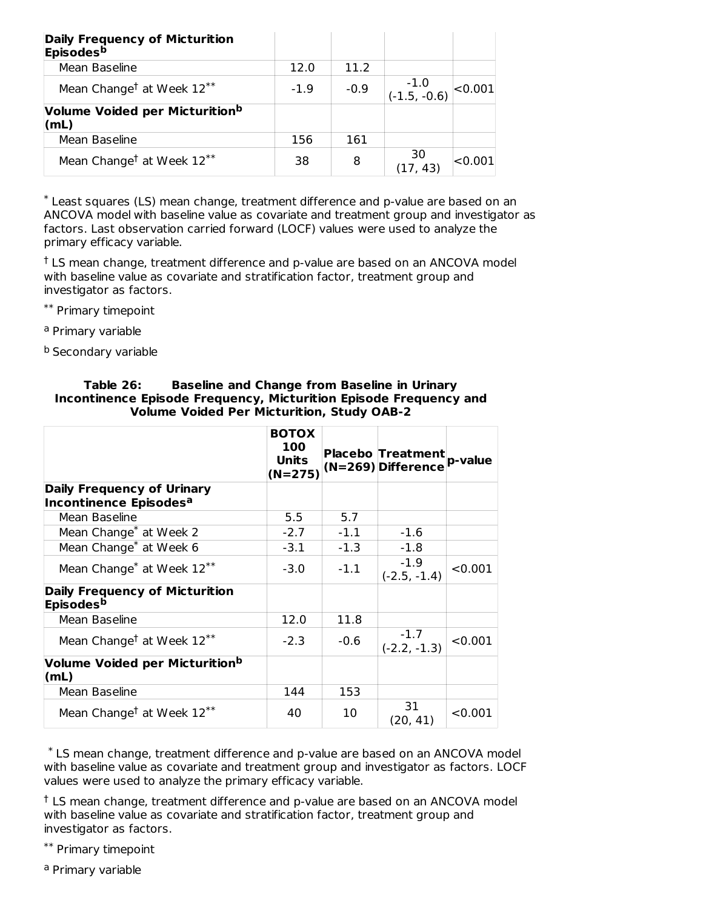| | | | | |
|---|---|---|---|---|
| **Daily Frequency of Micturition Episodes[b]** | | | | |
| Mean Baseline | 12.0 | 11.2 | | |
| Mean Change[†] at Week 12[**] | -1.9 | -0.9 | -1.0 (-1.5, -0.6) | <0.001 |
| **Volume Voided per Micturition[b] (mL)** | | | | |
| Mean Baseline | 156 | 161 | | |
| Mean Change[†] at Week 12[**] | 38 | 8 | 30 (17, 43) | <0.001 |

[*] Least squares (LS) mean change, treatment difference and p-value are based on an ANCOVA model with baseline value as covariate and treatment group and investigator as factors. Last observation carried forward (LOCF) values were used to analyze the primary efficacy variable.

[†] LS mean change, treatment difference and p-value are based on an ANCOVA model with baseline value as covariate and stratification factor, treatment group and investigator as factors.

[**] Primary timepoint

[a] Primary variable

[b] Secondary variable

**Table 26: Baseline and Change from Baseline in Urinary Incontinence Episode Frequency, Micturition Episode Frequency and Volume Voided Per Micturition, Study OAB-2**

| | BOTOX 100 Units (N=275) | Placebo (N=269) | Treatment Difference | p-value |
|---|---|---|---|---|
| **Daily Frequency of Urinary Incontinence Episodes[a]** | | | | |
| Mean Baseline | 5.5 | 5.7 | | |
| Mean Change[*] at Week 2 | -2.7 | -1.1 | -1.6 | |
| Mean Change[*] at Week 6 | -3.1 | -1.3 | -1.8 | |
| Mean Change[*] at Week 12[**] | -3.0 | -1.1 | -1.9 (-2.5, -1.4) | <0.001 |
| **Daily Frequency of Micturition Episodes[b]** | | | | |
| Mean Baseline | 12.0 | 11.8 | | |
| Mean Change[†] at Week 12[**] | -2.3 | -0.6 | -1.7 (-2.2, -1.3) | <0.001 |
| **Volume Voided per Micturition[b] (mL)** | | | | |
| Mean Baseline | 144 | 153 | | |
| Mean Change[†] at Week 12[**] | 40 | 10 | 31 (20, 41) | <0.001 |

[*] LS mean change, treatment difference and p-value are based on an ANCOVA model with baseline value as covariate and treatment group and investigator as factors. LOCF values were used to analyze the primary efficacy variable.

[†] LS mean change, treatment difference and p-value are based on an ANCOVA model with baseline value as covariate and stratification factor, treatment group and investigator as factors.

[**] Primary timepoint

[a] Primary variable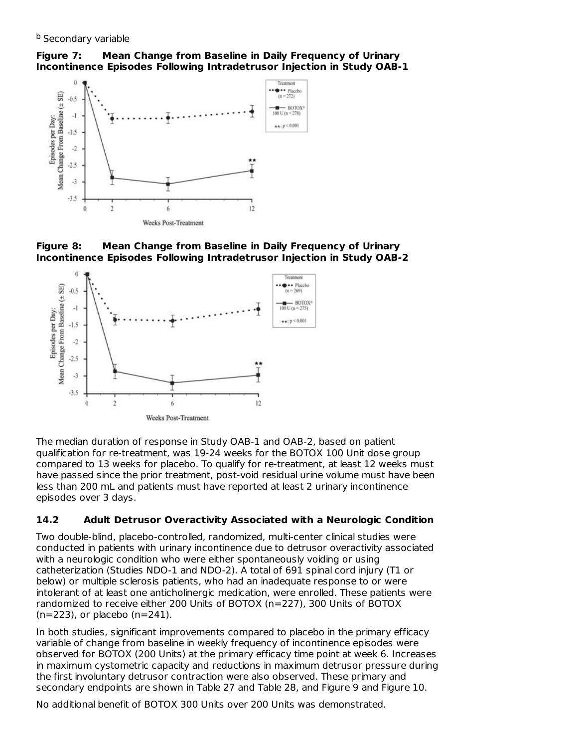[b] Secondary variable

**Figure 7: Mean Change from Baseline in Daily Frequency of Urinary Incontinence Episodes Following Intradetrusor Injection in Study OAB-1**

**Figure 8: Mean Change from Baseline in Daily Frequency of Urinary Incontinence Episodes Following Intradetrusor Injection in Study OAB-2**

The median duration of response in Study OAB-1 and OAB-2, based on patient qualification for re-treatment, was 19-24 weeks for the BOTOX 100 Unit dose group compared to 13 weeks for placebo. To qualify for re-treatment, at least 12 weeks must have passed since the prior treatment, post-void residual urine volume must have been less than 200 mL and patients must have reported at least 2 urinary incontinence episodes over 3 days.

### 14.2 Adult Detrusor Overactivity Associated with a Neurologic Condition

Two double-blind, placebo-controlled, randomized, multi-center clinical studies were conducted in patients with urinary incontinence due to detrusor overactivity associated with a neurologic condition who were either spontaneously voiding or using catheterization (Studies NDO-1 and NDO-2). A total of 691 spinal cord injury (T1 or below) or multiple sclerosis patients, who had an inadequate response to or were intolerant of at least one anticholinergic medication, were enrolled. These patients were randomized to receive either 200 Units of BOTOX (n=227), 300 Units of BOTOX (n=223), or placebo (n=241).

In both studies, significant improvements compared to placebo in the primary efficacy variable of change from baseline in weekly frequency of incontinence episodes were observed for BOTOX (200 Units) at the primary efficacy time point at week 6. Increases in maximum cystometric capacity and reductions in maximum detrusor pressure during the first involuntary detrusor contraction were also observed. These primary and secondary endpoints are shown in Table 27 and Table 28, and Figure 9 and Figure 10.

No additional benefit of BOTOX 300 Units over 200 Units was demonstrated.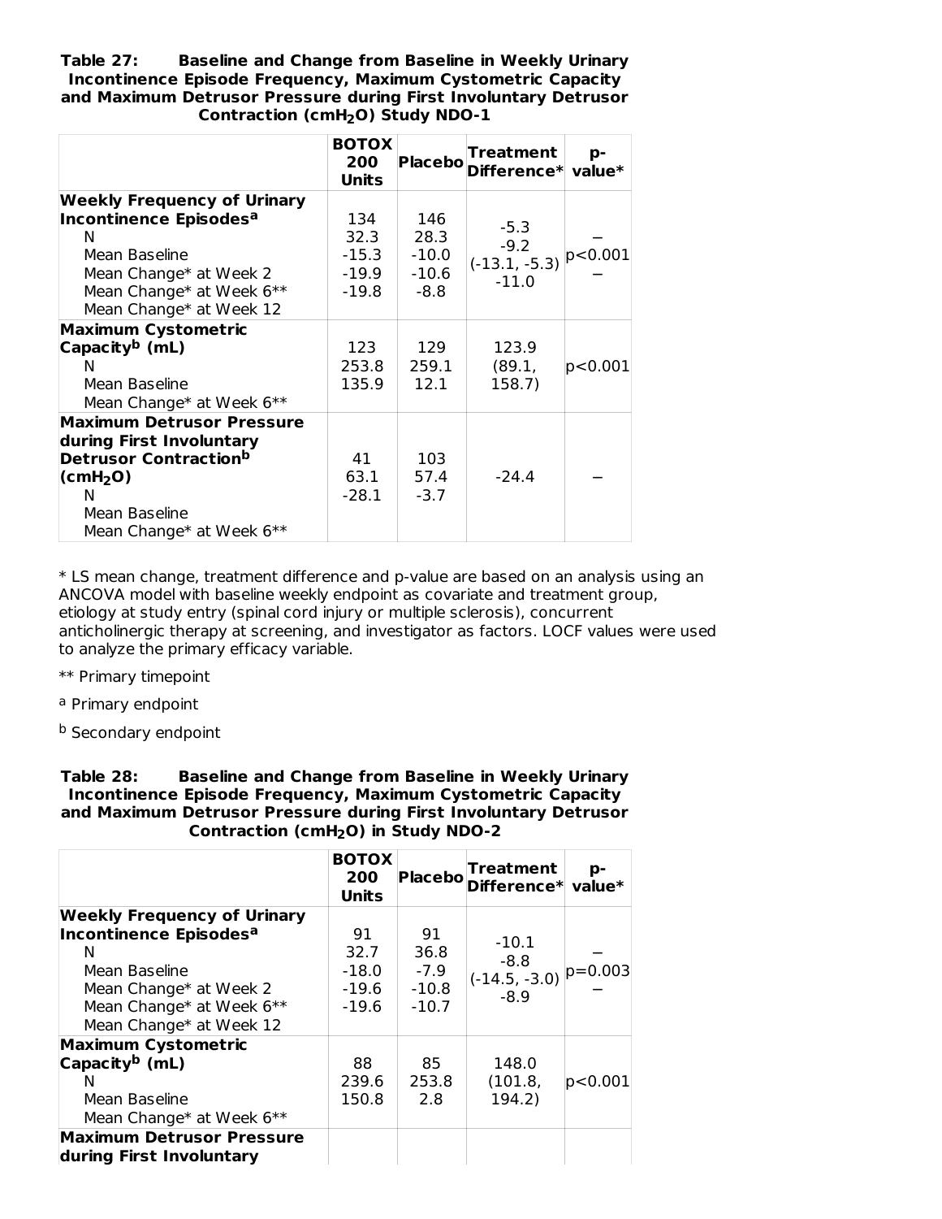**Table 27: Baseline and Change from Baseline in Weekly Urinary Incontinence Episode Frequency, Maximum Cystometric Capacity and Maximum Detrusor Pressure during First Involuntary Detrusor Contraction ($cmH_2O$) Study NDO-1**

| | BOTOX 200 Units | Placebo | Treatment Difference* | p-value* |
|---|---|---|---|---|
| **Weekly Frequency of Urinary Incontinence Episodes[a]** | | | | |
| N | 134 | 146 | | |
| Mean Baseline | 32.3 | 28.3 | | |
| Mean Change* at Week 2 | -15.3 | -10.0 | -5.3 | – |
| Mean Change* at Week 6** | -19.9 | -10.6 | -9.2 (-13.1, -5.3) | p<0.001 |
| Mean Change* at Week 12 | -19.8 | -8.8 | -11.0 | – |
| **Maximum Cystometric Capacity[b] (mL)** | | | | |
| N | 123 | 129 | | |
| Mean Baseline | 253.8 | 259.1 | | |
| Mean Change* at Week 6** | 135.9 | 12.1 | 123.9 (89.1, 158.7) | p<0.001 |
| **Maximum Detrusor Pressure during First Involuntary Detrusor Contraction[b] ($cmH_2O$)** | | | | |
| N | 41 | 103 | | |
| Mean Baseline | 63.1 | 57.4 | | |
| Mean Change* at Week 6** | -28.1 | -3.7 | -24.4 | – |

\* LS mean change, treatment difference and p-value are based on an analysis using an ANCOVA model with baseline weekly endpoint as covariate and treatment group, etiology at study entry (spinal cord injury or multiple sclerosis), concurrent anticholinergic therapy at screening, and investigator as factors. LOCF values were used to analyze the primary efficacy variable.

** Primary timepoint

[a] Primary endpoint

[b] Secondary endpoint

**Table 28: Baseline and Change from Baseline in Weekly Urinary Incontinence Episode Frequency, Maximum Cystometric Capacity and Maximum Detrusor Pressure during First Involuntary Detrusor Contraction ($cmH_2O$) in Study NDO-2**

| | BOTOX 200 Units | Placebo | Treatment Difference* | p-value* |
|---|---|---|---|---|
| **Weekly Frequency of Urinary Incontinence Episodes[a]** | | | | |
| N | 91 | 91 | | |
| Mean Baseline | 32.7 | 36.8 | | |
| Mean Change* at Week 2 | -18.0 | -7.9 | -10.1 | – |
| Mean Change* at Week 6** | -19.6 | -10.8 | -8.8 (-14.5, -3.0) | p=0.003 |
| Mean Change* at Week 12 | -19.6 | -10.7 | -8.9 | – |
| **Maximum Cystometric Capacity[b] (mL)** | | | | |
| N | 88 | 85 | | |
| Mean Baseline | 239.6 | 253.8 | | |
| Mean Change* at Week 6** | 150.8 | 2.8 | 148.0 (101.8, 194.2) | p<0.001 |
| **Maximum Detrusor Pressure during First Involuntary** | | | | |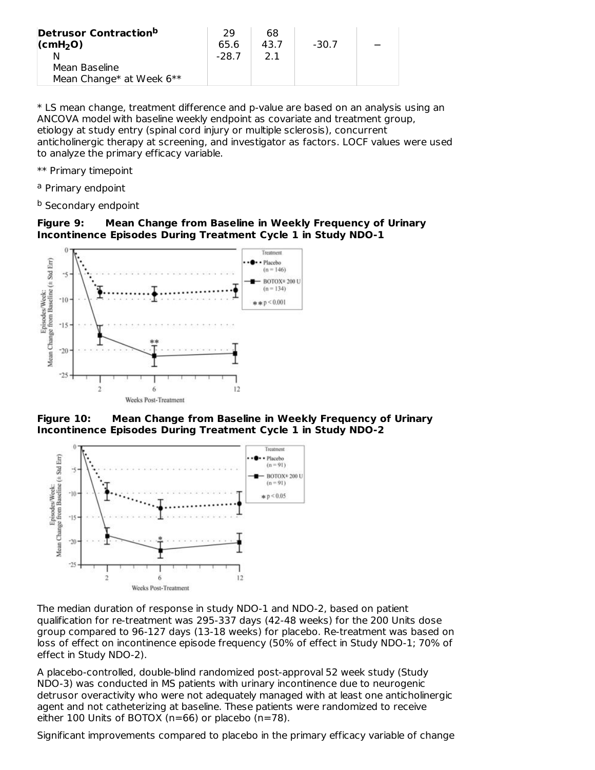| | | | | |
|---|---|---|---|---|
| **Detrusor Contraction[b] ($cmH_2O$)** | | | | |
| N | 29 | 68 | | |
| Mean Baseline | 65.6 | 43.7 | -30.7 | – |
| Mean Change* at Week 6** | -28.7 | 2.1 | | |

\* LS mean change, treatment difference and p-value are based on an analysis using an ANCOVA model with baseline weekly endpoint as covariate and treatment group, etiology at study entry (spinal cord injury or multiple sclerosis), concurrent anticholinergic therapy at screening, and investigator as factors. LOCF values were used to analyze the primary efficacy variable.

** Primary timepoint

[a] Primary endpoint

[b] Secondary endpoint

**Figure 9: Mean Change from Baseline in Weekly Frequency of Urinary Incontinence Episodes During Treatment Cycle 1 in Study NDO-1**

**Figure 10: Mean Change from Baseline in Weekly Frequency of Urinary Incontinence Episodes During Treatment Cycle 1 in Study NDO-2**

The median duration of response in study NDO-1 and NDO-2, based on patient qualification for re-treatment was 295-337 days (42-48 weeks) for the 200 Units dose group compared to 96-127 days (13-18 weeks) for placebo. Re-treatment was based on loss of effect on incontinence episode frequency (50% of effect in Study NDO-1; 70% of effect in Study NDO-2).

A placebo-controlled, double-blind randomized post-approval 52 week study (Study NDO-3) was conducted in MS patients with urinary incontinence due to neurogenic detrusor overactivity who were not adequately managed with at least one anticholinergic agent and not catheterizing at baseline. These patients were randomized to receive either 100 Units of BOTOX (n=66) or placebo (n=78).

Significant improvements compared to placebo in the primary efficacy variable of change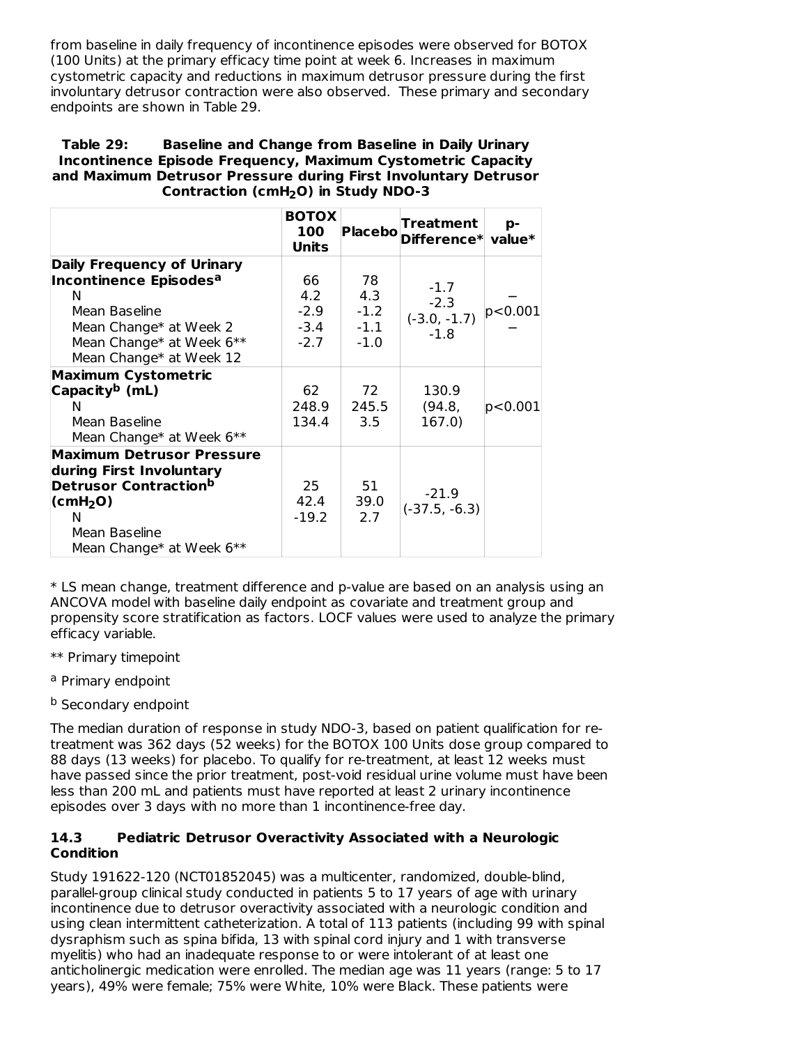from baseline in daily frequency of incontinence episodes were observed for BOTOX (100 Units) at the primary efficacy time point at week 6. Increases in maximum cystometric capacity and reductions in maximum detrusor pressure during the first involuntary detrusor contraction were also observed. These primary and secondary endpoints are shown in Table 29.

**Table 29: Baseline and Change from Baseline in Daily Urinary Incontinence Episode Frequency, Maximum Cystometric Capacity and Maximum Detrusor Pressure during First Involuntary Detrusor Contraction ($cmH_2O$) in Study NDO-3**

| | BOTOX 100 Units | Placebo | Treatment Difference* | p-value* |
|---|---|---|---|---|
| **Daily Frequency of Urinary Incontinence Episodes[a]** | | | | |
| N | 66 | 78 | | |
| Mean Baseline | 4.2 | 4.3 | | |
| Mean Change* at Week 2 | -2.9 | -1.2 | -1.7 | – |
| Mean Change* at Week 6** | -3.4 | -1.1 | -2.3 (-3.0, -1.7) | p<0.001 |
| Mean Change* at Week 12 | -2.7 | -1.0 | -1.8 | – |
| **Maximum Cystometric Capacity[b] (mL)** | | | | |
| N | 62 | 72 | | |
| Mean Baseline | 248.9 | 245.5 | | |
| Mean Change* at Week 6** | 134.4 | 3.5 | 130.9 (94.8, 167.0) | p<0.001 |
| **Maximum Detrusor Pressure during First Involuntary Detrusor Contraction[b] ($cmH_2O$)** | | | | |
| N | 25 | 51 | | |
| Mean Baseline | 42.4 | 39.0 | | |
| Mean Change* at Week 6** | -19.2 | 2.7 | -21.9 (-37.5, -6.3) | |

* LS mean change, treatment difference and p-value are based on an analysis using an ANCOVA model with baseline daily endpoint as covariate and treatment group and propensity score stratification as factors. LOCF values were used to analyze the primary efficacy variable.

** Primary timepoint

[a] Primary endpoint

[b] Secondary endpoint

The median duration of response in study NDO-3, based on patient qualification for re-treatment was 362 days (52 weeks) for the BOTOX 100 Units dose group compared to 88 days (13 weeks) for placebo. To qualify for re-treatment, at least 12 weeks must have passed since the prior treatment, post-void residual urine volume must have been less than 200 mL and patients must have reported at least 2 urinary incontinence episodes over 3 days with no more than 1 incontinence-free day.

### 14.3 Pediatric Detrusor Overactivity Associated with a Neurologic Condition

Study 191622-120 (NCT01852045) was a multicenter, randomized, double-blind, parallel-group clinical study conducted in patients 5 to 17 years of age with urinary incontinence due to detrusor overactivity associated with a neurologic condition and using clean intermittent catheterization. A total of 113 patients (including 99 with spinal dysraphism such as spina bifida, 13 with spinal cord injury and 1 with transverse myelitis) who had an inadequate response to or were intolerant of at least one anticholinergic medication were enrolled. The median age was 11 years (range: 5 to 17 years), 49% were female; 75% were White, 10% were Black. These patients were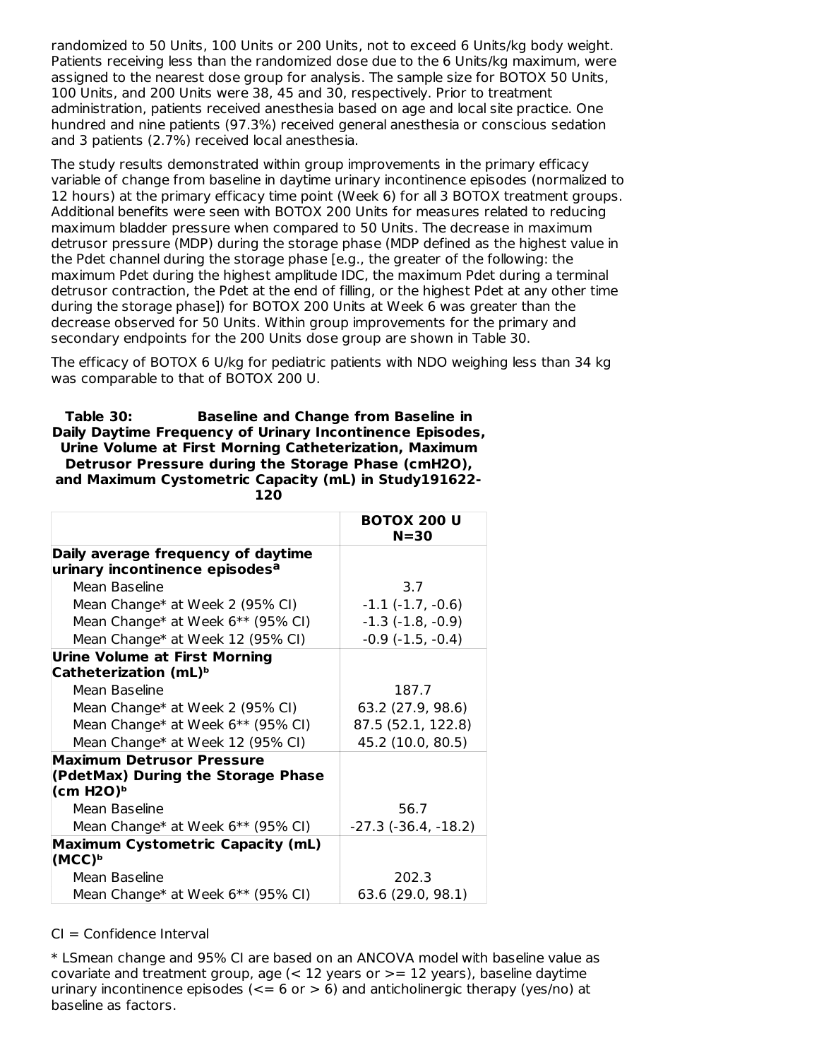randomized to 50 Units, 100 Units or 200 Units, not to exceed 6 Units/kg body weight. Patients receiving less than the randomized dose due to the 6 Units/kg maximum, were assigned to the nearest dose group for analysis. The sample size for BOTOX 50 Units, 100 Units, and 200 Units were 38, 45 and 30, respectively. Prior to treatment administration, patients received anesthesia based on age and local site practice. One hundred and nine patients (97.3%) received general anesthesia or conscious sedation and 3 patients (2.7%) received local anesthesia.

The study results demonstrated within group improvements in the primary efficacy variable of change from baseline in daytime urinary incontinence episodes (normalized to 12 hours) at the primary efficacy time point (Week 6) for all 3 BOTOX treatment groups. Additional benefits were seen with BOTOX 200 Units for measures related to reducing maximum bladder pressure when compared to 50 Units. The decrease in maximum detrusor pressure (MDP) during the storage phase (MDP defined as the highest value in the Pdet channel during the storage phase [e.g., the greater of the following: the maximum Pdet during the highest amplitude IDC, the maximum Pdet during a terminal detrusor contraction, the Pdet at the end of filling, or the highest Pdet at any other time during the storage phase]) for BOTOX 200 Units at Week 6 was greater than the decrease observed for 50 Units. Within group improvements for the primary and secondary endpoints for the 200 Units dose group are shown in Table 30.

The efficacy of BOTOX 6 U/kg for pediatric patients with NDO weighing less than 34 kg was comparable to that of BOTOX 200 U.

**Table 30: Baseline and Change from Baseline in Daily Daytime Frequency of Urinary Incontinence Episodes, Urine Volume at First Morning Catheterization, Maximum Detrusor Pressure during the Storage Phase (cmH2O), and Maximum Cystometric Capacity (mL) in Study191622-120**

| | **BOTOX 200 U N=30** |
|---|---|
| **Daily average frequency of daytime urinary incontinence episodes[a]** | |
| Mean Baseline | 3.7 |
| Mean Change* at Week 2 (95% CI) | -1.1 (-1.7, -0.6) |
| Mean Change* at Week 6** (95% CI) | -1.3 (-1.8, -0.9) |
| Mean Change* at Week 12 (95% CI) | -0.9 (-1.5, -0.4) |
| **Urine Volume at First Morning Catheterization (mL)[b]** | |
| Mean Baseline | 187.7 |
| Mean Change* at Week 2 (95% CI) | 63.2 (27.9, 98.6) |
| Mean Change* at Week 6** (95% CI) | 87.5 (52.1, 122.8) |
| Mean Change* at Week 12 (95% CI) | 45.2 (10.0, 80.5) |
| **Maximum Detrusor Pressure (PdetMax) During the Storage Phase (cm H2O)[b]** | |
| Mean Baseline | 56.7 |
| Mean Change* at Week 6** (95% CI) | -27.3 (-36.4, -18.2) |
| **Maximum Cystometric Capacity (mL) (MCC)[b]** | |
| Mean Baseline | 202.3 |
| Mean Change* at Week 6** (95% CI) | 63.6 (29.0, 98.1) |

CI = Confidence Interval

* LSmean change and 95% CI are based on an ANCOVA model with baseline value as covariate and treatment group, age (< 12 years or >= 12 years), baseline daytime urinary incontinence episodes (<= 6 or > 6) and anticholinergic therapy (yes/no) at baseline as factors.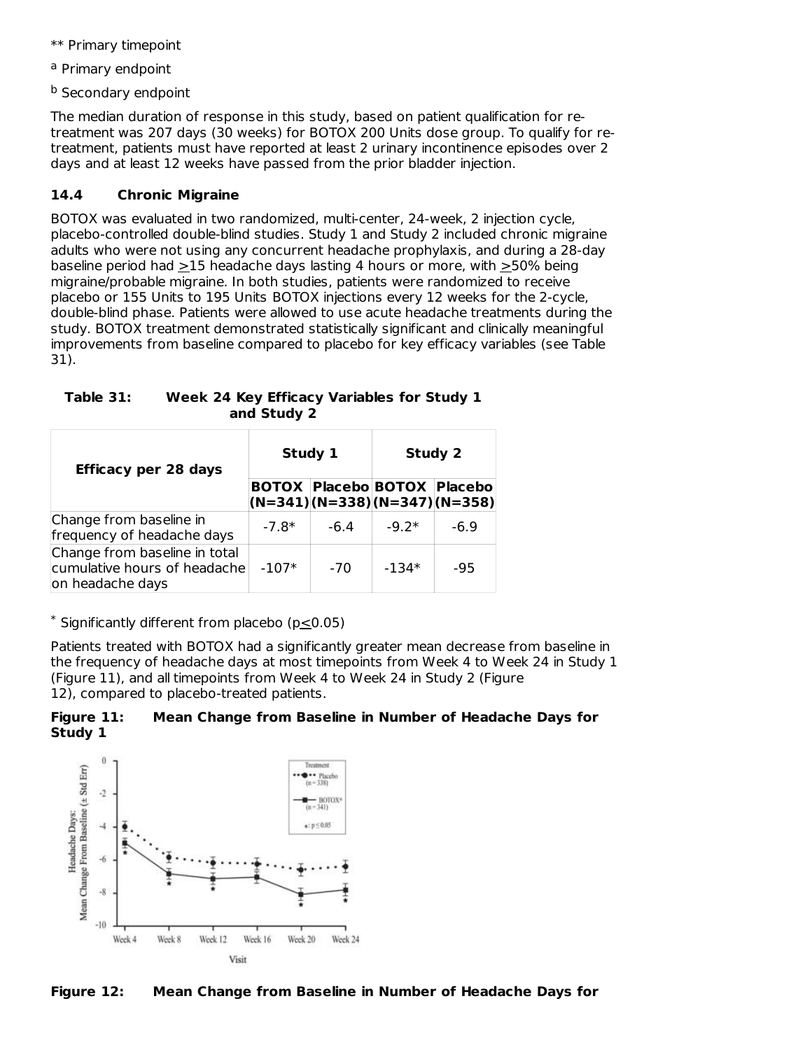** Primary timepoint

[a] Primary endpoint

[b] Secondary endpoint

The median duration of response in this study, based on patient qualification for re-treatment was 207 days (30 weeks) for BOTOX 200 Units dose group. To qualify for re-treatment, patients must have reported at least 2 urinary incontinence episodes over 2 days and at least 12 weeks have passed from the prior bladder injection.

### 14.4 Chronic Migraine

BOTOX was evaluated in two randomized, multi-center, 24-week, 2 injection cycle, placebo-controlled double-blind studies. Study 1 and Study 2 included chronic migraine adults who were not using any concurrent headache prophylaxis, and during a 28-day baseline period had ≥15 headache days lasting 4 hours or more, with ≥50% being migraine/probable migraine. In both studies, patients were randomized to receive placebo or 155 Units to 195 Units BOTOX injections every 12 weeks for the 2-cycle, double-blind phase. Patients were allowed to use acute headache treatments during the study. BOTOX treatment demonstrated statistically significant and clinically meaningful improvements from baseline compared to placebo for key efficacy variables (see Table 31).

**Table 31: Week 24 Key Efficacy Variables for Study 1 and Study 2**

| Efficacy per 28 days | Study 1 | | Study 2 | |
|---|---|---|---|---|
| | BOTOX (N=341) | Placebo (N=338) | BOTOX (N=347) | Placebo (N=358) |
| Change from baseline in frequency of headache days | -7.8* | -6.4 | -9.2* | -6.9 |
| Change from baseline in total cumulative hours of headache on headache days | -107* | -70 | -134* | -95 |

* Significantly different from placebo ($p \leq 0.05$)

Patients treated with BOTOX had a significantly greater mean decrease from baseline in the frequency of headache days at most timepoints from Week 4 to Week 24 in Study 1 (Figure 11), and all timepoints from Week 4 to Week 24 in Study 2 (Figure 12), compared to placebo-treated patients.

**Figure 11: Mean Change from Baseline in Number of Headache Days for Study 1**

**Figure 12: Mean Change from Baseline in Number of Headache Days for**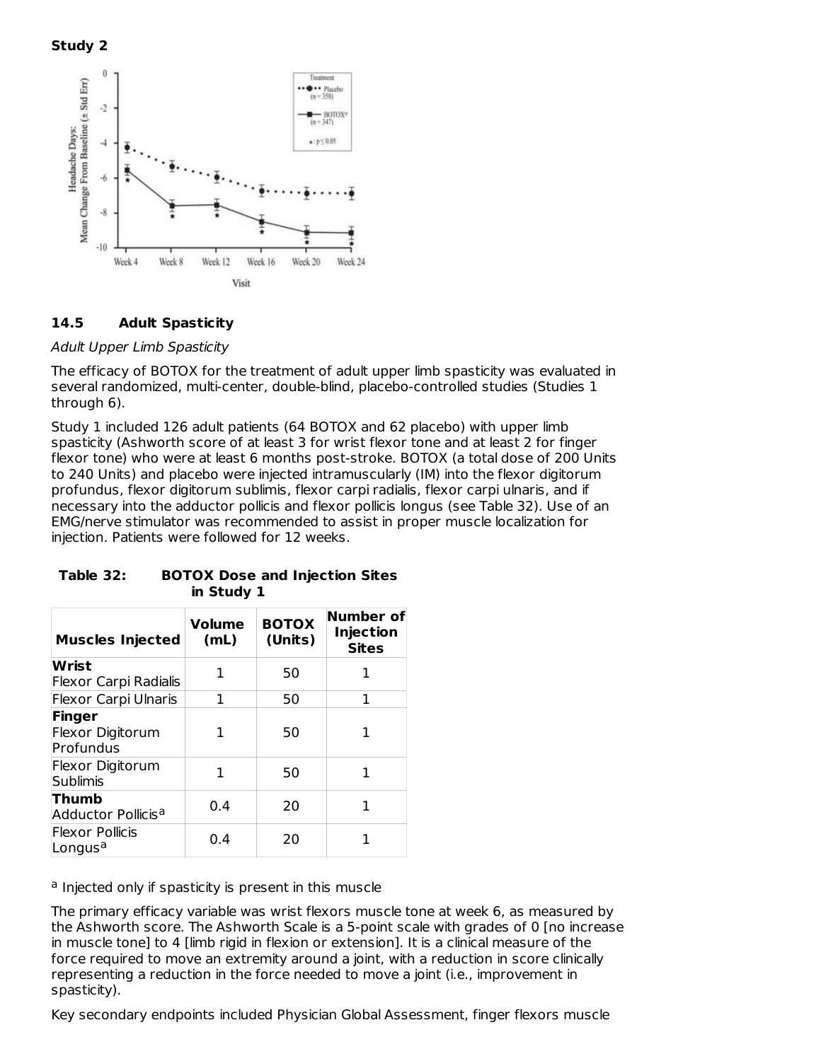**Study 2**

### 14.5 Adult Spasticity

*Adult Upper Limb Spasticity*

The efficacy of BOTOX for the treatment of adult upper limb spasticity was evaluated in several randomized, multi-center, double-blind, placebo-controlled studies (Studies 1 through 6).

Study 1 included 126 adult patients (64 BOTOX and 62 placebo) with upper limb spasticity (Ashworth score of at least 3 for wrist flexor tone and at least 2 for finger flexor tone) who were at least 6 months post-stroke. BOTOX (a total dose of 200 Units to 240 Units) and placebo were injected intramuscularly (IM) into the flexor digitorum profundus, flexor digitorum sublimis, flexor carpi radialis, flexor carpi ulnaris, and if necessary into the adductor pollicis and flexor pollicis longus (see Table 32). Use of an EMG/nerve stimulator was recommended to assist in proper muscle localization for injection. Patients were followed for 12 weeks.

**Table 32: BOTOX Dose and Injection Sites in Study 1**

| Muscles Injected | Volume (mL) | BOTOX (Units) | Number of Injection Sites |
|---|---|---|---|
| **Wrist** Flexor Carpi Radialis | 1 | 50 | 1 |
| Flexor Carpi Ulnaris | 1 | 50 | 1 |
| **Finger** Flexor Digitorum Profundus | 1 | 50 | 1 |
| Flexor Digitorum Sublimis | 1 | 50 | 1 |
| **Thumb** Adductor Pollicis[a] | 0.4 | 20 | 1 |
| Flexor Pollicis Longus[a] | 0.4 | 20 | 1 |

[a] Injected only if spasticity is present in this muscle

The primary efficacy variable was wrist flexors muscle tone at week 6, as measured by the Ashworth score. The Ashworth Scale is a 5-point scale with grades of 0 [no increase in muscle tone] to 4 [limb rigid in flexion or extension]. It is a clinical measure of the force required to move an extremity around a joint, with a reduction in score clinically representing a reduction in the force needed to move a joint (i.e., improvement in spasticity).

Key secondary endpoints included Physician Global Assessment, finger flexors muscle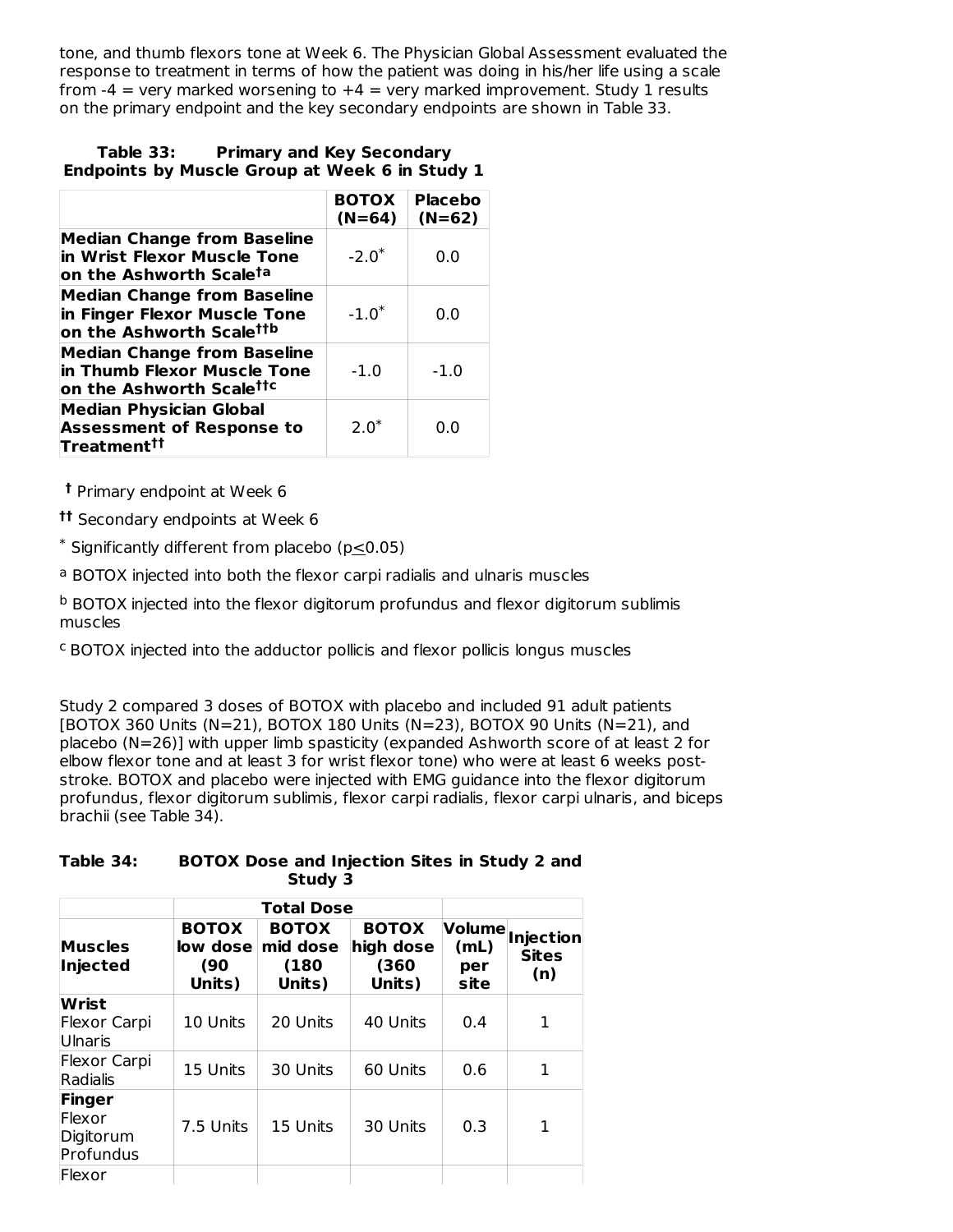tone, and thumb flexors tone at Week 6. The Physician Global Assessment evaluated the response to treatment in terms of how the patient was doing in his/her life using a scale from -4 = very marked worsening to +4 = very marked improvement. Study 1 results on the primary endpoint and the key secondary endpoints are shown in Table 33.

**Table 33: Primary and Key Secondary Endpoints by Muscle Group at Week 6 in Study 1**

| | BOTOX (N=64) | Placebo (N=62) |
|---|---|---|
| **Median Change from Baseline in Wrist Flexor Muscle Tone on the Ashworth Scale†a** | -2.0* | 0.0 |
| **Median Change from Baseline in Finger Flexor Muscle Tone on the Ashworth Scale††b** | -1.0* | 0.0 |
| **Median Change from Baseline in Thumb Flexor Muscle Tone on the Ashworth Scale††c** | -1.0 | -1.0 |
| **Median Physician Global Assessment of Response to Treatment††** | 2.0* | 0.0 |

† Primary endpoint at Week 6

†† Secondary endpoints at Week 6

\* Significantly different from placebo ($p \leq 0.05$)

[a] BOTOX injected into both the flexor carpi radialis and ulnaris muscles

[b] BOTOX injected into the flexor digitorum profundus and flexor digitorum sublimis muscles

[c] BOTOX injected into the adductor pollicis and flexor pollicis longus muscles

Study 2 compared 3 doses of BOTOX with placebo and included 91 adult patients [BOTOX 360 Units (N=21), BOTOX 180 Units (N=23), BOTOX 90 Units (N=21), and placebo (N=26)] with upper limb spasticity (expanded Ashworth score of at least 2 for elbow flexor tone and at least 3 for wrist flexor tone) who were at least 6 weeks post-stroke. BOTOX and placebo were injected with EMG guidance into the flexor digitorum profundus, flexor digitorum sublimis, flexor carpi radialis, flexor carpi ulnaris, and biceps brachii (see Table 34).

**Table 34: BOTOX Dose and Injection Sites in Study 2 and Study 3**

| | Total Dose | | | | |
|---|---|---|---|---|---|
| **Muscles Injected** | **BOTOX low dose (90 Units)** | **BOTOX mid dose (180 Units)** | **BOTOX high dose (360 Units)** | **Volume (mL) per site** | **Injection Sites (n)** |
| **Wrist** Flexor Carpi Ulnaris | 10 Units | 20 Units | 40 Units | 0.4 | 1 |
| Flexor Carpi Radialis | 15 Units | 30 Units | 60 Units | 0.6 | 1 |
| **Finger** Flexor Digitorum Profundus | 7.5 Units | 15 Units | 30 Units | 0.3 | 1 |
| Flexor | | | | | |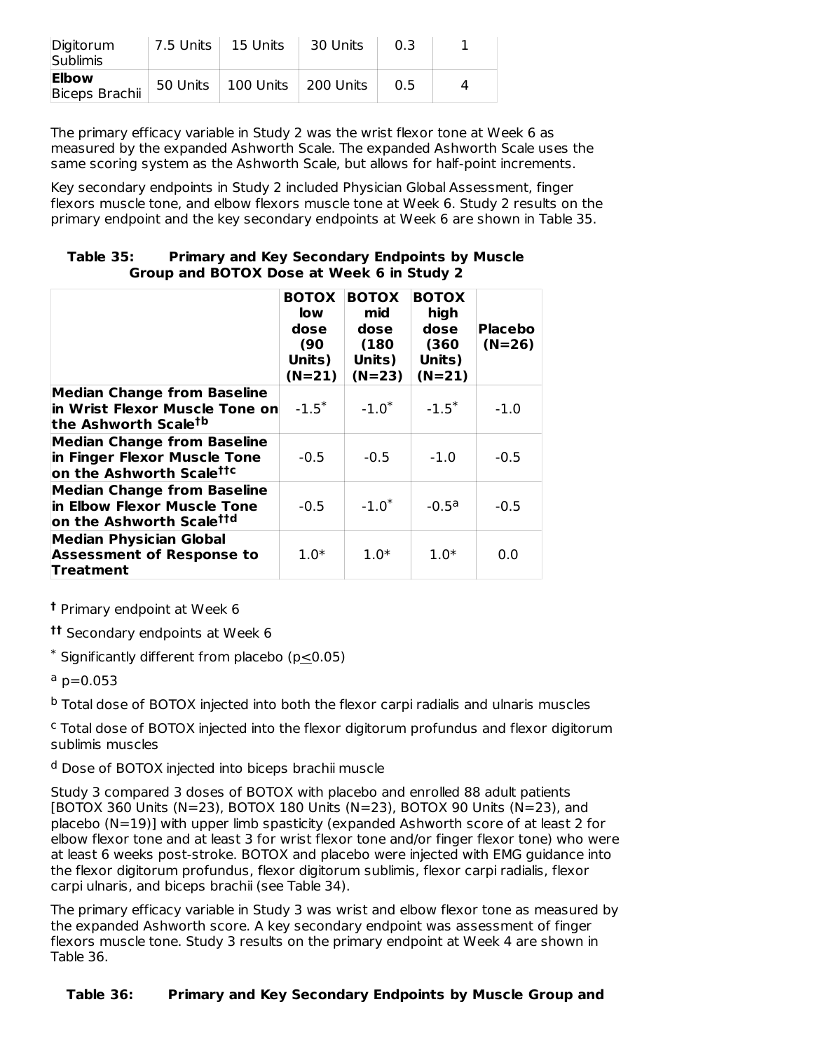| Digitorum Sublimis | 7.5 Units | 15 Units | 30 Units | 0.3 | 1 |
|---|---|---|---|---|---|
| **Elbow** Biceps Brachii | 50 Units | 100 Units | 200 Units | 0.5 | 4 |

The primary efficacy variable in Study 2 was the wrist flexor tone at Week 6 as measured by the expanded Ashworth Scale. The expanded Ashworth Scale uses the same scoring system as the Ashworth Scale, but allows for half-point increments.

Key secondary endpoints in Study 2 included Physician Global Assessment, finger flexors muscle tone, and elbow flexors muscle tone at Week 6. Study 2 results on the primary endpoint and the key secondary endpoints at Week 6 are shown in Table 35.

**Table 35: Primary and Key Secondary Endpoints by Muscle Group and BOTOX Dose at Week 6 in Study 2**

| | BOTOX low dose (90 Units) (N=21) | BOTOX mid dose (180 Units) (N=23) | BOTOX high dose (360 Units) (N=21) | Placebo (N=26) |
|---|---|---|---|---|
| **Median Change from Baseline in Wrist Flexor Muscle Tone on the Ashworth Scale†b** | -1.5* | -1.0* | -1.5* | -1.0 |
| **Median Change from Baseline in Finger Flexor Muscle Tone on the Ashworth Scale††c** | -0.5 | -0.5 | -1.0 | -0.5 |
| **Median Change from Baseline in Elbow Flexor Muscle Tone on the Ashworth Scale††d** | -0.5 | -1.0* | -0.5[a] | -0.5 |
| **Median Physician Global Assessment of Response to Treatment** | 1.0* | 1.0* | 1.0* | 0.0 |

† Primary endpoint at Week 6

†† Secondary endpoints at Week 6

* Significantly different from placebo ($p \leq 0.05$)

[a] p=0.053

[b] Total dose of BOTOX injected into both the flexor carpi radialis and ulnaris muscles

[c] Total dose of BOTOX injected into the flexor digitorum profundus and flexor digitorum sublimis muscles

[d] Dose of BOTOX injected into biceps brachii muscle

Study 3 compared 3 doses of BOTOX with placebo and enrolled 88 adult patients [BOTOX 360 Units (N=23), BOTOX 180 Units (N=23), BOTOX 90 Units (N=23), and placebo (N=19)] with upper limb spasticity (expanded Ashworth score of at least 2 for elbow flexor tone and at least 3 for wrist flexor tone and/or finger flexor tone) who were at least 6 weeks post-stroke. BOTOX and placebo were injected with EMG guidance into the flexor digitorum profundus, flexor digitorum sublimis, flexor carpi radialis, flexor carpi ulnaris, and biceps brachii (see Table 34).

The primary efficacy variable in Study 3 was wrist and elbow flexor tone as measured by the expanded Ashworth score. A key secondary endpoint was assessment of finger flexors muscle tone. Study 3 results on the primary endpoint at Week 4 are shown in Table 36.

**Table 36: Primary and Key Secondary Endpoints by Muscle Group and**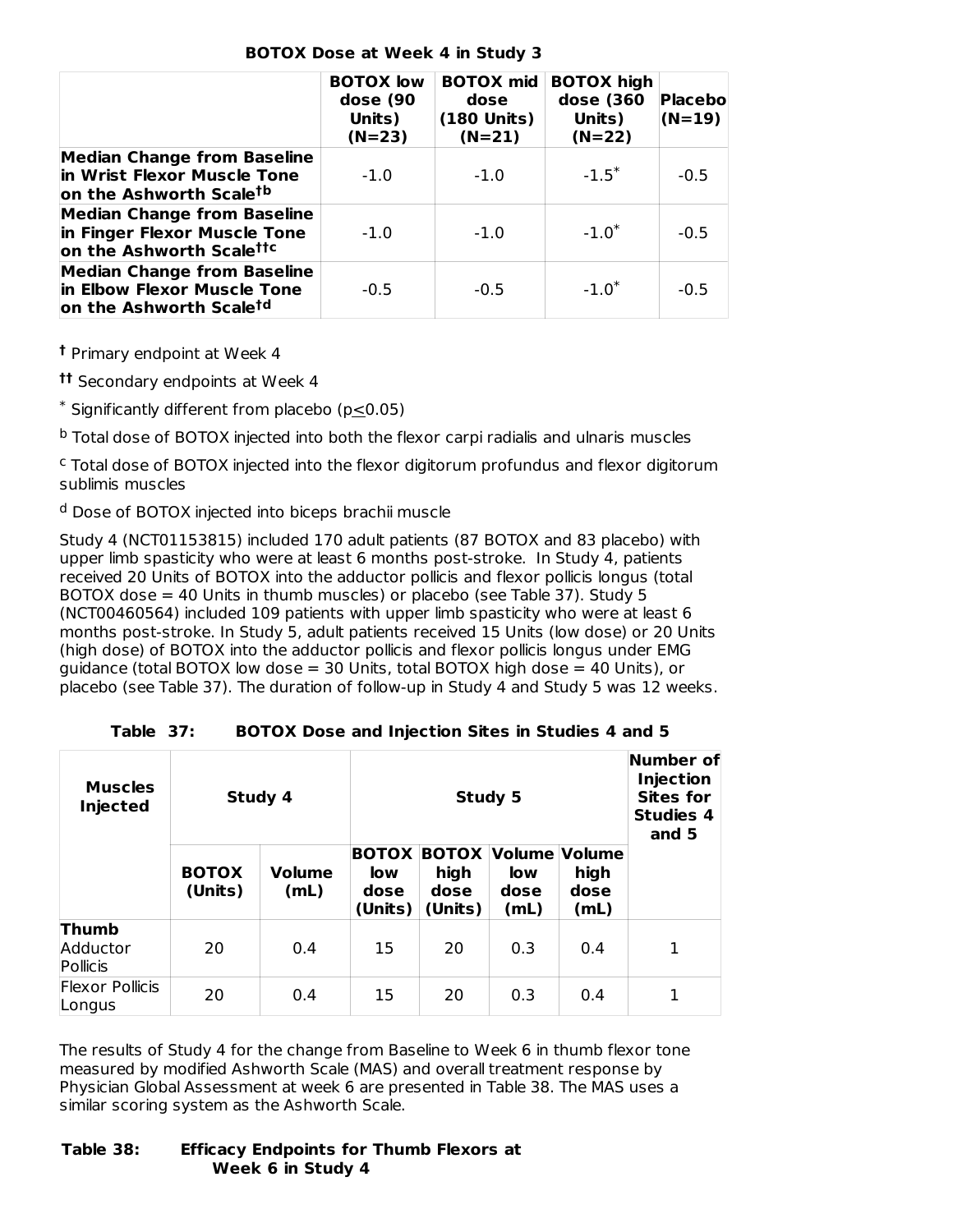**BOTOX Dose at Week 4 in Study 3**

| | BOTOX low dose (90 Units) (N=23) | BOTOX mid dose (180 Units) (N=21) | BOTOX high dose (360 Units) (N=22) | Placebo (N=19) |
|---|---|---|---|---|
| **Median Change from Baseline in Wrist Flexor Muscle Tone on the Ashworth Scale[†b]** | -1.0 | -1.0 | -1.5* | -0.5 |
| **Median Change from Baseline in Finger Flexor Muscle Tone on the Ashworth Scale[††c]** | -1.0 | -1.0 | -1.0* | -0.5 |
| **Median Change from Baseline in Elbow Flexor Muscle Tone on the Ashworth Scale[†d]** | -0.5 | -0.5 | -1.0* | -0.5 |

[†] Primary endpoint at Week 4

[††] Secondary endpoints at Week 4

[*] Significantly different from placebo ($p \leq 0.05$)

[b] Total dose of BOTOX injected into both the flexor carpi radialis and ulnaris muscles

[c] Total dose of BOTOX injected into the flexor digitorum profundus and flexor digitorum sublimis muscles

[d] Dose of BOTOX injected into biceps brachii muscle

Study 4 (NCT01153815) included 170 adult patients (87 BOTOX and 83 placebo) with upper limb spasticity who were at least 6 months post-stroke. In Study 4, patients received 20 Units of BOTOX into the adductor pollicis and flexor pollicis longus (total BOTOX dose = 40 Units in thumb muscles) or placebo (see Table 37). Study 5 (NCT00460564) included 109 patients with upper limb spasticity who were at least 6 months post-stroke. In Study 5, adult patients received 15 Units (low dose) or 20 Units (high dose) of BOTOX into the adductor pollicis and flexor pollicis longus under EMG guidance (total BOTOX low dose = 30 Units, total BOTOX high dose = 40 Units), or placebo (see Table 37). The duration of follow-up in Study 4 and Study 5 was 12 weeks.

**Table 37: BOTOX Dose and Injection Sites in Studies 4 and 5**

| Muscles Injected | Study 4 | | Study 5 | | | | Number of Injection Sites for Studies 4 and 5 |
|---|---|---|---|---|---|---|---|
| | BOTOX (Units) | Volume (mL) | BOTOX low dose (Units) | BOTOX high dose (Units) | Volume low dose (mL) | Volume high dose (mL) | |
| **Thumb** Adductor Pollicis | 20 | 0.4 | 15 | 20 | 0.3 | 0.4 | 1 |
| Flexor Pollicis Longus | 20 | 0.4 | 15 | 20 | 0.3 | 0.4 | 1 |

The results of Study 4 for the change from Baseline to Week 6 in thumb flexor tone measured by modified Ashworth Scale (MAS) and overall treatment response by Physician Global Assessment at week 6 are presented in Table 38. The MAS uses a similar scoring system as the Ashworth Scale.

**Table 38: Efficacy Endpoints for Thumb Flexors at Week 6 in Study 4**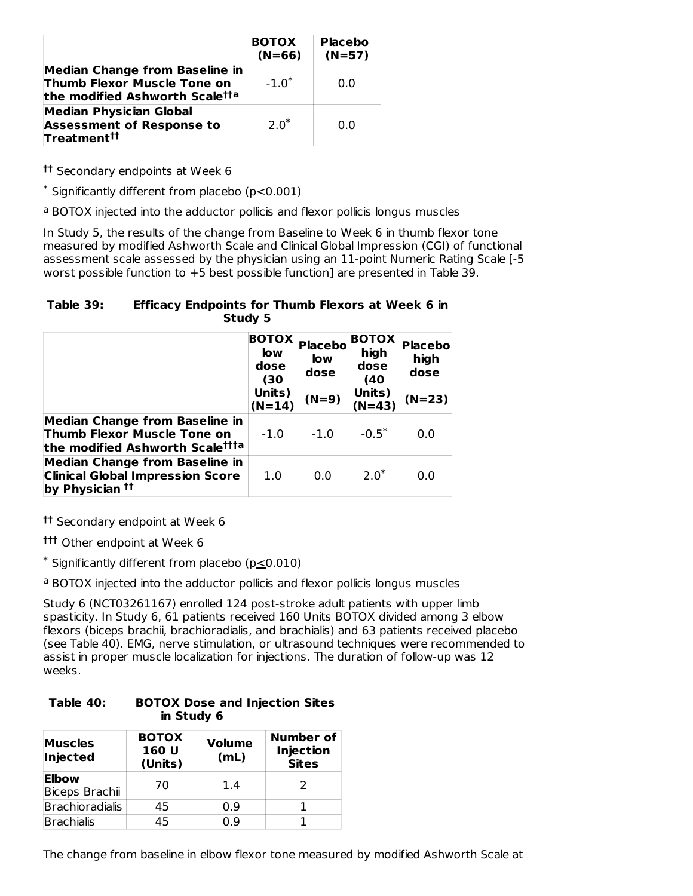| | BOTOX (N=66) | Placebo (N=57) |
|---|---|---|
| **Median Change from Baseline in Thumb Flexor Muscle Tone on the modified Ashworth Scale††a** | -1.0* | 0.0 |
| **Median Physician Global Assessment of Response to Treatment††** | 2.0* | 0.0 |

†† Secondary endpoints at Week 6

* Significantly different from placebo (p≤0.001)

a BOTOX injected into the adductor pollicis and flexor pollicis longus muscles

In Study 5, the results of the change from Baseline to Week 6 in thumb flexor tone measured by modified Ashworth Scale and Clinical Global Impression (CGI) of functional assessment scale assessed by the physician using an 11-point Numeric Rating Scale [-5 worst possible function to +5 best possible function] are presented in Table 39.

**Table 39: Efficacy Endpoints for Thumb Flexors at Week 6 in Study 5**

| | BOTOX low dose (30 Units) (N=14) | Placebo low dose (N=9) | BOTOX high dose (40 Units) (N=43) | Placebo high dose (N=23) |
|---|---|---|---|---|
| **Median Change from Baseline in Thumb Flexor Muscle Tone on the modified Ashworth Scale†††a** | -1.0 | -1.0 | -0.5* | 0.0 |
| **Median Change from Baseline in Clinical Global Impression Score by Physician ††** | 1.0 | 0.0 | 2.0* | 0.0 |

†† Secondary endpoint at Week 6

††† Other endpoint at Week 6

* Significantly different from placebo (p≤0.010)

a BOTOX injected into the adductor pollicis and flexor pollicis longus muscles

Study 6 (NCT03261167) enrolled 124 post-stroke adult patients with upper limb spasticity. In Study 6, 61 patients received 160 Units BOTOX divided among 3 elbow flexors (biceps brachii, brachioradialis, and brachialis) and 63 patients received placebo (see Table 40). EMG, nerve stimulation, or ultrasound techniques were recommended to assist in proper muscle localization for injections. The duration of follow-up was 12 weeks.

**Table 40: BOTOX Dose and Injection Sites in Study 6**

| Muscles Injected | BOTOX 160 U (Units) | Volume (mL) | Number of Injection Sites |
|---|---|---|---|
| **Elbow** Biceps Brachii | 70 | 1.4 | 2 |
| Brachioradialis | 45 | 0.9 | 1 |
| Brachialis | 45 | 0.9 | 1 |

The change from baseline in elbow flexor tone measured by modified Ashworth Scale at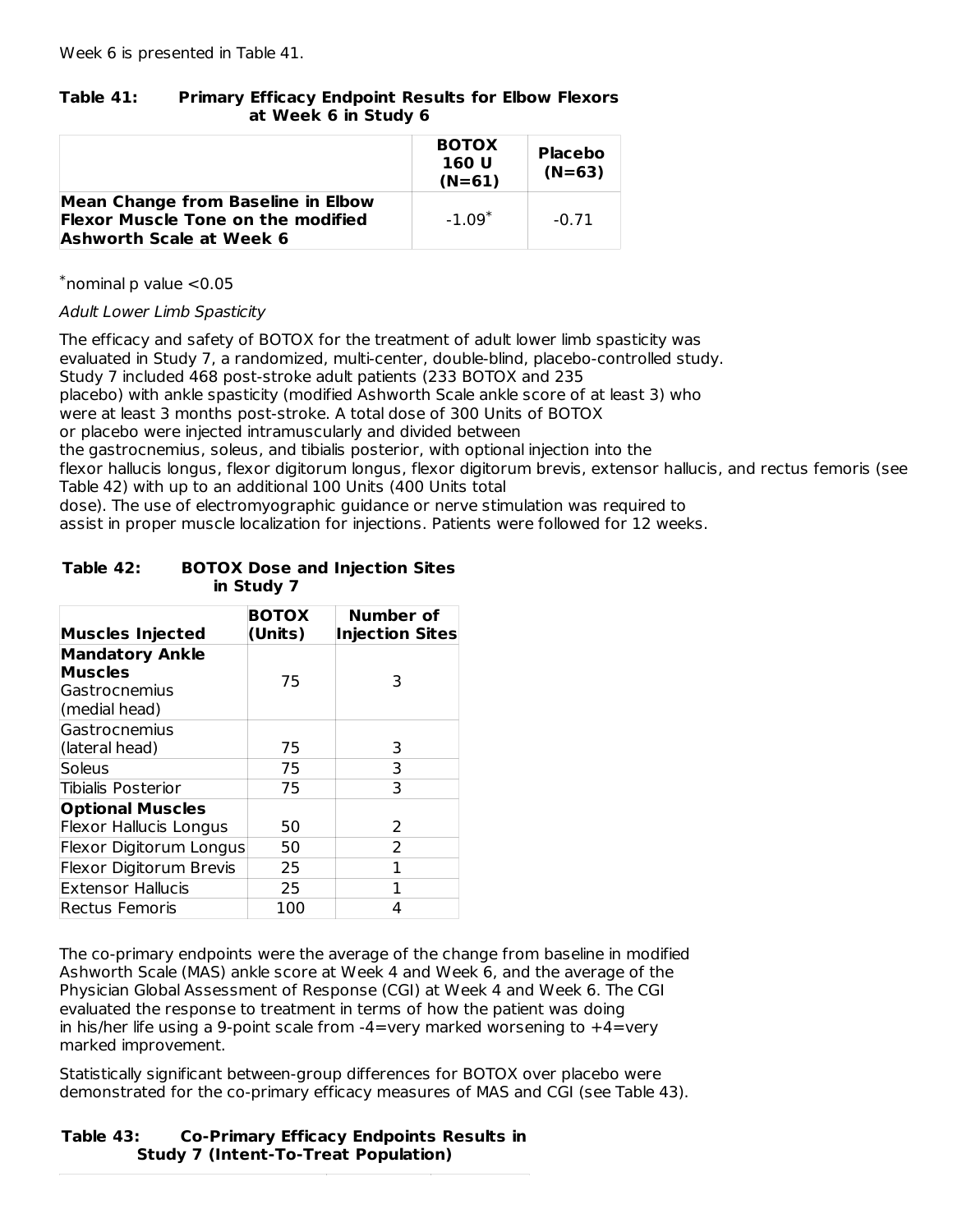Week 6 is presented in Table 41.

**Table 41: Primary Efficacy Endpoint Results for Elbow Flexors at Week 6 in Study 6**

| | BOTOX 160 U (N=61) | Placebo (N=63) |
|---|---|---|
| **Mean Change from Baseline in Elbow Flexor Muscle Tone on the modified Ashworth Scale at Week 6** | -1.09* | -0.71 |

*nominal p value <0.05

*Adult Lower Limb Spasticity*

The efficacy and safety of BOTOX for the treatment of adult lower limb spasticity was evaluated in Study 7, a randomized, multi-center, double-blind, placebo-controlled study. Study 7 included 468 post-stroke adult patients (233 BOTOX and 235 placebo) with ankle spasticity (modified Ashworth Scale ankle score of at least 3) who were at least 3 months post-stroke. A total dose of 300 Units of BOTOX or placebo were injected intramuscularly and divided between the gastrocnemius, soleus, and tibialis posterior, with optional injection into the flexor hallucis longus, flexor digitorum longus, flexor digitorum brevis, extensor hallucis, and rectus femoris (see Table 42) with up to an additional 100 Units (400 Units total dose). The use of electromyographic guidance or nerve stimulation was required to assist in proper muscle localization for injections. Patients were followed for 12 weeks.

**Table 42: BOTOX Dose and Injection Sites in Study 7**

| Muscles Injected | BOTOX (Units) | Number of Injection Sites |
|---|---|---|
| **Mandatory Ankle Muscles** Gastrocnemius (medial head) | 75 | 3 |
| Gastrocnemius (lateral head) | 75 | 3 |
| Soleus | 75 | 3 |
| Tibialis Posterior | 75 | 3 |
| **Optional Muscles** Flexor Hallucis Longus | 50 | 2 |
| Flexor Digitorum Longus | 50 | 2 |
| Flexor Digitorum Brevis | 25 | 1 |
| Extensor Hallucis | 25 | 1 |
| Rectus Femoris | 100 | 4 |

The co-primary endpoints were the average of the change from baseline in modified Ashworth Scale (MAS) ankle score at Week 4 and Week 6, and the average of the Physician Global Assessment of Response (CGI) at Week 4 and Week 6. The CGI evaluated the response to treatment in terms of how the patient was doing in his/her life using a 9-point scale from -4=very marked worsening to +4=very marked improvement.

Statistically significant between-group differences for BOTOX over placebo were demonstrated for the co-primary efficacy measures of MAS and CGI (see Table 43).

**Table 43: Co-Primary Efficacy Endpoints Results in Study 7 (Intent-To-Treat Population)**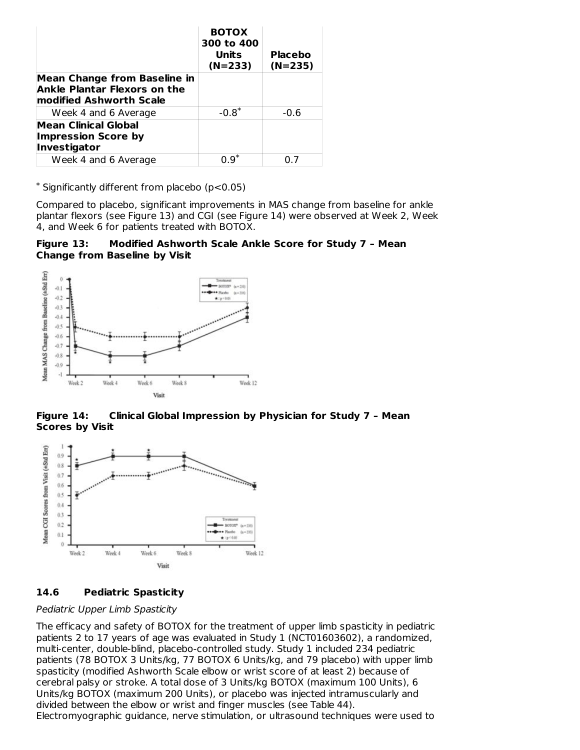| | BOTOX 300 to 400 Units (N=233) | Placebo (N=235) |
|---|---|---|
| **Mean Change from Baseline in Ankle Plantar Flexors on the modified Ashworth Scale** | | |
| Week 4 and 6 Average | -0.8* | -0.6 |
| **Mean Clinical Global Impression Score by Investigator** | | |
| Week 4 and 6 Average | 0.9* | 0.7 |

* Significantly different from placebo ($p<0.05$)

Compared to placebo, significant improvements in MAS change from baseline for ankle plantar flexors (see Figure 13) and CGI (see Figure 14) were observed at Week 2, Week 4, and Week 6 for patients treated with BOTOX.

**Figure 13: Modified Ashworth Scale Ankle Score for Study 7 – Mean Change from Baseline by Visit**

**Figure 14: Clinical Global Impression by Physician for Study 7 – Mean Scores by Visit**

### 14.6 Pediatric Spasticity

*Pediatric Upper Limb Spasticity*

The efficacy and safety of BOTOX for the treatment of upper limb spasticity in pediatric patients 2 to 17 years of age was evaluated in Study 1 (NCT01603602), a randomized, multi-center, double-blind, placebo-controlled study. Study 1 included 234 pediatric patients (78 BOTOX 3 Units/kg, 77 BOTOX 6 Units/kg, and 79 placebo) with upper limb spasticity (modified Ashworth Scale elbow or wrist score of at least 2) because of cerebral palsy or stroke. A total dose of 3 Units/kg BOTOX (maximum 100 Units), 6 Units/kg BOTOX (maximum 200 Units), or placebo was injected intramuscularly and divided between the elbow or wrist and finger muscles (see Table 44). Electromyographic guidance, nerve stimulation, or ultrasound techniques were used to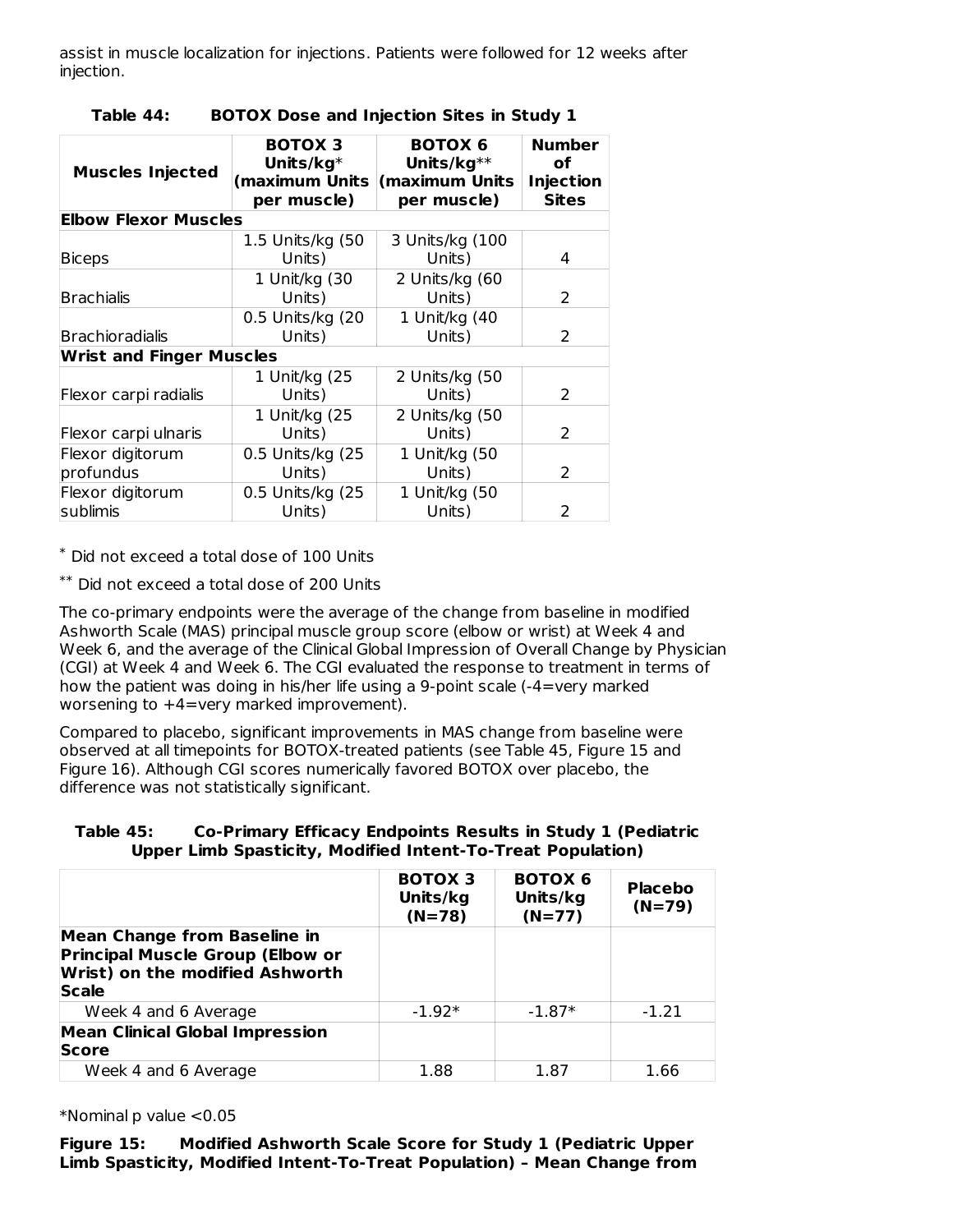assist in muscle localization for injections. Patients were followed for 12 weeks after injection.

**Table 44: BOTOX Dose and Injection Sites in Study 1**

| Muscles Injected | BOTOX 3 Units/kg* (maximum Units per muscle) | BOTOX 6 Units/kg** (maximum Units per muscle) | Number of Injection Sites |
|---|---|---|---|
| **Elbow Flexor Muscles** | | | |
| Biceps | 1.5 Units/kg (50 Units) | 3 Units/kg (100 Units) | 4 |
| Brachialis | 1 Unit/kg (30 Units) | 2 Units/kg (60 Units) | 2 |
| Brachioradialis | 0.5 Units/kg (20 Units) | 1 Unit/kg (40 Units) | 2 |
| **Wrist and Finger Muscles** | | | |
| Flexor carpi radialis | 1 Unit/kg (25 Units) | 2 Units/kg (50 Units) | 2 |
| Flexor carpi ulnaris | 1 Unit/kg (25 Units) | 2 Units/kg (50 Units) | 2 |
| Flexor digitorum profundus | 0.5 Units/kg (25 Units) | 1 Unit/kg (50 Units) | 2 |
| Flexor digitorum sublimis | 0.5 Units/kg (25 Units) | 1 Unit/kg (50 Units) | 2 |

* Did not exceed a total dose of 100 Units

** Did not exceed a total dose of 200 Units

The co-primary endpoints were the average of the change from baseline in modified Ashworth Scale (MAS) principal muscle group score (elbow or wrist) at Week 4 and Week 6, and the average of the Clinical Global Impression of Overall Change by Physician (CGI) at Week 4 and Week 6. The CGI evaluated the response to treatment in terms of how the patient was doing in his/her life using a 9-point scale (-4=very marked worsening to +4=very marked improvement).

Compared to placebo, significant improvements in MAS change from baseline were observed at all timepoints for BOTOX-treated patients (see Table 45, Figure 15 and Figure 16). Although CGI scores numerically favored BOTOX over placebo, the difference was not statistically significant.

**Table 45: Co-Primary Efficacy Endpoints Results in Study 1 (Pediatric Upper Limb Spasticity, Modified Intent-To-Treat Population)**

| | BOTOX 3 Units/kg (N=78) | BOTOX 6 Units/kg (N=77) | Placebo (N=79) |
|---|---|---|---|
| **Mean Change from Baseline in Principal Muscle Group (Elbow or Wrist) on the modified Ashworth Scale** | | | |
| Week 4 and 6 Average | -1.92* | -1.87* | -1.21 |
| **Mean Clinical Global Impression Score** | | | |
| Week 4 and 6 Average | 1.88 | 1.87 | 1.66 |

*Nominal p value <0.05

**Figure 15: Modified Ashworth Scale Score for Study 1 (Pediatric Upper Limb Spasticity, Modified Intent-To-Treat Population) – Mean Change from**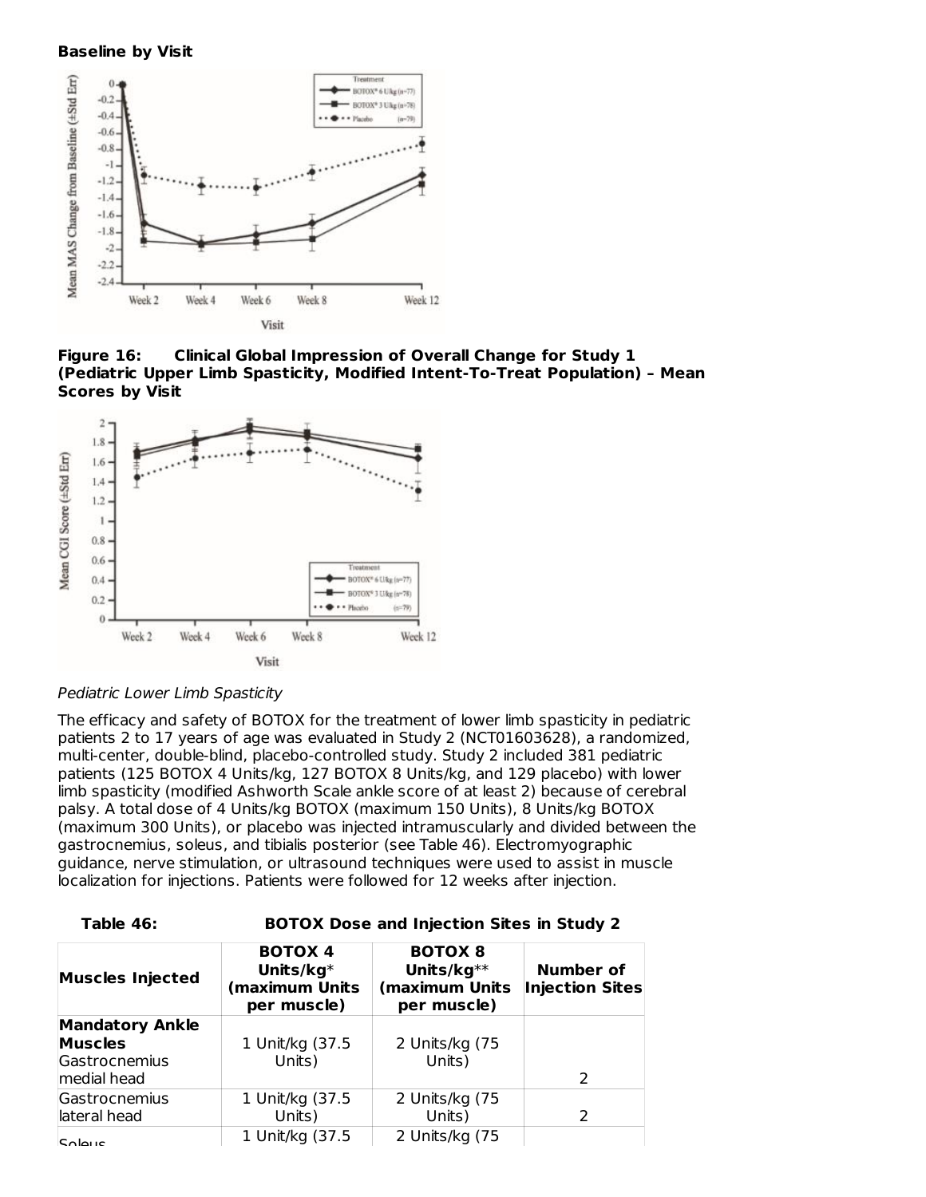**Baseline by Visit**

**Figure 16: Clinical Global Impression of Overall Change for Study 1 (Pediatric Upper Limb Spasticity, Modified Intent-To-Treat Population) – Mean Scores by Visit**

*Pediatric Lower Limb Spasticity*

The efficacy and safety of BOTOX for the treatment of lower limb spasticity in pediatric patients 2 to 17 years of age was evaluated in Study 2 (NCT01603628), a randomized, multi-center, double-blind, placebo-controlled study. Study 2 included 381 pediatric patients (125 BOTOX 4 Units/kg, 127 BOTOX 8 Units/kg, and 129 placebo) with lower limb spasticity (modified Ashworth Scale ankle score of at least 2) because of cerebral palsy. A total dose of 4 Units/kg BOTOX (maximum 150 Units), 8 Units/kg BOTOX (maximum 300 Units), or placebo was injected intramuscularly and divided between the gastrocnemius, soleus, and tibialis posterior (see Table 46). Electromyographic guidance, nerve stimulation, or ultrasound techniques were used to assist in muscle localization for injections. Patients were followed for 12 weeks after injection.

**Table 46: BOTOX Dose and Injection Sites in Study 2**

| Muscles Injected | BOTOX 4 Units/kg* (maximum Units per muscle) | BOTOX 8 Units/kg** (maximum Units per muscle) | Number of Injection Sites |
|---|---|---|---|
| **Mandatory Ankle Muscles** | | | |
| Gastrocnemius medial head | 1 Unit/kg (37.5 Units) | 2 Units/kg (75 Units) | 2 |
| Gastrocnemius lateral head | 1 Unit/kg (37.5 Units) | 2 Units/kg (75 Units) | 2 |
| Soleus | 1 Unit/kg (37.5 | 2 Units/kg (75 | |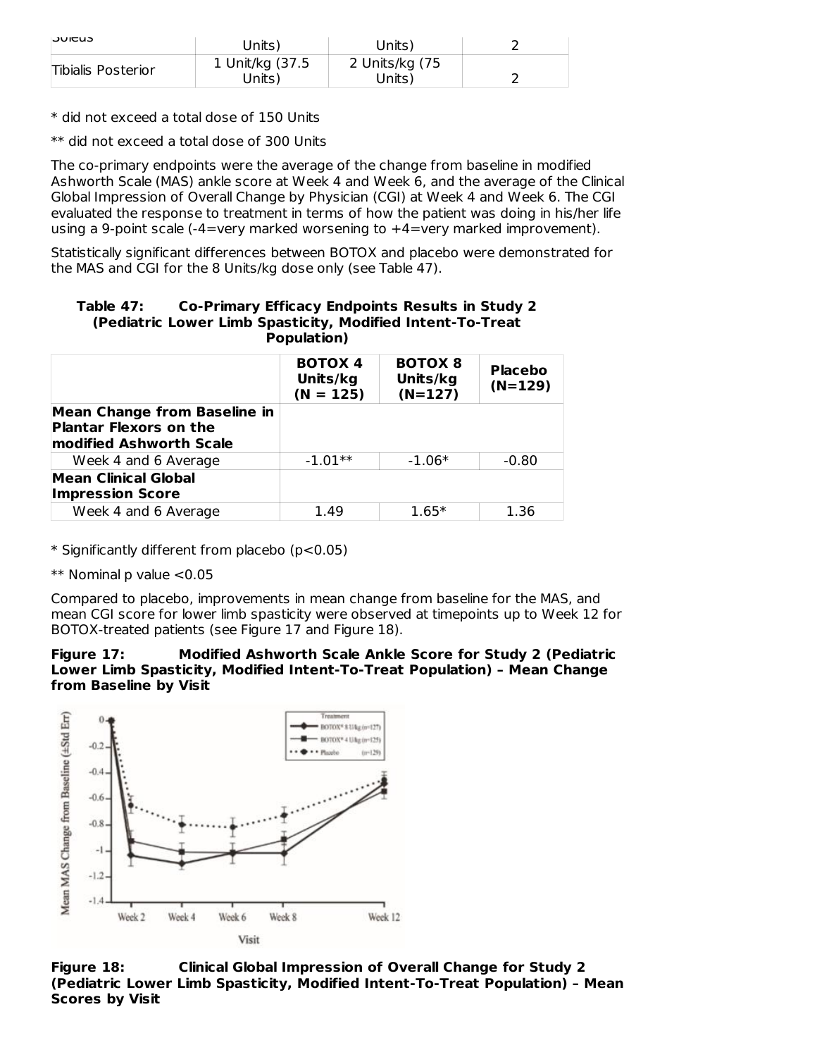| Soleus | Units) | Units) | 2 |
|---|---|---|---|
| Tibialis Posterior | 1 Unit/kg (37.5 Units) | 2 Units/kg (75 Units) | 2 |

* did not exceed a total dose of 150 Units

** did not exceed a total dose of 300 Units

The co-primary endpoints were the average of the change from baseline in modified Ashworth Scale (MAS) ankle score at Week 4 and Week 6, and the average of the Clinical Global Impression of Overall Change by Physician (CGI) at Week 4 and Week 6. The CGI evaluated the response to treatment in terms of how the patient was doing in his/her life using a 9-point scale (-4=very marked worsening to +4=very marked improvement).

Statistically significant differences between BOTOX and placebo were demonstrated for the MAS and CGI for the 8 Units/kg dose only (see Table 47).

**Table 47: Co-Primary Efficacy Endpoints Results in Study 2 (Pediatric Lower Limb Spasticity, Modified Intent-To-Treat Population)**

| | BOTOX 4 Units/kg (N = 125) | BOTOX 8 Units/kg (N=127) | Placebo (N=129) |
|---|---|---|---|
| **Mean Change from Baseline in Plantar Flexors on the modified Ashworth Scale** | | | |
| Week 4 and 6 Average | -1.01** | -1.06* | -0.80 |
| **Mean Clinical Global Impression Score** | | | |
| Week 4 and 6 Average | 1.49 | 1.65* | 1.36 |

* Significantly different from placebo ($p<0.05$)

** Nominal p value <0.05

Compared to placebo, improvements in mean change from baseline for the MAS, and mean CGI score for lower limb spasticity were observed at timepoints up to Week 12 for BOTOX-treated patients (see Figure 17 and Figure 18).

**Figure 17: Modified Ashworth Scale Ankle Score for Study 2 (Pediatric Lower Limb Spasticity, Modified Intent-To-Treat Population) – Mean Change from Baseline by Visit**

**Figure 18: Clinical Global Impression of Overall Change for Study 2 (Pediatric Lower Limb Spasticity, Modified Intent-To-Treat Population) – Mean Scores by Visit**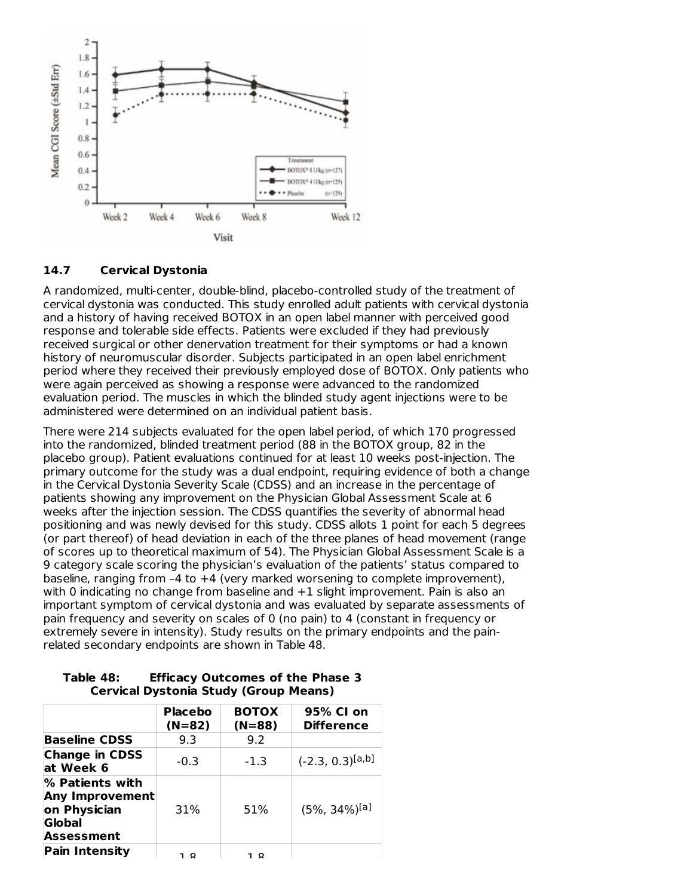## 14.7 Cervical Dystonia

A randomized, multi-center, double-blind, placebo-controlled study of the treatment of cervical dystonia was conducted. This study enrolled adult patients with cervical dystonia and a history of having received BOTOX in an open label manner with perceived good response and tolerable side effects. Patients were excluded if they had previously received surgical or other denervation treatment for their symptoms or had a known history of neuromuscular disorder. Subjects participated in an open label enrichment period where they received their previously employed dose of BOTOX. Only patients who were again perceived as showing a response were advanced to the randomized evaluation period. The muscles in which the blinded study agent injections were to be administered were determined on an individual patient basis.

There were 214 subjects evaluated for the open label period, of which 170 progressed into the randomized, blinded treatment period (88 in the BOTOX group, 82 in the placebo group). Patient evaluations continued for at least 10 weeks post-injection. The primary outcome for the study was a dual endpoint, requiring evidence of both a change in the Cervical Dystonia Severity Scale (CDSS) and an increase in the percentage of patients showing any improvement on the Physician Global Assessment Scale at 6 weeks after the injection session. The CDSS quantifies the severity of abnormal head positioning and was newly devised for this study. CDSS allots 1 point for each 5 degrees (or part thereof) of head deviation in each of the three planes of head movement (range of scores up to theoretical maximum of 54). The Physician Global Assessment Scale is a 9 category scale scoring the physician's evaluation of the patients' status compared to baseline, ranging from –4 to +4 (very marked worsening to complete improvement), with 0 indicating no change from baseline and +1 slight improvement. Pain is also an important symptom of cervical dystonia and was evaluated by separate assessments of pain frequency and severity on scales of 0 (no pain) to 4 (constant in frequency or extremely severe in intensity). Study results on the primary endpoints and the pain-related secondary endpoints are shown in Table 48.

**Table 48: Efficacy Outcomes of the Phase 3 Cervical Dystonia Study (Group Means)**

| | Placebo (N=82) | BOTOX (N=88) | 95% CI on Difference |
|---|---|---|---|
| **Baseline CDSS** | 9.3 | 9.2 | |
| **Change in CDSS at Week 6** | -0.3 | -1.3 | (-2.3, 0.3)[a,b] |
| **% Patients with Any Improvement on Physician Global Assessment** | 31% | 51% | (5%, 34%)[a] |
| **Pain Intensity** | 1.8 | 1.8 | |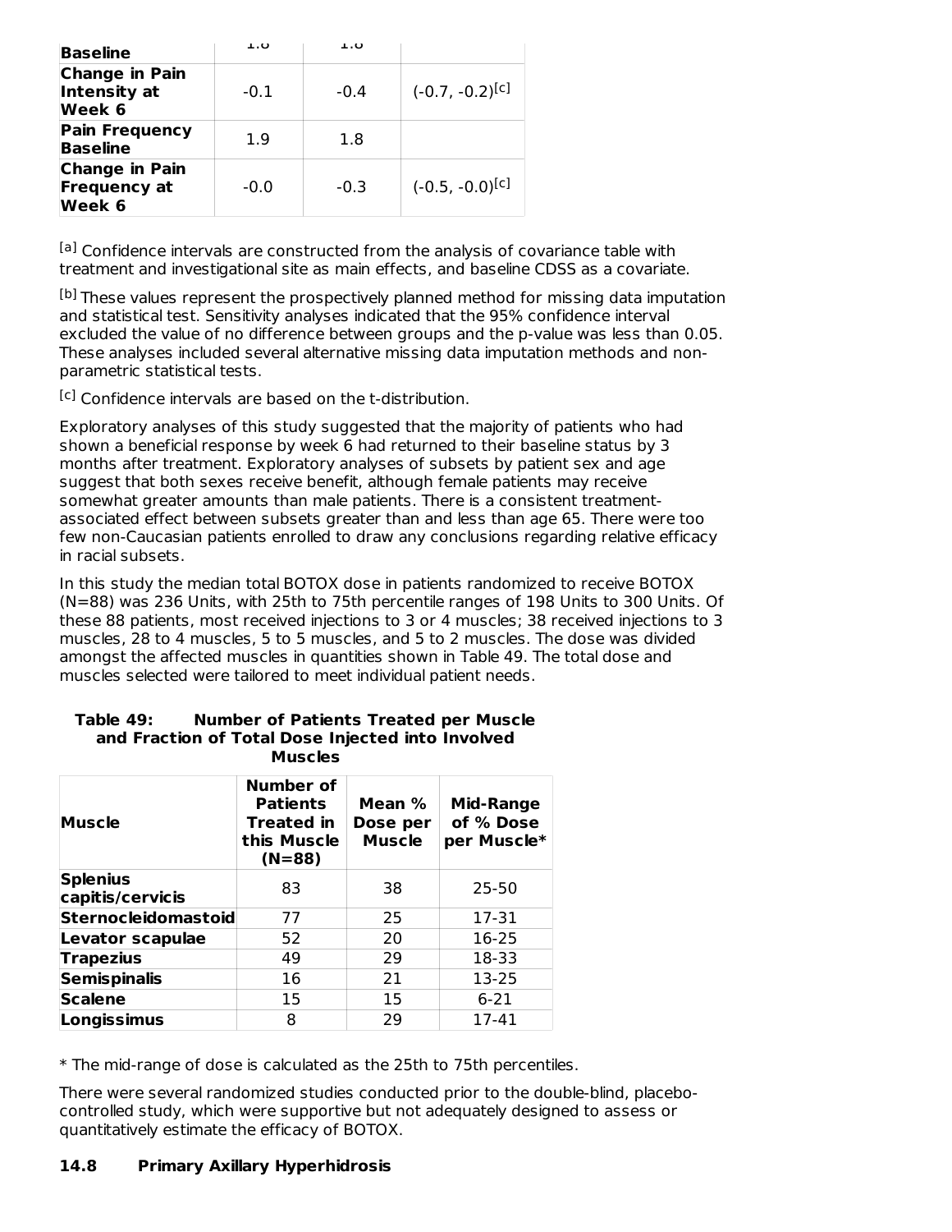| Baseline | 1.8 | 1.8 | |
|---|---|---|---|
| **Change in Pain Intensity at Week 6** | -0.1 | -0.4 | (-0.7, -0.2)[c] |
| **Pain Frequency Baseline** | 1.9 | 1.8 | |
| **Change in Pain Frequency at Week 6** | -0.0 | -0.3 | (-0.5, -0.0)[c] |

[a] Confidence intervals are constructed from the analysis of covariance table with treatment and investigational site as main effects, and baseline CDSS as a covariate.

[b] These values represent the prospectively planned method for missing data imputation and statistical test. Sensitivity analyses indicated that the 95% confidence interval excluded the value of no difference between groups and the p-value was less than 0.05. These analyses included several alternative missing data imputation methods and non-parametric statistical tests.

[c] Confidence intervals are based on the t-distribution.

Exploratory analyses of this study suggested that the majority of patients who had shown a beneficial response by week 6 had returned to their baseline status by 3 months after treatment. Exploratory analyses of subsets by patient sex and age suggest that both sexes receive benefit, although female patients may receive somewhat greater amounts than male patients. There is a consistent treatment-associated effect between subsets greater than and less than age 65. There were too few non-Caucasian patients enrolled to draw any conclusions regarding relative efficacy in racial subsets.

In this study the median total BOTOX dose in patients randomized to receive BOTOX (N=88) was 236 Units, with 25th to 75th percentile ranges of 198 Units to 300 Units. Of these 88 patients, most received injections to 3 or 4 muscles; 38 received injections to 3 muscles, 28 to 4 muscles, 5 to 5 muscles, and 5 to 2 muscles. The dose was divided amongst the affected muscles in quantities shown in Table 49. The total dose and muscles selected were tailored to meet individual patient needs.

**Table 49: Number of Patients Treated per Muscle and Fraction of Total Dose Injected into Involved Muscles**

| Muscle | Number of Patients Treated in this Muscle (N=88) | Mean % Dose per Muscle | Mid-Range of % Dose per Muscle* |
|---|---|---|---|
| **Splenius capitis/cervicis** | 83 | 38 | 25-50 |
| **Sternocleidomastoid** | 77 | 25 | 17-31 |
| **Levator scapulae** | 52 | 20 | 16-25 |
| **Trapezius** | 49 | 29 | 18-33 |
| **Semispinalis** | 16 | 21 | 13-25 |
| **Scalene** | 15 | 15 | 6-21 |
| **Longissimus** | 8 | 29 | 17-41 |

* The mid-range of dose is calculated as the 25th to 75th percentiles.

There were several randomized studies conducted prior to the double-blind, placebo-controlled study, which were supportive but not adequately designed to assess or quantitatively estimate the efficacy of BOTOX.

## 14.8 Primary Axillary Hyperhidrosis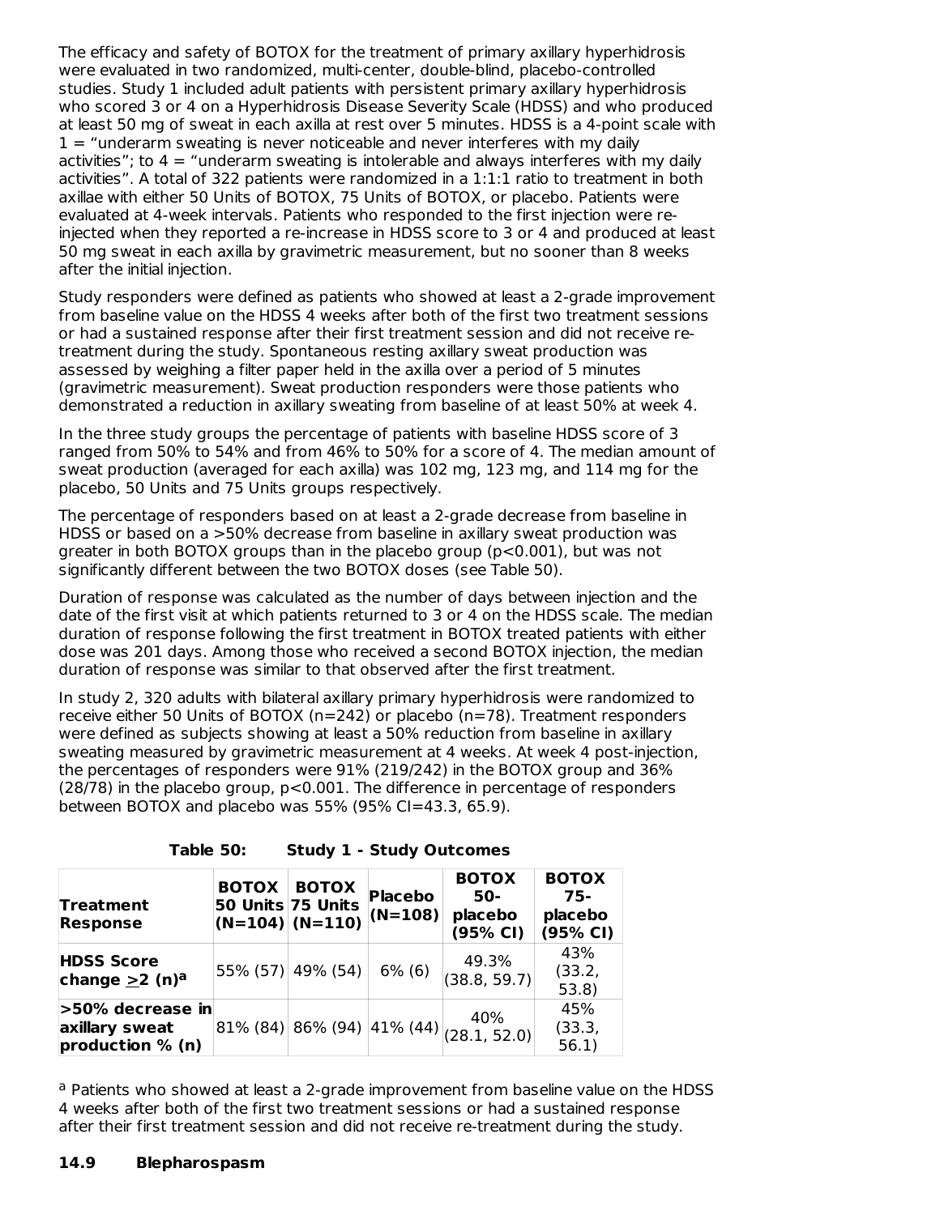The efficacy and safety of BOTOX for the treatment of primary axillary hyperhidrosis were evaluated in two randomized, multi-center, double-blind, placebo-controlled studies. Study 1 included adult patients with persistent primary axillary hyperhidrosis who scored 3 or 4 on a Hyperhidrosis Disease Severity Scale (HDSS) and who produced at least 50 mg of sweat in each axilla at rest over 5 minutes. HDSS is a 4-point scale with 1 = "underarm sweating is never noticeable and never interferes with my daily activities"; to 4 = "underarm sweating is intolerable and always interferes with my daily activities". A total of 322 patients were randomized in a 1:1:1 ratio to treatment in both axillae with either 50 Units of BOTOX, 75 Units of BOTOX, or placebo. Patients were evaluated at 4-week intervals. Patients who responded to the first injection were re-injected when they reported a re-increase in HDSS score to 3 or 4 and produced at least 50 mg sweat in each axilla by gravimetric measurement, but no sooner than 8 weeks after the initial injection.

Study responders were defined as patients who showed at least a 2-grade improvement from baseline value on the HDSS 4 weeks after both of the first two treatment sessions or had a sustained response after their first treatment session and did not receive re-treatment during the study. Spontaneous resting axillary sweat production was assessed by weighing a filter paper held in the axilla over a period of 5 minutes (gravimetric measurement). Sweat production responders were those patients who demonstrated a reduction in axillary sweating from baseline of at least 50% at week 4.

In the three study groups the percentage of patients with baseline HDSS score of 3 ranged from 50% to 54% and from 46% to 50% for a score of 4. The median amount of sweat production (averaged for each axilla) was 102 mg, 123 mg, and 114 mg for the placebo, 50 Units and 75 Units groups respectively.

The percentage of responders based on at least a 2-grade decrease from baseline in HDSS or based on a >50% decrease from baseline in axillary sweat production was greater in both BOTOX groups than in the placebo group ($p<0.001$), but was not significantly different between the two BOTOX doses (see Table 50).

Duration of response was calculated as the number of days between injection and the date of the first visit at which patients returned to 3 or 4 on the HDSS scale. The median duration of response following the first treatment in BOTOX treated patients with either dose was 201 days. Among those who received a second BOTOX injection, the median duration of response was similar to that observed after the first treatment.

In study 2, 320 adults with bilateral axillary primary hyperhidrosis were randomized to receive either 50 Units of BOTOX (n=242) or placebo (n=78). Treatment responders were defined as subjects showing at least a 50% reduction from baseline in axillary sweating measured by gravimetric measurement at 4 weeks. At week 4 post-injection, the percentages of responders were 91% (219/242) in the BOTOX group and 36% (28/78) in the placebo group, $p<0.001$. The difference in percentage of responders between BOTOX and placebo was 55% (95% CI=43.3, 65.9).

**Table 50: Study 1 - Study Outcomes**

| Treatment Response | BOTOX 50 Units (N=104) | BOTOX 75 Units (N=110) | Placebo (N=108) | BOTOX 50-placebo (95% CI) | BOTOX 75-placebo (95% CI) |
|---|---|---|---|---|---|
| **HDSS Score change ≥2 (n)[a]** | 55% (57) | 49% (54) | 6% (6) | 49.3% (38.8, 59.7) | 43% (33.2, 53.8) |
| **>50% decrease in axillary sweat production % (n)** | 81% (84) | 86% (94) | 41% (44) | 40% (28.1, 52.0) | 45% (33.3, 56.1) |

[a] Patients who showed at least a 2-grade improvement from baseline value on the HDSS 4 weeks after both of the first two treatment sessions or had a sustained response after their first treatment session and did not receive re-treatment during the study.

## 14.9 Blepharospasm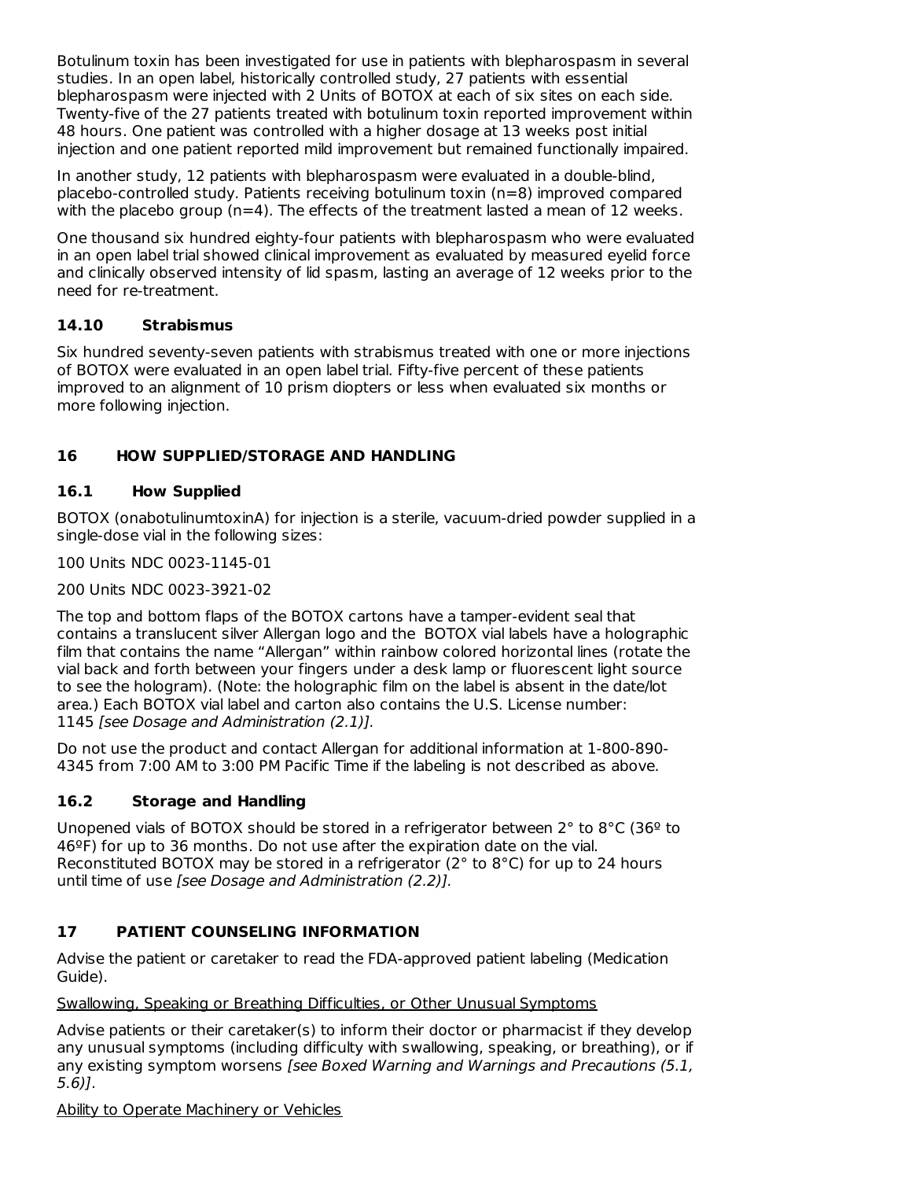Botulinum toxin has been investigated for use in patients with blepharospasm in several studies. In an open label, historically controlled study, 27 patients with essential blepharospasm were injected with 2 Units of BOTOX at each of six sites on each side. Twenty-five of the 27 patients treated with botulinum toxin reported improvement within 48 hours. One patient was controlled with a higher dosage at 13 weeks post initial injection and one patient reported mild improvement but remained functionally impaired.

In another study, 12 patients with blepharospasm were evaluated in a double-blind, placebo-controlled study. Patients receiving botulinum toxin (n=8) improved compared with the placebo group (n=4). The effects of the treatment lasted a mean of 12 weeks.

One thousand six hundred eighty-four patients with blepharospasm who were evaluated in an open label trial showed clinical improvement as evaluated by measured eyelid force and clinically observed intensity of lid spasm, lasting an average of 12 weeks prior to the need for re-treatment.

### 14.10 Strabismus

Six hundred seventy-seven patients with strabismus treated with one or more injections of BOTOX were evaluated in an open label trial. Fifty-five percent of these patients improved to an alignment of 10 prism diopters or less when evaluated six months or more following injection.

## 16 HOW SUPPLIED/STORAGE AND HANDLING

### 16.1 How Supplied

BOTOX (onabotulinumtoxinA) for injection is a sterile, vacuum-dried powder supplied in a single-dose vial in the following sizes:

100 Units NDC 0023-1145-01

200 Units NDC 0023-3921-02

The top and bottom flaps of the BOTOX cartons have a tamper-evident seal that contains a translucent silver Allergan logo and the BOTOX vial labels have a holographic film that contains the name “Allergan” within rainbow colored horizontal lines (rotate the vial back and forth between your fingers under a desk lamp or fluorescent light source to see the hologram). (Note: the holographic film on the label is absent in the date/lot area.) Each BOTOX vial label and carton also contains the U.S. License number: 1145 *[see Dosage and Administration (2.1)]*.

Do not use the product and contact Allergan for additional information at 1-800-890-4345 from 7:00 AM to 3:00 PM Pacific Time if the labeling is not described as above.

### 16.2 Storage and Handling

Unopened vials of BOTOX should be stored in a refrigerator between 2° to 8°C (36º to 46ºF) for up to 36 months. Do not use after the expiration date on the vial. Reconstituted BOTOX may be stored in a refrigerator (2° to 8°C) for up to 24 hours until time of use *[see Dosage and Administration (2.2)]*.

## 17 PATIENT COUNSELING INFORMATION

Advise the patient or caretaker to read the FDA-approved patient labeling (Medication Guide).

<u>Swallowing, Speaking or Breathing Difficulties, or Other Unusual Symptoms</u>

Advise patients or their caretaker(s) to inform their doctor or pharmacist if they develop any unusual symptoms (including difficulty with swallowing, speaking, or breathing), or if any existing symptom worsens *[see Boxed Warning and Warnings and Precautions (5.1, 5.6)]*.

<u>Ability to Operate Machinery or Vehicles</u>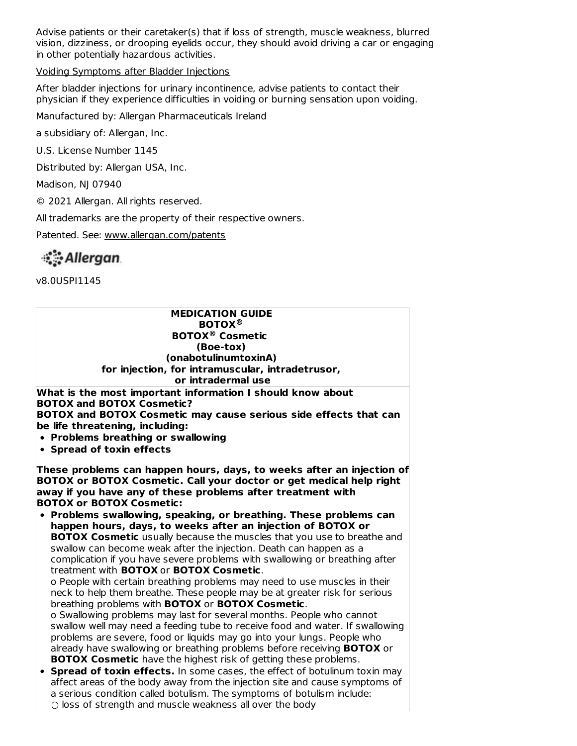Advise patients or their caretaker(s) that if loss of strength, muscle weakness, blurred vision, dizziness, or drooping eyelids occur, they should avoid driving a car or engaging in other potentially hazardous activities.

Voiding Symptoms after Bladder Injections

After bladder injections for urinary incontinence, advise patients to contact their physician if they experience difficulties in voiding or burning sensation upon voiding.

Manufactured by: Allergan Pharmaceuticals Ireland

a subsidiary of: Allergan, Inc.

U.S. License Number 1145

Distributed by: Allergan USA, Inc.

Madison, NJ 07940

© 2021 Allergan. All rights reserved.

All trademarks are the property of their respective owners.

Patented. See: www.allergan.com/patents

Allergan

v8.0USPI1145

**MEDICATION GUIDE**
**BOTOX®**
**BOTOX® Cosmetic**
**(Boe-tox)**
**(onabotulinumtoxinA)**
**for injection, for intramuscular, intradetrusor, or intradermal use**

**What is the most important information I should know about BOTOX and BOTOX Cosmetic?**

**BOTOX and BOTOX Cosmetic may cause serious side effects that can be life threatening, including:**

- **Problems breathing or swallowing**
- **Spread of toxin effects**

**These problems can happen hours, days, to weeks after an injection of BOTOX or BOTOX Cosmetic. Call your doctor or get medical help right away if you have any of these problems after treatment with BOTOX or BOTOX Cosmetic:**

- **Problems swallowing, speaking, or breathing. These problems can happen hours, days, to weeks after an injection of BOTOX or BOTOX Cosmetic** usually because the muscles that you use to breathe and swallow can become weak after the injection. Death can happen as a complication if you have severe problems with swallowing or breathing after treatment with **BOTOX** or **BOTOX Cosmetic**.
  - People with certain breathing problems may need to use muscles in their neck to help them breathe. These people may be at greater risk for serious breathing problems with **BOTOX** or **BOTOX Cosmetic**.
  - Swallowing problems may last for several months. People who cannot swallow well may need a feeding tube to receive food and water. If swallowing problems are severe, food or liquids may go into your lungs. People who already have swallowing or breathing problems before receiving **BOTOX** or **BOTOX Cosmetic** have the highest risk of getting these problems.
- **Spread of toxin effects.** In some cases, the effect of botulinum toxin may affect areas of the body away from the injection site and cause symptoms of a serious condition called botulism. The symptoms of botulism include:
  - loss of strength and muscle weakness all over the body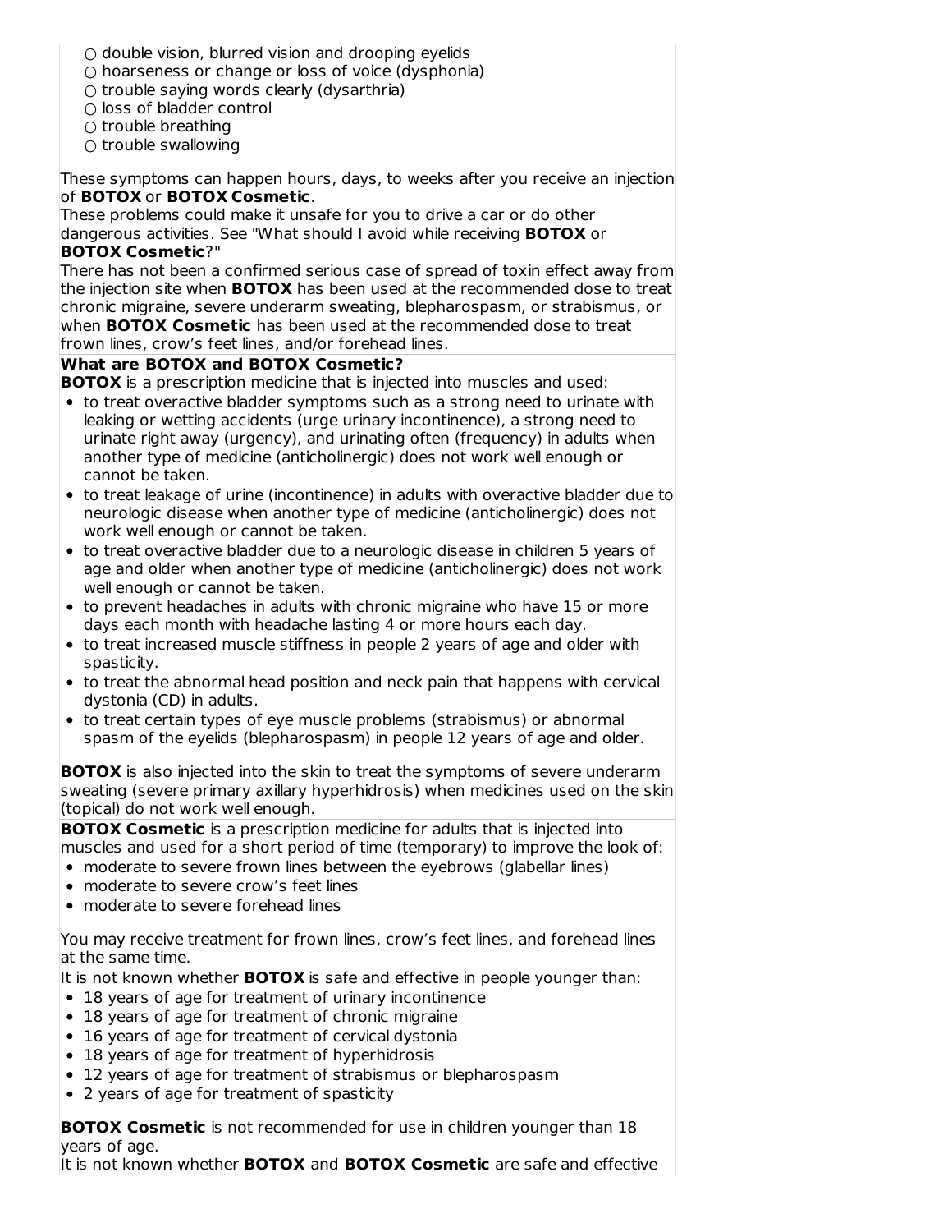- ○ double vision, blurred vision and drooping eyelids
- ○ hoarseness or change or loss of voice (dysphonia)
- ○ trouble saying words clearly (dysarthria)
- ○ loss of bladder control
- ○ trouble breathing
- ○ trouble swallowing

These symptoms can happen hours, days, to weeks after you receive an injection of **BOTOX** or **BOTOX Cosmetic**.

These problems could make it unsafe for you to drive a car or do other dangerous activities. See "What should I avoid while receiving **BOTOX** or **BOTOX Cosmetic**?"

There has not been a confirmed serious case of spread of toxin effect away from the injection site when **BOTOX** has been used at the recommended dose to treat chronic migraine, severe underarm sweating, blepharospasm, or strabismus, or when **BOTOX Cosmetic** has been used at the recommended dose to treat frown lines, crow's feet lines, and/or forehead lines.

**What are BOTOX and BOTOX Cosmetic?**

**BOTOX** is a prescription medicine that is injected into muscles and used:

- to treat overactive bladder symptoms such as a strong need to urinate with leaking or wetting accidents (urge urinary incontinence), a strong need to urinate right away (urgency), and urinating often (frequency) in adults when another type of medicine (anticholinergic) does not work well enough or cannot be taken.
- to treat leakage of urine (incontinence) in adults with overactive bladder due to neurologic disease when another type of medicine (anticholinergic) does not work well enough or cannot be taken.
- to treat overactive bladder due to a neurologic disease in children 5 years of age and older when another type of medicine (anticholinergic) does not work well enough or cannot be taken.
- to prevent headaches in adults with chronic migraine who have 15 or more days each month with headache lasting 4 or more hours each day.
- to treat increased muscle stiffness in people 2 years of age and older with spasticity.
- to treat the abnormal head position and neck pain that happens with cervical dystonia (CD) in adults.
- to treat certain types of eye muscle problems (strabismus) or abnormal spasm of the eyelids (blepharospasm) in people 12 years of age and older.

**BOTOX** is also injected into the skin to treat the symptoms of severe underarm sweating (severe primary axillary hyperhidrosis) when medicines used on the skin (topical) do not work well enough.

**BOTOX Cosmetic** is a prescription medicine for adults that is injected into muscles and used for a short period of time (temporary) to improve the look of:

- moderate to severe frown lines between the eyebrows (glabellar lines)
- moderate to severe crow's feet lines
- moderate to severe forehead lines

You may receive treatment for frown lines, crow's feet lines, and forehead lines at the same time.

It is not known whether **BOTOX** is safe and effective in people younger than:

- 18 years of age for treatment of urinary incontinence
- 18 years of age for treatment of chronic migraine
- 16 years of age for treatment of cervical dystonia
- 18 years of age for treatment of hyperhidrosis
- 12 years of age for treatment of strabismus or blepharospasm
- 2 years of age for treatment of spasticity

**BOTOX Cosmetic** is not recommended for use in children younger than 18 years of age.

It is not known whether **BOTOX** and **BOTOX Cosmetic** are safe and effective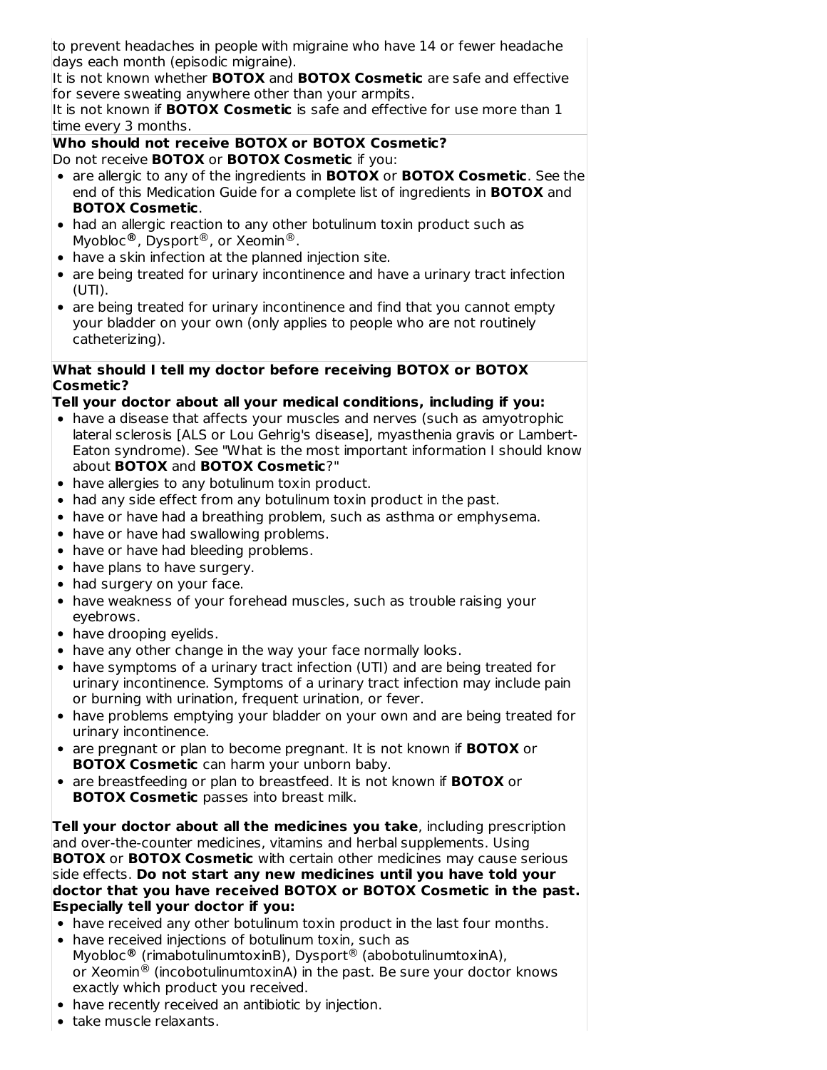to prevent headaches in people with migraine who have 14 or fewer headache days each month (episodic migraine).

It is not known whether **BOTOX** and **BOTOX Cosmetic** are safe and effective for severe sweating anywhere other than your armpits.

It is not known if **BOTOX Cosmetic** is safe and effective for use more than 1 time every 3 months.

**Who should not receive BOTOX or BOTOX Cosmetic?**

Do not receive **BOTOX** or **BOTOX Cosmetic** if you:

- are allergic to any of the ingredients in **BOTOX** or **BOTOX Cosmetic**. See the end of this Medication Guide for a complete list of ingredients in **BOTOX** and **BOTOX Cosmetic**.
- had an allergic reaction to any other botulinum toxin product such as Myobloc®, Dysport®, or Xeomin®.
- have a skin infection at the planned injection site.
- are being treated for urinary incontinence and have a urinary tract infection (UTI).
- are being treated for urinary incontinence and find that you cannot empty your bladder on your own (only applies to people who are not routinely catheterizing).

**What should I tell my doctor before receiving BOTOX or BOTOX Cosmetic?**

**Tell your doctor about all your medical conditions, including if you:**

- have a disease that affects your muscles and nerves (such as amyotrophic lateral sclerosis [ALS or Lou Gehrig's disease], myasthenia gravis or Lambert-Eaton syndrome). See "What is the most important information I should know about **BOTOX** and **BOTOX Cosmetic**?"
- have allergies to any botulinum toxin product.
- had any side effect from any botulinum toxin product in the past.
- have or have had a breathing problem, such as asthma or emphysema.
- have or have had swallowing problems.
- have or have had bleeding problems.
- have plans to have surgery.
- had surgery on your face.
- have weakness of your forehead muscles, such as trouble raising your eyebrows.
- have drooping eyelids.
- have any other change in the way your face normally looks.
- have symptoms of a urinary tract infection (UTI) and are being treated for urinary incontinence. Symptoms of a urinary tract infection may include pain or burning with urination, frequent urination, or fever.
- have problems emptying your bladder on your own and are being treated for urinary incontinence.
- are pregnant or plan to become pregnant. It is not known if **BOTOX** or **BOTOX Cosmetic** can harm your unborn baby.
- are breastfeeding or plan to breastfeed. It is not known if **BOTOX** or **BOTOX Cosmetic** passes into breast milk.

**Tell your doctor about all the medicines you take**, including prescription and over-the-counter medicines, vitamins and herbal supplements. Using **BOTOX** or **BOTOX Cosmetic** with certain other medicines may cause serious side effects. **Do not start any new medicines until you have told your doctor that you have received BOTOX or BOTOX Cosmetic in the past.**

**Especially tell your doctor if you:**

- have received any other botulinum toxin product in the last four months.
- have received injections of botulinum toxin, such as Myobloc® (rimabotulinumtoxinB), Dysport® (abobotulinumtoxinA), or Xeomin® (incobotulinumtoxinA) in the past. Be sure your doctor knows exactly which product you received.
- have recently received an antibiotic by injection.
- take muscle relaxants.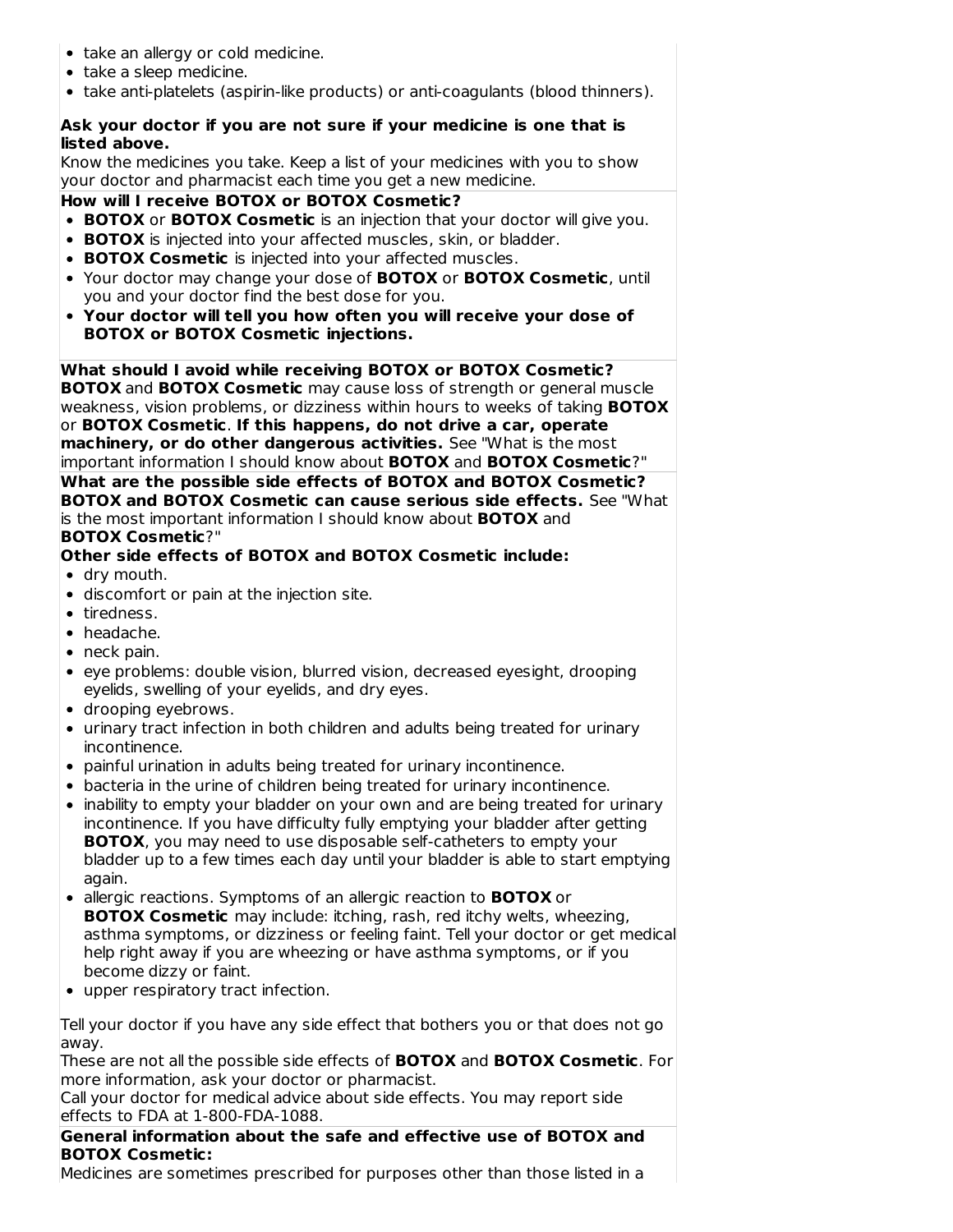- take an allergy or cold medicine.
- take a sleep medicine.
- take anti-platelets (aspirin-like products) or anti-coagulants (blood thinners).

**Ask your doctor if you are not sure if your medicine is one that is listed above.**
Know the medicines you take. Keep a list of your medicines with you to show your doctor and pharmacist each time you get a new medicine.

**How will I receive BOTOX or BOTOX Cosmetic?**

- **BOTOX** or **BOTOX Cosmetic** is an injection that your doctor will give you.
- **BOTOX** is injected into your affected muscles, skin, or bladder.
- **BOTOX Cosmetic** is injected into your affected muscles.
- Your doctor may change your dose of **BOTOX** or **BOTOX Cosmetic**, until you and your doctor find the best dose for you.
- **Your doctor will tell you how often you will receive your dose of BOTOX or BOTOX Cosmetic injections.**

**What should I avoid while receiving BOTOX or BOTOX Cosmetic?**
**BOTOX** and **BOTOX Cosmetic** may cause loss of strength or general muscle weakness, vision problems, or dizziness within hours to weeks of taking **BOTOX** or **BOTOX Cosmetic**. **If this happens, do not drive a car, operate machinery, or do other dangerous activities.** See "What is the most important information I should know about **BOTOX** and **BOTOX Cosmetic**?"

**What are the possible side effects of BOTOX and BOTOX Cosmetic?**
**BOTOX and BOTOX Cosmetic can cause serious side effects.** See "What is the most important information I should know about **BOTOX** and **BOTOX Cosmetic**?"

**Other side effects of BOTOX and BOTOX Cosmetic include:**

- dry mouth.
- discomfort or pain at the injection site.
- tiredness.
- headache.
- neck pain.
- eye problems: double vision, blurred vision, decreased eyesight, drooping eyelids, swelling of your eyelids, and dry eyes.
- drooping eyebrows.
- urinary tract infection in both children and adults being treated for urinary incontinence.
- painful urination in adults being treated for urinary incontinence.
- bacteria in the urine of children being treated for urinary incontinence.
- inability to empty your bladder on your own and are being treated for urinary incontinence. If you have difficulty fully emptying your bladder after getting **BOTOX**, you may need to use disposable self-catheters to empty your bladder up to a few times each day until your bladder is able to start emptying again.
- allergic reactions. Symptoms of an allergic reaction to **BOTOX** or **BOTOX Cosmetic** may include: itching, rash, red itchy welts, wheezing, asthma symptoms, or dizziness or feeling faint. Tell your doctor or get medical help right away if you are wheezing or have asthma symptoms, or if you become dizzy or faint.
- upper respiratory tract infection.

Tell your doctor if you have any side effect that bothers you or that does not go away.
These are not all the possible side effects of **BOTOX** and **BOTOX Cosmetic**. For more information, ask your doctor or pharmacist.
Call your doctor for medical advice about side effects. You may report side effects to FDA at 1-800-FDA-1088.

**General information about the safe and effective use of BOTOX and BOTOX Cosmetic:**
Medicines are sometimes prescribed for purposes other than those listed in a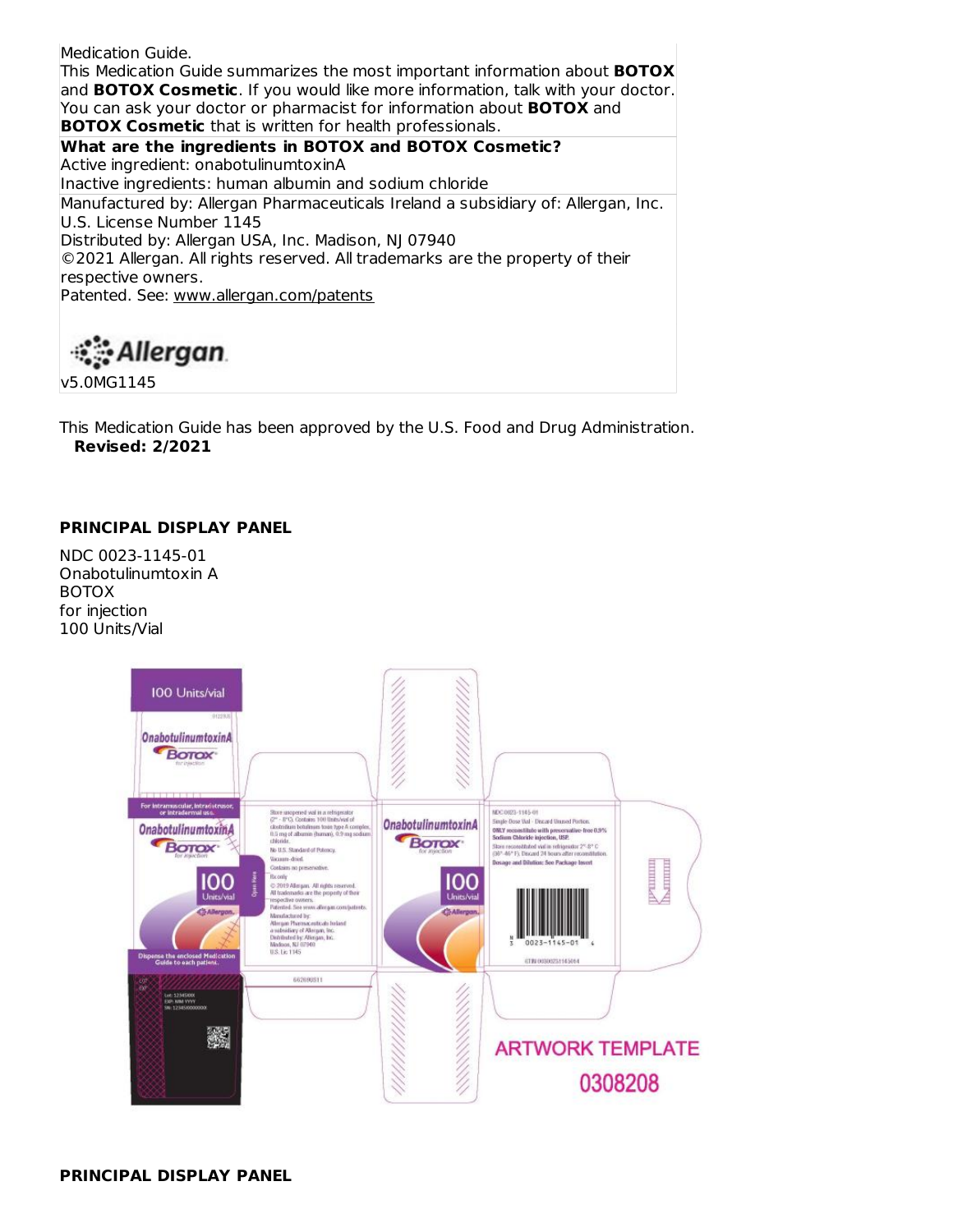Medication Guide.

This Medication Guide summarizes the most important information about **BOTOX** and **BOTOX Cosmetic**. If you would like more information, talk with your doctor. You can ask your doctor or pharmacist for information about **BOTOX** and **BOTOX Cosmetic** that is written for health professionals.

**What are the ingredients in BOTOX and BOTOX Cosmetic?**

Active ingredient: onabotulinumtoxinA

Inactive ingredients: human albumin and sodium chloride

Manufactured by: Allergan Pharmaceuticals Ireland a subsidiary of: Allergan, Inc.
U.S. License Number 1145
Distributed by: Allergan USA, Inc. Madison, NJ 07940
©2021 Allergan. All rights reserved. All trademarks are the property of their respective owners.
Patented. See: www.allergan.com/patents

Allergan

v5.0MG1145

This Medication Guide has been approved by the U.S. Food and Drug Administration.
**Revised: 2/2021**

**PRINCIPAL DISPLAY PANEL**

NDC 0023-1145-01
Onabotulinumtoxin A
BOTOX
for injection
100 Units/Vial

100 Units/vial

OnabotulinumtoxinA
BOTOX
for injection

For intramuscular, intradetrusor, or intradermal use.

OnabotulinumtoxinA
BOTOX
for injection

100 Units/vial

Allergan

Dispense the enclosed Medication Guide to each patient.

Store unopened vial in a refrigerator (2° - 8°C). Contains 100 Units/vial of *Clostridium botulinum* toxin type A complex, 0.5 mg of albumin (human), 0.9 mg sodium chloride.
No U.S. Standard of Potency.
Vacuum-dried.
Contains no preservative.
Rx only
© 2019 Allergan. All rights reserved.
All trademarks are the property of their respective owners.
Patented. See www.allergan.com/patents.
Manufactured by:
Allergan Pharmaceuticals Ireland
a subsidiary of Allergan, Inc.
Distributed by: Allergan, Inc.
Madison, NJ 07940
U.S. Lic 1145

NDC 0023-1145-01
Single-Dose Vial - Discard Unused Portion.
ONLY reconstitute with preservative-free 0.9% Sodium Chloride Injection, USP.
Store reconstituted vial in refrigerator 2°-8° C (36°-46° F). Discard 24 hours after reconstitution.
Dosage and Dilution: See Package Insert

0023-1145-01

ARTWORK TEMPLATE
0308208

**PRINCIPAL DISPLAY PANEL**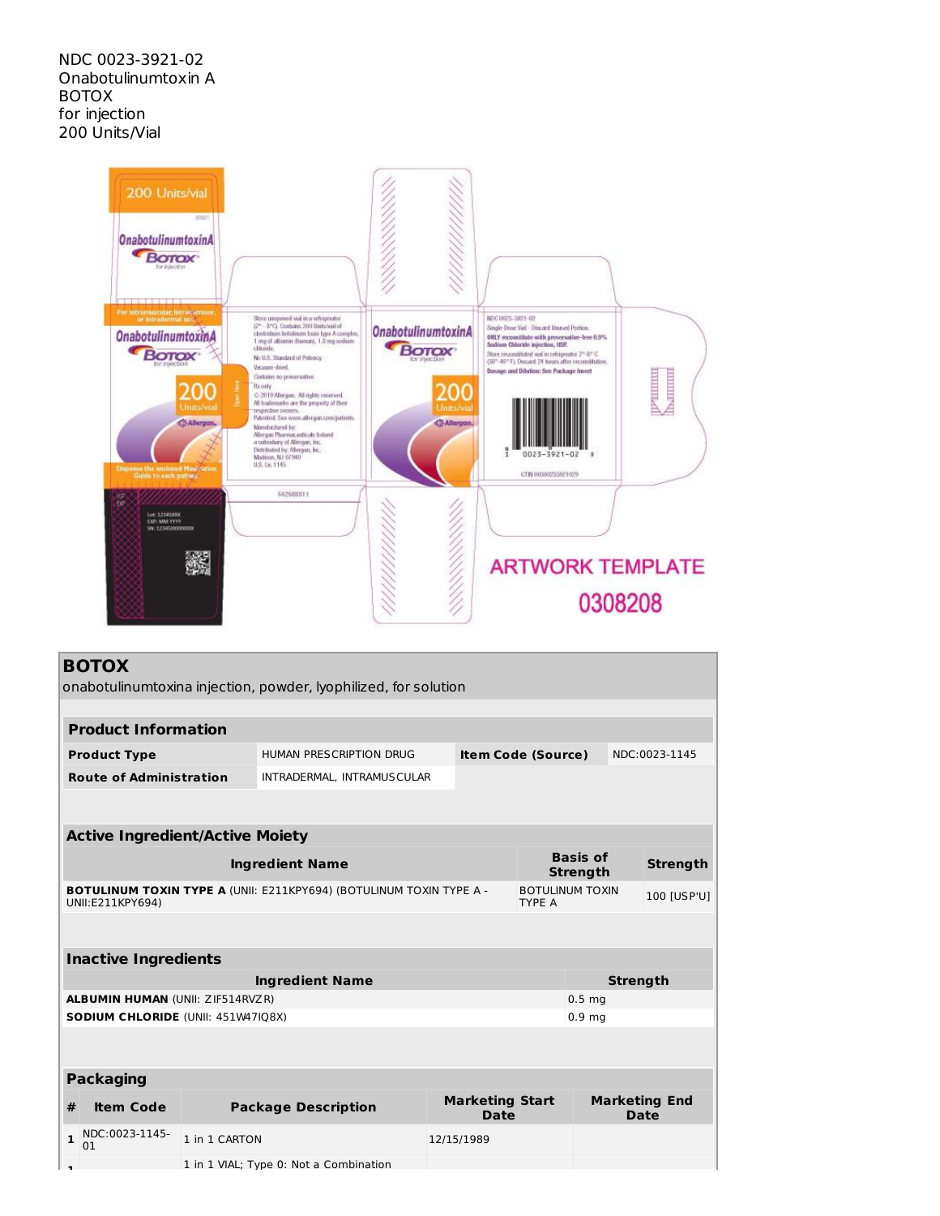NDC 0023-3921-02
Onabotulinumtoxin A
BOTOX
for injection
200 Units/Vial

200 Units/vial

OnabotulinumtoxinA
BOTOX®
for injection

For intramuscular, intradetrusor, or intradermal use

200 Units/vial

Allergan.

Dispense the enclosed Medication Guide to each patient.

Store unopened vial in a refrigerator (2° - 8°C). Contains 200 Units/vial of clostridium botulinum toxin type A complex, 1 mg of albumin (human), 1.8 mg sodium chloride.
No U.S. Standard of Potency.
Vacuum-dried.
Contains no preservative.
Rx only
© 2019 Allergan. All rights reserved.
All trademarks are the property of their respective owners.
Patented. See www.allergan.com/patents.
Manufactured by:
Allergan Pharmaceuticals Ireland
a subsidiary of Allergan, Inc.
Distributed by: Allergan, Inc.
Madison, NJ 07940
U.S. Lic 1145

NDC 0023-3921-02
Single-Dose Vial - Discard Unused Portion.
ONLY reconstitute with preservative-free 0.9% Sodium Chloride injection, USP.
Store reconstituted vial in refrigerator 2°-8° C (36°-46° F). Discard 24 hours after reconstitution.
Dosage and Dilution: See Package Insert

0023-3921-02

ARTWORK TEMPLATE
0308208

## BOTOX

onabotulinumtoxina injection, powder, lyophilized, for solution

### Product Information

| Product Type | HUMAN PRESCRIPTION DRUG | Item Code (Source) | NDC:0023-1145 |
|---|---|---|---|
| Route of Administration | INTRADERMAL, INTRAMUSCULAR | | |

### Active Ingredient/Active Moiety

| Ingredient Name | Basis of Strength | Strength |
|---|---|---|
| **BOTULINUM TOXIN TYPE A** (UNII: E211KPY694) (BOTULINUM TOXIN TYPE A - UNII:E211KPY694) | BOTULINUM TOXIN TYPE A | 100 [USP'U] |

### Inactive Ingredients

| Ingredient Name | Strength |
|---|---|
| **ALBUMIN HUMAN** (UNII: ZIF514RVZR) | 0.5 mg |
| **SODIUM CHLORIDE** (UNII: 451W47IQ8X) | 0.9 mg |

### Packaging

| # | Item Code | Package Description | Marketing Start Date | Marketing End Date |
|---|---|---|---|---|
| 1 | NDC:0023-1145-01 | 1 in 1 CARTON | 12/15/1989 | |
| 1 | | 1 in 1 VIAL; Type 0: Not a Combination | | |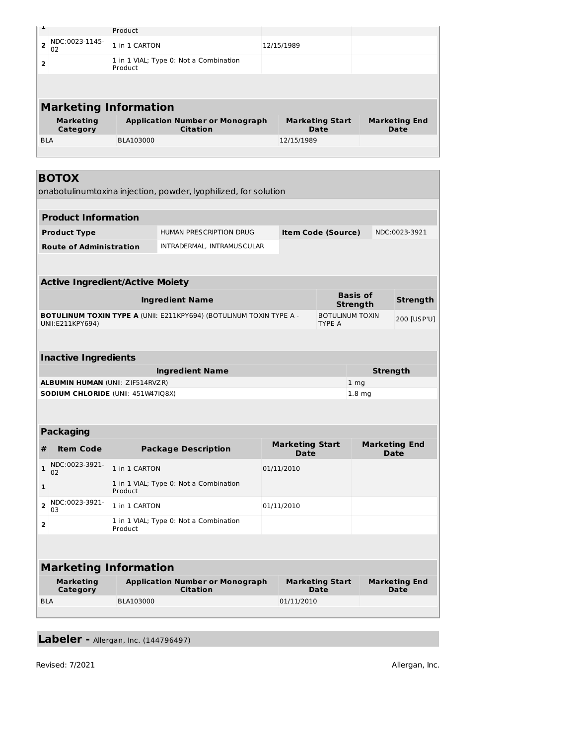| # | Item Code | Package Description | Marketing Start Date | Marketing End Date |
|---|---|---|---|---|
| 1 | | Product | | |
| 2 | NDC:0023-1145-02 | 1 in 1 CARTON | 12/15/1989 | |
| 2 | | 1 in 1 VIAL; Type 0: Not a Combination Product | | |

## Marketing Information

| Marketing Category | Application Number or Monograph Citation | Marketing Start Date | Marketing End Date |
|---|---|---|---|
| BLA | BLA103000 | 12/15/1989 | |

## BOTOX

onabotulinumtoxina injection, powder, lyophilized, for solution

### Product Information

| | | | |
|---|---|---|---|
| **Product Type** | HUMAN PRESCRIPTION DRUG | **Item Code (Source)** | NDC:0023-3921 |
| **Route of Administration** | INTRADERMAL, INTRAMUSCULAR | | |

### Active Ingredient/Active Moiety

| Ingredient Name | Basis of Strength | Strength |
|---|---|---|
| **BOTULINUM TOXIN TYPE A** (UNII: E211KPY694) (BOTULINUM TOXIN TYPE A - UNII:E211KPY694) | BOTULINUM TOXIN TYPE A | 200 [USP'U] |

### Inactive Ingredients

| Ingredient Name | Strength |
|---|---|
| **ALBUMIN HUMAN** (UNII: ZIF514RVZR) | 1 mg |
| **SODIUM CHLORIDE** (UNII: 451W47IQ8X) | 1.8 mg |

### Packaging

| # | Item Code | Package Description | Marketing Start Date | Marketing End Date |
|---|---|---|---|---|
| 1 | NDC:0023-3921-02 | 1 in 1 CARTON | 01/11/2010 | |
| 1 | | 1 in 1 VIAL; Type 0: Not a Combination Product | | |
| 2 | NDC:0023-3921-03 | 1 in 1 CARTON | 01/11/2010 | |
| 2 | | 1 in 1 VIAL; Type 0: Not a Combination Product | | |

## Marketing Information

| Marketing Category | Application Number or Monograph Citation | Marketing Start Date | Marketing End Date |
|---|---|---|---|
| BLA | BLA103000 | 01/11/2010 | |

**Labeler -** Allergan, Inc. (144796497)

Revised: 7/2021

Allergan, Inc.